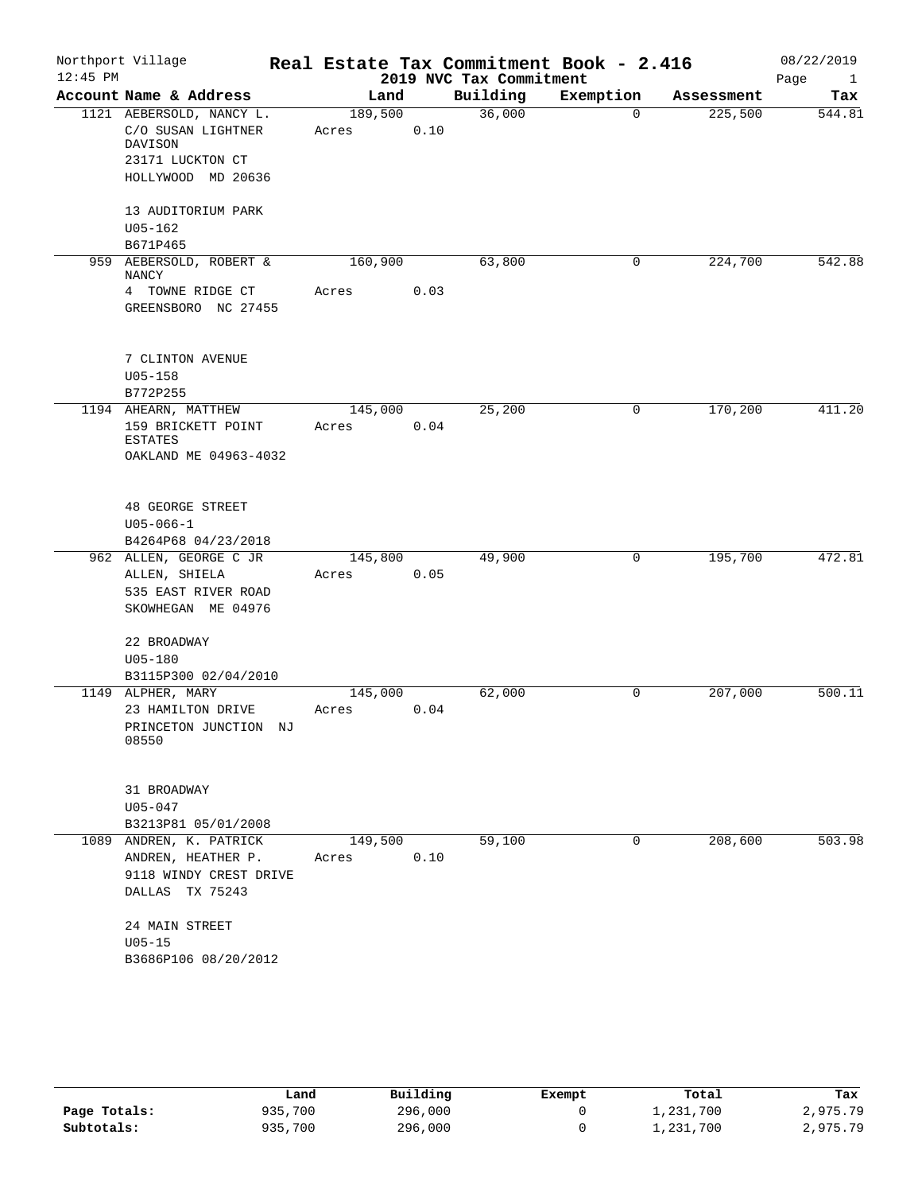Northport Village — Real Estate Tax Commitment Book - 2.416 — 08/22/2019

12:45 PM — 2019 NVC Tax Commitment

| Account Name & Address | Land | Building | Exemption | Assessment | Tax |
|---|---|---|---|---|---|
| 1121 AEBERSOLD, NANCY L.<br>C/O SUSAN LIGHTNER DAVISON<br>23171 LUCKTON CT<br>HOLLYWOOD MD 20636<br><br>13 AUDITORIUM PARK<br>U05-162<br>B671P465 | 189,500<br>Acres 0.10 | 36,000 | 0 | 225,500 | 544.81 |
| 959 AEBERSOLD, ROBERT & NANCY<br>4 TOWNE RIDGE CT<br>GREENSBORO NC 27455<br><br>7 CLINTON AVENUE<br>U05-158<br>B772P255 | 160,900<br>Acres 0.03 | 63,800 | 0 | 224,700 | 542.88 |
| 1194 AHEARN, MATTHEW<br>159 BRICKETT POINT ESTATES<br>OAKLAND ME 04963-4032<br><br>48 GEORGE STREET<br>U05-066-1<br>B4264P68 04/23/2018 | 145,000<br>Acres 0.04 | 25,200 | 0 | 170,200 | 411.20 |
| 962 ALLEN, GEORGE C JR<br>ALLEN, SHIELA<br>535 EAST RIVER ROAD<br>SKOWHEGAN ME 04976<br><br>22 BROADWAY<br>U05-180<br>B3115P300 02/04/2010 | 145,800<br>Acres 0.05 | 49,900 | 0 | 195,700 | 472.81 |
| 1149 ALPHER, MARY<br>23 HAMILTON DRIVE<br>PRINCETON JUNCTION NJ 08550<br><br>31 BROADWAY<br>U05-047<br>B3213P81 05/01/2008 | 145,000<br>Acres 0.04 | 62,000 | 0 | 207,000 | 500.11 |
| 1089 ANDREN, K. PATRICK<br>ANDREN, HEATHER P.<br>9118 WINDY CREST DRIVE<br>DALLAS TX 75243<br><br>24 MAIN STREET<br>U05-15<br>B3686P106 08/20/2012 | 149,500<br>Acres 0.10 | 59,100 | 0 | 208,600 | 503.98 |

| | Land | Building | Exempt | Total | Tax |
|---|---|---|---|---|---|
| **Page Totals:** | 935,700 | 296,000 | 0 | 1,231,700 | 2,975.79 |
| **Subtotals:** | 935,700 | 296,000 | 0 | 1,231,700 | 2,975.79 |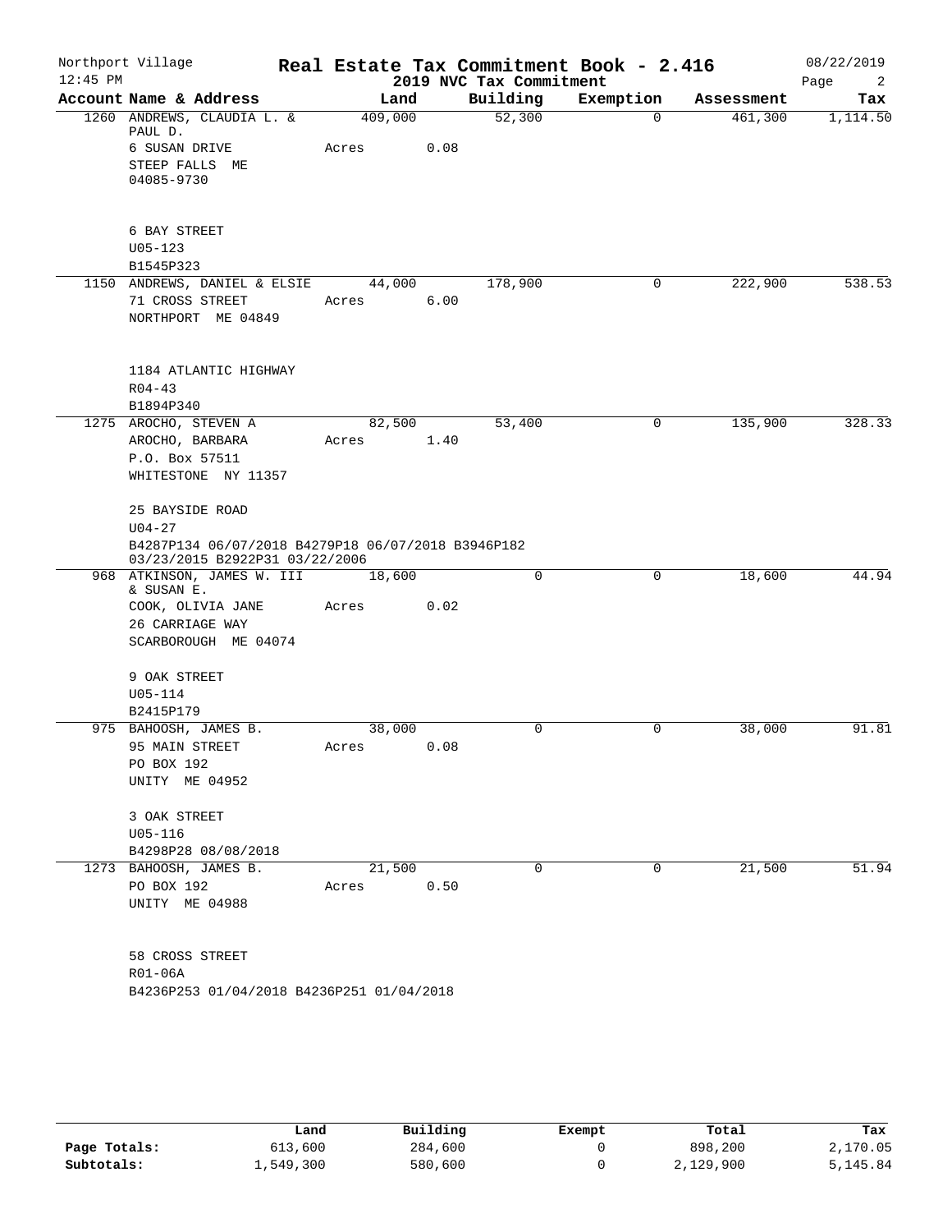Northport Village
12:45 PM

**Real Estate Tax Commitment Book - 2.416**
**2019 NVC Tax Commitment**

08/22/2019

| Account Name & Address | Land | Building | Exemption | Assessment | Tax |
|---|---|---|---|---|---|
| 1260 ANDREWS, CLAUDIA L. & PAUL D.<br>6 SUSAN DRIVE<br>STEEP FALLS ME 04085-9730<br><br>6 BAY STREET<br>U05-123<br>B1545P323 | 409,000<br>Acres 0.08 | 52,300 | 0 | 461,300 | 1,114.50 |
| 1150 ANDREWS, DANIEL & ELSIE<br>71 CROSS STREET<br>NORTHPORT ME 04849<br><br>1184 ATLANTIC HIGHWAY<br>R04-43<br>B1894P340 | 44,000<br>Acres 6.00 | 178,900 | 0 | 222,900 | 538.53 |
| 1275 AROCHO, STEVEN A<br>AROCHO, BARBARA<br>P.O. Box 57511<br>WHITESTONE NY 11357<br><br>25 BAYSIDE ROAD<br>U04-27<br>B4287P134 06/07/2018 B4279P18 06/07/2018 B3946P182 03/23/2015 B2922P31 03/22/2006 | 82,500<br>Acres 1.40 | 53,400 | 0 | 135,900 | 328.33 |
| 968 ATKINSON, JAMES W. III & SUSAN E.<br>COOK, OLIVIA JANE<br>26 CARRIAGE WAY<br>SCARBOROUGH ME 04074<br><br>9 OAK STREET<br>U05-114<br>B2415P179 | 18,600<br>Acres 0.02 | 0 | 0 | 18,600 | 44.94 |
| 975 BAHOOSH, JAMES B.<br>95 MAIN STREET<br>PO BOX 192<br>UNITY ME 04952<br><br>3 OAK STREET<br>U05-116<br>B4298P28 08/08/2018 | 38,000<br>Acres 0.08 | 0 | 0 | 38,000 | 91.81 |
| 1273 BAHOOSH, JAMES B.<br>PO BOX 192<br>UNITY ME 04988<br><br>58 CROSS STREET<br>R01-06A<br>B4236P253 01/04/2018 B4236P251 01/04/2018 | 21,500<br>Acres 0.50 | 0 | 0 | 21,500 | 51.94 |

| | Land | Building | Exempt | Total | Tax |
|---|---|---|---|---|---|
| Page Totals: | 613,600 | 284,600 | 0 | 898,200 | 2,170.05 |
| Subtotals: | 1,549,300 | 580,600 | 0 | 2,129,900 | 5,145.84 |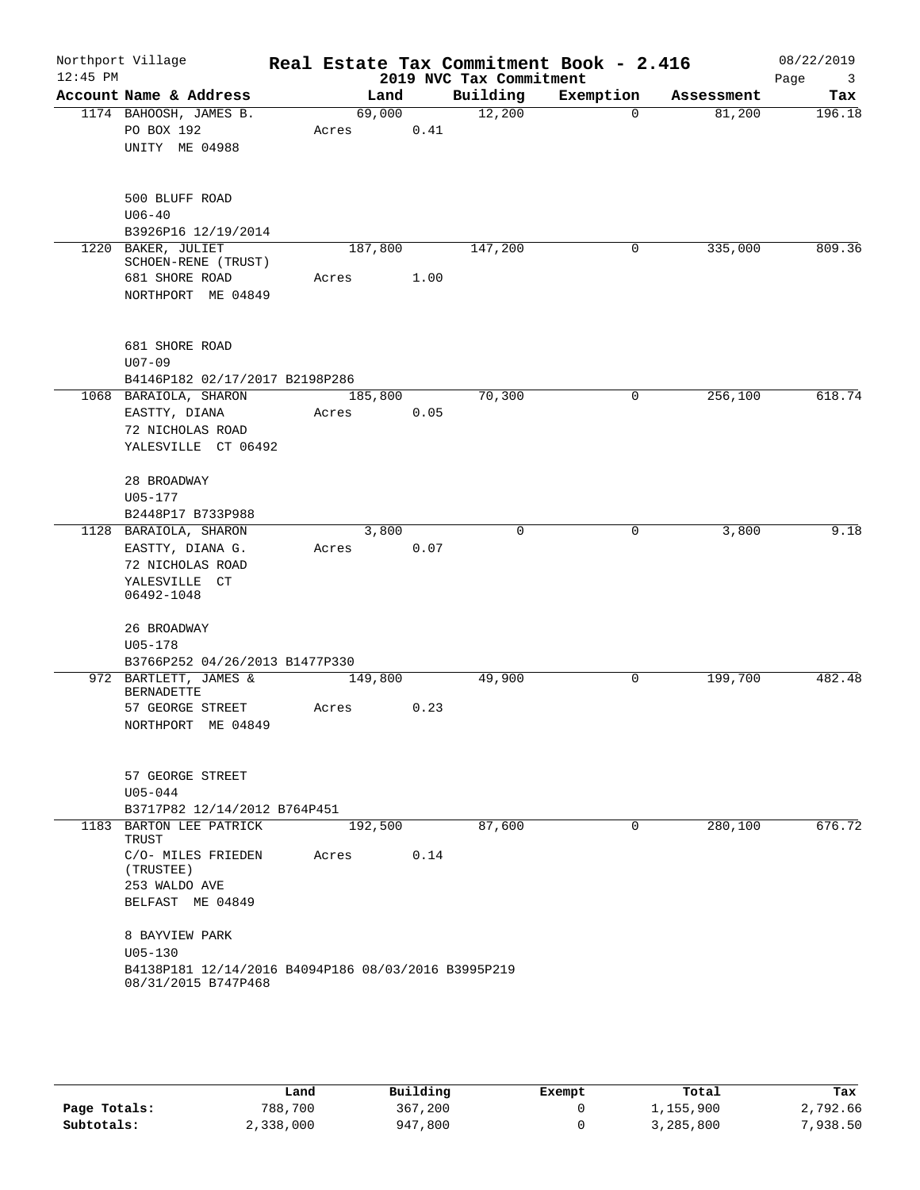# Real Estate Tax Commitment Book - 2.416

Northport Village
12:45 PM

2019 NVC Tax Commitment

08/22/2019

| Account Name & Address | Land | Building | Exemption | Assessment | Tax |
|---|---|---|---|---|---|
| 1174 BAHOOSH, JAMES B.<br>PO BOX 192<br>UNITY ME 04988<br><br>500 BLUFF ROAD<br>U06-40<br>B3926P16 12/19/2014 | 69,000<br>Acres 0.41 | 12,200 | 0 | 81,200 | 196.18 |
| 1220 BAKER, JULIET SCHOEN-RENE (TRUST)<br>681 SHORE ROAD<br>NORTHPORT ME 04849<br><br>681 SHORE ROAD<br>U07-09<br>B4146P182 02/17/2017 B2198P286 | 187,800<br>Acres 1.00 | 147,200 | 0 | 335,000 | 809.36 |
| 1068 BARAIOLA, SHARON<br>EASTTY, DIANA<br>72 NICHOLAS ROAD<br>YALESVILLE CT 06492<br><br>28 BROADWAY<br>U05-177<br>B2448P17 B733P988 | 185,800<br>Acres 0.05 | 70,300 | 0 | 256,100 | 618.74 |
| 1128 BARAIOLA, SHARON<br>EASTTY, DIANA G.<br>72 NICHOLAS ROAD<br>YALESVILLE CT 06492-1048<br><br>26 BROADWAY<br>U05-178<br>B3766P252 04/26/2013 B1477P330 | 3,800<br>Acres 0.07 | 0 | 0 | 3,800 | 9.18 |
| 972 BARTLETT, JAMES & BERNADETTE<br>57 GEORGE STREET<br>NORTHPORT ME 04849<br><br>57 GEORGE STREET<br>U05-044<br>B3717P82 12/14/2012 B764P451 | 149,800<br>Acres 0.23 | 49,900 | 0 | 199,700 | 482.48 |
| 1183 BARTON LEE PATRICK TRUST<br>C/O- MILES FRIEDEN (TRUSTEE)<br>253 WALDO AVE<br>BELFAST ME 04849<br><br>8 BAYVIEW PARK<br>U05-130<br>B4138P181 12/14/2016 B4094P186 08/03/2016 B3995P219 08/31/2015 B747P468 | 192,500<br>Acres 0.14 | 87,600 | 0 | 280,100 | 676.72 |

| | Land | Building | Exempt | Total | Tax |
|---|---|---|---|---|---|
| **Page Totals:** | 788,700 | 367,200 | 0 | 1,155,900 | 2,792.66 |
| **Subtotals:** | 2,338,000 | 947,800 | 0 | 3,285,800 | 7,938.50 |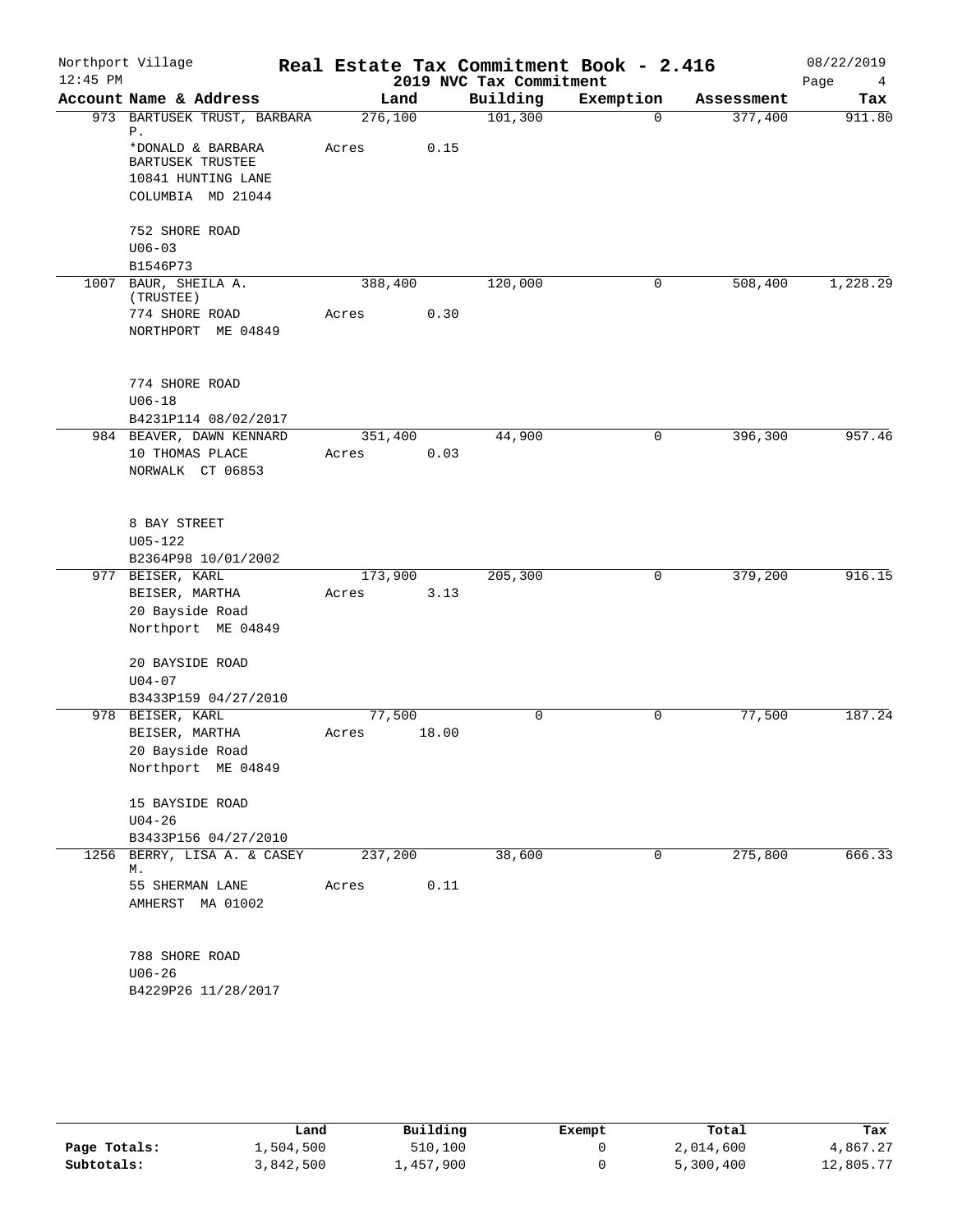Northport Village
12:45 PM

# Real Estate Tax Commitment Book - 2.416
## 2019 NVC Tax Commitment

08/22/2019

| Account Name & Address | Land | Building | Exemption | Assessment | Tax |
|---|---|---|---|---|---|
| 973 BARTUSEK TRUST, BARBARA P.<br>*DONALD & BARBARA BARTUSEK TRUSTEE<br>10841 HUNTING LANE<br>COLUMBIA MD 21044<br><br>752 SHORE ROAD<br>U06-03<br>B1546P73 | 276,100<br>Acres 0.15 | 101,300 | 0 | 377,400 | 911.80 |
| 1007 BAUR, SHEILA A. (TRUSTEE)<br>774 SHORE ROAD<br>NORTHPORT ME 04849<br><br>774 SHORE ROAD<br>U06-18<br>B4231P114 08/02/2017 | 388,400<br>Acres 0.30 | 120,000 | 0 | 508,400 | 1,228.29 |
| 984 BEAVER, DAWN KENNARD<br>10 THOMAS PLACE<br>NORWALK CT 06853<br><br>8 BAY STREET<br>U05-122<br>B2364P98 10/01/2002 | 351,400<br>Acres 0.03 | 44,900 | 0 | 396,300 | 957.46 |
| 977 BEISER, KARL<br>BEISER, MARTHA<br>20 Bayside Road<br>Northport ME 04849<br><br>20 BAYSIDE ROAD<br>U04-07<br>B3433P159 04/27/2010 | 173,900<br>Acres 3.13 | 205,300 | 0 | 379,200 | 916.15 |
| 978 BEISER, KARL<br>BEISER, MARTHA<br>20 Bayside Road<br>Northport ME 04849<br><br>15 BAYSIDE ROAD<br>U04-26<br>B3433P156 04/27/2010 | 77,500<br>Acres 18.00 | 0 | 0 | 77,500 | 187.24 |
| 1256 BERRY, LISA A. & CASEY M.<br>55 SHERMAN LANE<br>AMHERST MA 01002<br><br>788 SHORE ROAD<br>U06-26<br>B4229P26 11/28/2017 | 237,200<br>Acres 0.11 | 38,600 | 0 | 275,800 | 666.33 |

| | Land | Building | Exempt | Total | Tax |
|---|---|---|---|---|---|
| Page Totals: | 1,504,500 | 510,100 | 0 | 2,014,600 | 4,867.27 |
| Subtotals: | 3,842,500 | 1,457,900 | 0 | 5,300,400 | 12,805.77 |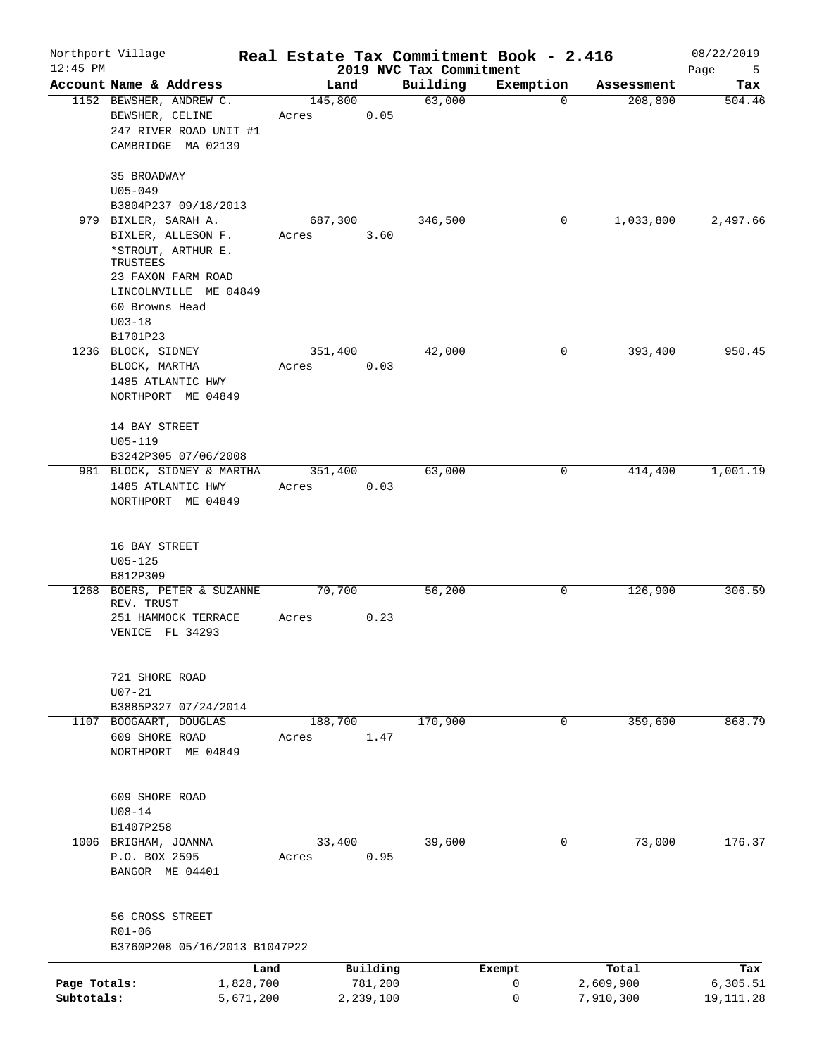Northport Village
12:45 PM

**Real Estate Tax Commitment Book - 2.416**
**2019 NVC Tax Commitment**

08/22/2019

| Account Name & Address | Land | Building | Exemption | Assessment | Tax |
|---|---|---|---|---|---|
| 1152 BEWSHER, ANDREW C.<br>BEWSHER, CELINE<br>247 RIVER ROAD UNIT #1<br>CAMBRIDGE MA 02139<br><br>35 BROADWAY<br>U05-049<br>B3804P237 09/18/2013 | 145,800<br>Acres 0.05 | 63,000 | 0 | 208,800 | 504.46 |
| 979 BIXLER, SARAH A.<br>BIXLER, ALLESON F.<br>*STROUT, ARTHUR E. TRUSTEES<br>23 FAXON FARM ROAD<br>LINCOLNVILLE ME 04849<br>60 Browns Head<br>U03-18<br>B1701P23 | 687,300<br>Acres 3.60 | 346,500 | 0 | 1,033,800 | 2,497.66 |
| 1236 BLOCK, SIDNEY<br>BLOCK, MARTHA<br>1485 ATLANTIC HWY<br>NORTHPORT ME 04849<br><br>14 BAY STREET<br>U05-119<br>B3242P305 07/06/2008 | 351,400<br>Acres 0.03 | 42,000 | 0 | 393,400 | 950.45 |
| 981 BLOCK, SIDNEY & MARTHA<br>1485 ATLANTIC HWY<br>NORTHPORT ME 04849<br><br>16 BAY STREET<br>U05-125<br>B812P309 | 351,400<br>Acres 0.03 | 63,000 | 0 | 414,400 | 1,001.19 |
| 1268 BOERS, PETER & SUZANNE REV. TRUST<br>251 HAMMOCK TERRACE<br>VENICE FL 34293<br><br>721 SHORE ROAD<br>U07-21<br>B3885P327 07/24/2014 | 70,700<br>Acres 0.23 | 56,200 | 0 | 126,900 | 306.59 |
| 1107 BOOGAART, DOUGLAS<br>609 SHORE ROAD<br>NORTHPORT ME 04849<br><br>609 SHORE ROAD<br>U08-14<br>B1407P258 | 188,700<br>Acres 1.47 | 170,900 | 0 | 359,600 | 868.79 |
| 1006 BRIGHAM, JOANNA<br>P.O. BOX 2595<br>BANGOR ME 04401<br><br>56 CROSS STREET<br>R01-06<br>B3760P208 05/16/2013 B1047P22 | 33,400<br>Acres 0.95 | 39,600 | 0 | 73,000 | 176.37 |

| | Land | Building | Exempt | Total | Tax |
|---|---|---|---|---|---|
| Page Totals: | 1,828,700 | 781,200 | 0 | 2,609,900 | 6,305.51 |
| Subtotals: | 5,671,200 | 2,239,100 | 0 | 7,910,300 | 19,111.28 |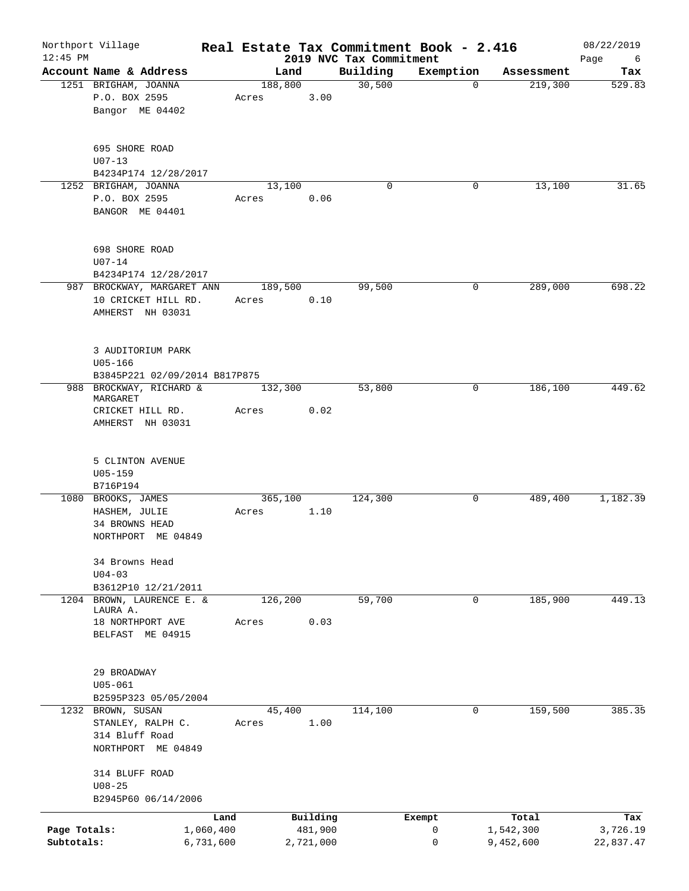Northport Village — Real Estate Tax Commitment Book - 2.416 — 08/22/2019

12:45 PM — 2019 NVC Tax Commitment

| Account Name & Address | Land | Building | Exemption | Assessment | Tax |
|---|---|---|---|---|---|
| 1251 BRIGHAM, JOANNA<br>P.O. BOX 2595<br>Bangor ME 04402<br><br>695 SHORE ROAD<br>U07-13<br>B4234P174 12/28/2017 | 188,800<br>Acres 3.00 | 30,500 | 0 | 219,300 | 529.83 |
| 1252 BRIGHAM, JOANNA<br>P.O. BOX 2595<br>BANGOR ME 04401<br><br>698 SHORE ROAD<br>U07-14<br>B4234P174 12/28/2017 | 13,100<br>Acres 0.06 | 0 | 0 | 13,100 | 31.65 |
| 987 BROCKWAY, MARGARET ANN<br>10 CRICKET HILL RD.<br>AMHERST NH 03031<br><br>3 AUDITORIUM PARK<br>U05-166<br>B3845P221 02/09/2014 B817P875 | 189,500<br>Acres 0.10 | 99,500 | 0 | 289,000 | 698.22 |
| 988 BROCKWAY, RICHARD & MARGARET<br>CRICKET HILL RD.<br>AMHERST NH 03031<br><br>5 CLINTON AVENUE<br>U05-159<br>B716P194 | 132,300<br>Acres 0.02 | 53,800 | 0 | 186,100 | 449.62 |
| 1080 BROOKS, JAMES<br>HASHEM, JULIE<br>34 BROWNS HEAD<br>NORTHPORT ME 04849<br><br>34 Browns Head<br>U04-03<br>B3612P10 12/21/2011 | 365,100<br>Acres 1.10 | 124,300 | 0 | 489,400 | 1,182.39 |
| 1204 BROWN, LAURENCE E. & LAURA A.<br>18 NORTHPORT AVE<br>BELFAST ME 04915<br><br>29 BROADWAY<br>U05-061<br>B2595P323 05/05/2004 | 126,200<br>Acres 0.03 | 59,700 | 0 | 185,900 | 449.13 |
| 1232 BROWN, SUSAN<br>STANLEY, RALPH C.<br>314 Bluff Road<br>NORTHPORT ME 04849<br><br>314 BLUFF ROAD<br>U08-25<br>B2945P60 06/14/2006 | 45,400<br>Acres 1.00 | 114,100 | 0 | 159,500 | 385.35 |

| | Land | Building | Exempt | Total | Tax |
|---|---|---|---|---|---|
| Page Totals: | 1,060,400 | 481,900 | 0 | 1,542,300 | 3,726.19 |
| Subtotals: | 6,731,600 | 2,721,000 | 0 | 9,452,600 | 22,837.47 |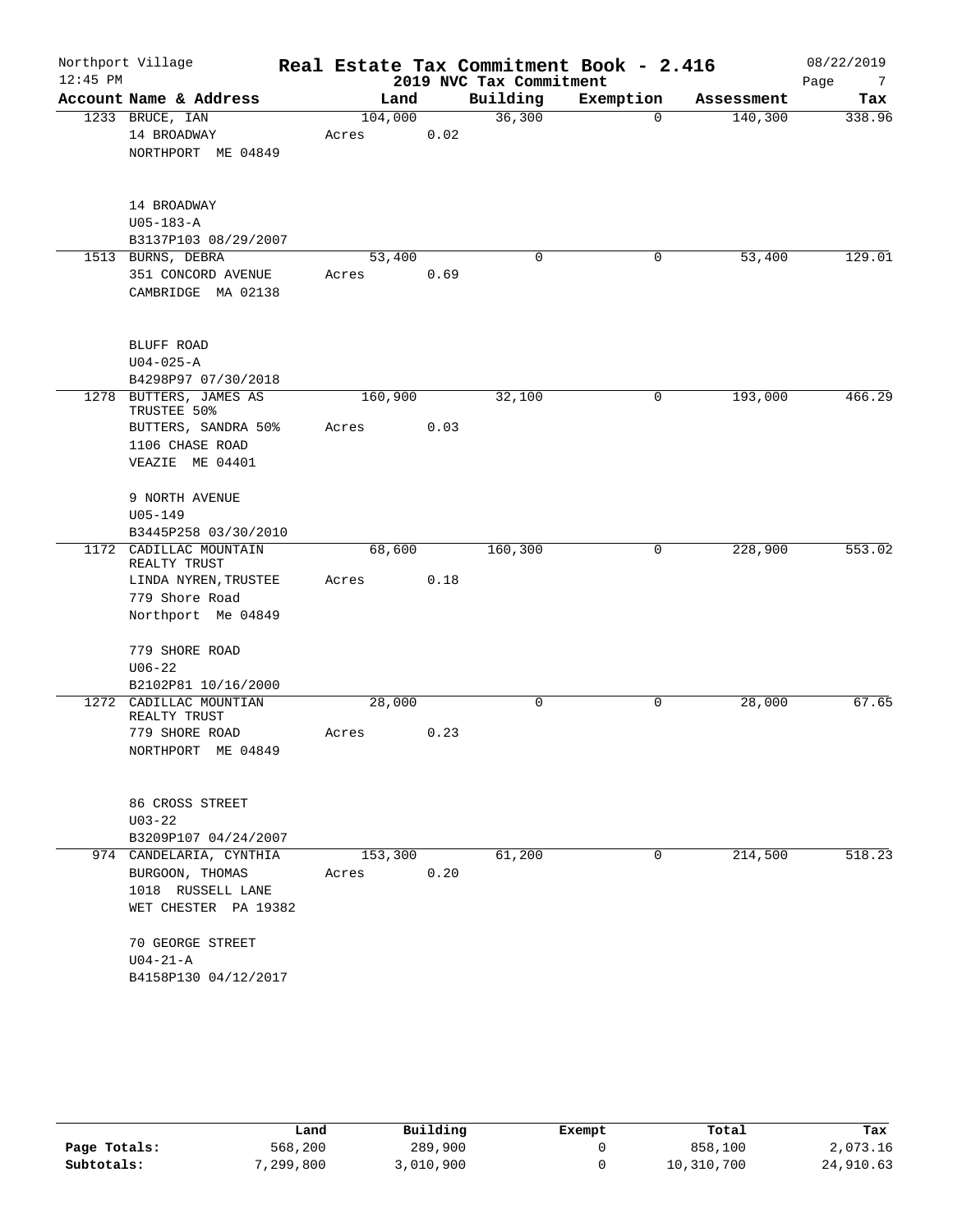# Northport Village — Real Estate Tax Commitment Book - 2.416

**2019 NVC Tax Commitment**

12:45 PM — 08/22/2019

| Account | Name & Address | Land | Building | Exemption | Assessment | Tax |
|---|---|---|---|---|---|---|
| 1233 | BRUCE, IAN<br>14 BROADWAY<br>NORTHPORT ME 04849<br><br>14 BROADWAY<br>U05-183-A<br>B3137P103 08/29/2007 | 104,000<br>Acres 0.02 | 36,300 | 0 | 140,300 | 338.96 |
| 1513 | BURNS, DEBRA<br>351 CONCORD AVENUE<br>CAMBRIDGE MA 02138<br><br>BLUFF ROAD<br>U04-025-A<br>B4298P97 07/30/2018 | 53,400<br>Acres 0.69 | 0 | 0 | 53,400 | 129.01 |
| 1278 | BUTTERS, JAMES AS TRUSTEE 50%<br>BUTTERS, SANDRA 50%<br>1106 CHASE ROAD<br>VEAZIE ME 04401<br><br>9 NORTH AVENUE<br>U05-149<br>B3445P258 03/30/2010 | 160,900<br>Acres 0.03 | 32,100 | 0 | 193,000 | 466.29 |
| 1172 | CADILLAC MOUNTAIN REALTY TRUST<br>LINDA NYREN, TRUSTEE<br>779 Shore Road<br>Northport Me 04849<br><br>779 SHORE ROAD<br>U06-22<br>B2102P81 10/16/2000 | 68,600<br>Acres 0.18 | 160,300 | 0 | 228,900 | 553.02 |
| 1272 | CADILLAC MOUNTIAN REALTY TRUST<br>779 SHORE ROAD<br>NORTHPORT ME 04849<br><br>86 CROSS STREET<br>U03-22<br>B3209P107 04/24/2007 | 28,000<br>Acres 0.23 | 0 | 0 | 28,000 | 67.65 |
| 974 | CANDELARIA, CYNTHIA<br>BURGOON, THOMAS<br>1018 RUSSELL LANE<br>WET CHESTER PA 19382<br><br>70 GEORGE STREET<br>U04-21-A<br>B4158P130 04/12/2017 | 153,300<br>Acres 0.20 | 61,200 | 0 | 214,500 | 518.23 |

| | Land | Building | Exempt | Total | Tax |
|---|---|---|---|---|---|
| Page Totals: | 568,200 | 289,900 | 0 | 858,100 | 2,073.16 |
| Subtotals: | 7,299,800 | 3,010,900 | 0 | 10,310,700 | 24,910.63 |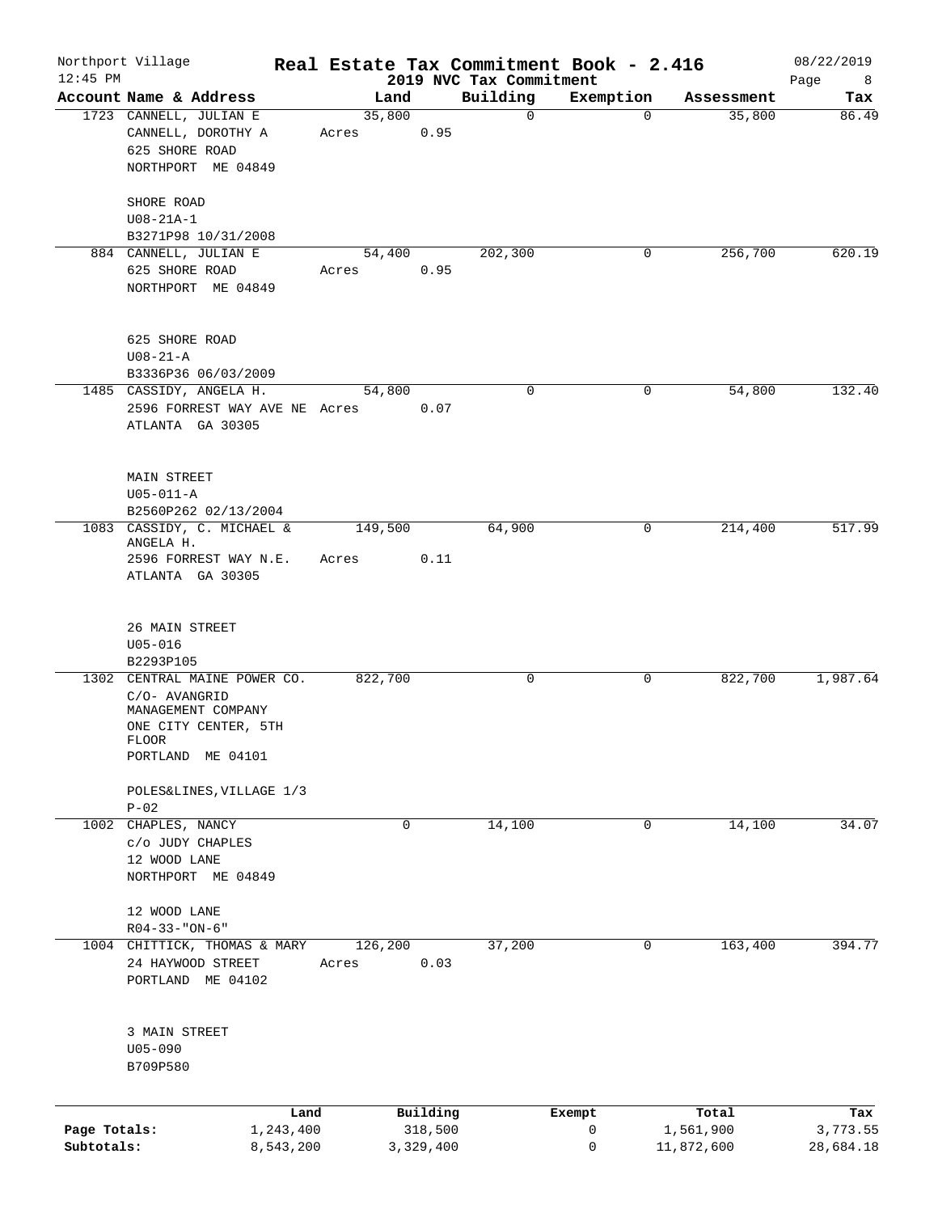Northport Village — Real Estate Tax Commitment Book - 2.416 — 08/22/2019

12:45 PM — 2019 NVC Tax Commitment

| Account | Name & Address | Land | Building | Exemption | Assessment | Tax |
|---|---|---|---|---|---|---|
| 1723 | CANNELL, JULIAN E<br>CANNELL, DOROTHY A<br>625 SHORE ROAD<br>NORTHPORT ME 04849<br><br>SHORE ROAD<br>U08-21A-1<br>B3271P98 10/31/2008 | 35,800<br>Acres 0.95 | 0 | 0 | 35,800 | 86.49 |
| 884 | CANNELL, JULIAN E<br>625 SHORE ROAD<br>NORTHPORT ME 04849<br><br>625 SHORE ROAD<br>U08-21-A<br>B3336P36 06/03/2009 | 54,400<br>Acres 0.95 | 202,300 | 0 | 256,700 | 620.19 |
| 1485 | CASSIDY, ANGELA H.<br>2596 FORREST WAY AVE NE<br>ATLANTA GA 30305<br><br>MAIN STREET<br>U05-011-A<br>B2560P262 02/13/2004 | 54,800<br>Acres 0.07 | 0 | 0 | 54,800 | 132.40 |
| 1083 | CASSIDY, C. MICHAEL & ANGELA H.<br>2596 FORREST WAY N.E.<br>ATLANTA GA 30305<br><br>26 MAIN STREET<br>U05-016<br>B2293P105 | 149,500<br>Acres 0.11 | 64,900 | 0 | 214,400 | 517.99 |
| 1302 | CENTRAL MAINE POWER CO.<br>C/O- AVANGRID MANAGEMENT COMPANY<br>ONE CITY CENTER, 5TH FLOOR<br>PORTLAND ME 04101<br><br>POLES&LINES,VILLAGE 1/3<br>P-02 | 822,700 | 0 | 0 | 822,700 | 1,987.64 |
| 1002 | CHAPLES, NANCY<br>c/o JUDY CHAPLES<br>12 WOOD LANE<br>NORTHPORT ME 04849<br><br>12 WOOD LANE<br>R04-33-"ON-6" | 0 | 14,100 | 0 | 14,100 | 34.07 |
| 1004 | CHITTICK, THOMAS & MARY<br>24 HAYWOOD STREET<br>PORTLAND ME 04102<br><br>3 MAIN STREET<br>U05-090<br>B709P580 | 126,200<br>Acres 0.03 | 37,200 | 0 | 163,400 | 394.77 |

| | Land | Building | Exempt | Total | Tax |
|---|---|---|---|---|---|
| Page Totals: | 1,243,400 | 318,500 | 0 | 1,561,900 | 3,773.55 |
| Subtotals: | 8,543,200 | 3,329,400 | 0 | 11,872,600 | 28,684.18 |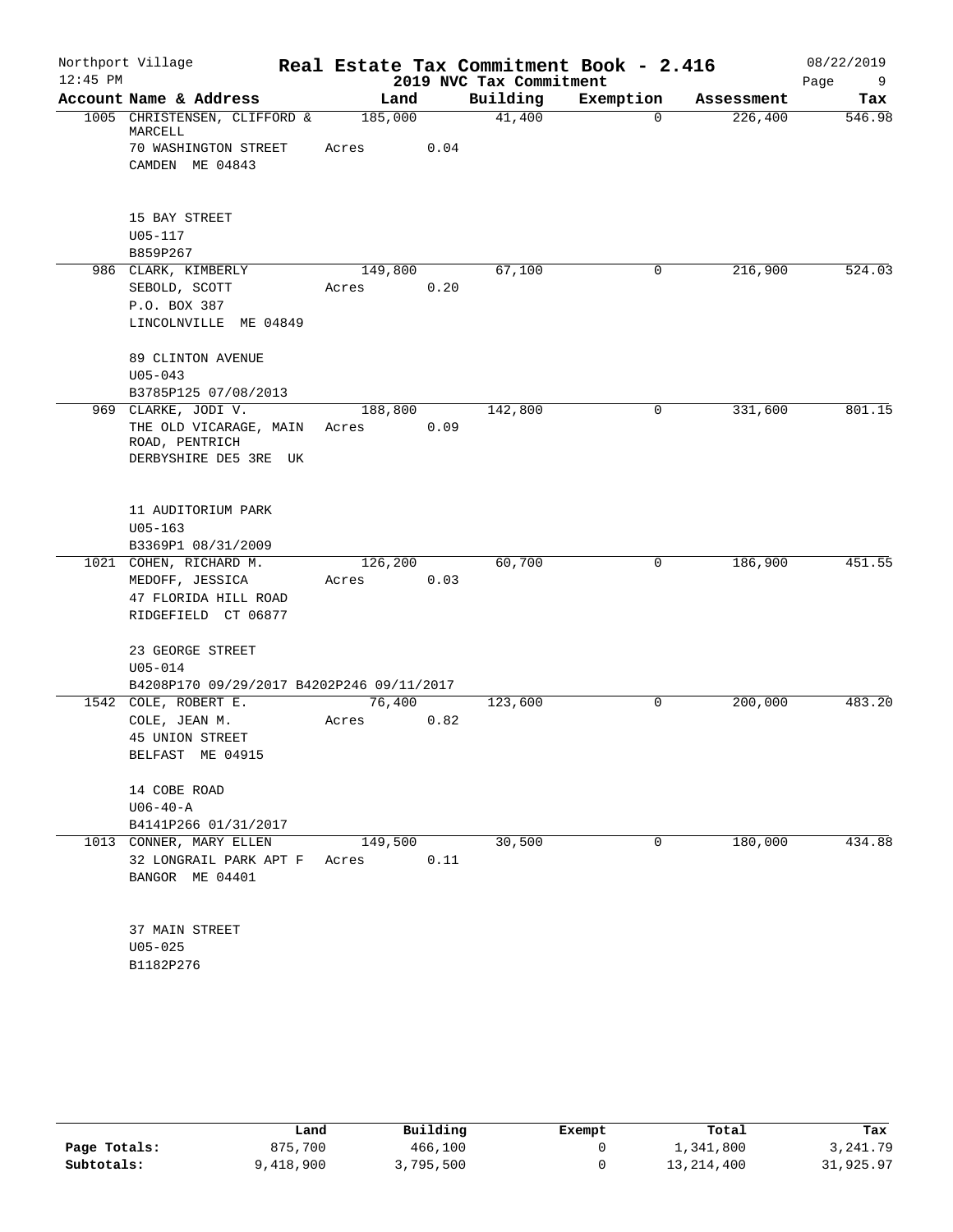Northport Village — Real Estate Tax Commitment Book - 2.416 — 08/22/2019

12:45 PM — 2019 NVC Tax Commitment — Page 9

| Account Name & Address | Land | Building | Exemption | Assessment | Tax |
|---|---|---|---|---|---|
| 1005 CHRISTENSEN, CLIFFORD & MARCELL<br>70 WASHINGTON STREET<br>CAMDEN ME 04843<br><br>15 BAY STREET<br>U05-117<br>B859P267 | 185,000<br>Acres 0.04 | 41,400 | 0 | 226,400 | 546.98 |
| 986 CLARK, KIMBERLY<br>SEBOLD, SCOTT<br>P.O. BOX 387<br>LINCOLNVILLE ME 04849<br><br>89 CLINTON AVENUE<br>U05-043<br>B3785P125 07/08/2013 | 149,800<br>Acres 0.20 | 67,100 | 0 | 216,900 | 524.03 |
| 969 CLARKE, JODI V.<br>THE OLD VICARAGE, MAIN ROAD, PENTRICH<br>DERBYSHIRE DE5 3RE UK<br><br>11 AUDITORIUM PARK<br>U05-163<br>B3369P1 08/31/2009 | 188,800<br>Acres 0.09 | 142,800 | 0 | 331,600 | 801.15 |
| 1021 COHEN, RICHARD M.<br>MEDOFF, JESSICA<br>47 FLORIDA HILL ROAD<br>RIDGEFIELD CT 06877<br><br>23 GEORGE STREET<br>U05-014<br>B4208P170 09/29/2017 B4202P246 09/11/2017 | 126,200<br>Acres 0.03 | 60,700 | 0 | 186,900 | 451.55 |
| 1542 COLE, ROBERT E.<br>COLE, JEAN M.<br>45 UNION STREET<br>BELFAST ME 04915<br><br>14 COBE ROAD<br>U06-40-A<br>B4141P266 01/31/2017 | 76,400<br>Acres 0.82 | 123,600 | 0 | 200,000 | 483.20 |
| 1013 CONNER, MARY ELLEN<br>32 LONGRAIL PARK APT F<br>BANGOR ME 04401<br><br>37 MAIN STREET<br>U05-025<br>B1182P276 | 149,500<br>Acres 0.11 | 30,500 | 0 | 180,000 | 434.88 |

| | Land | Building | Exempt | Total | Tax |
|---|---|---|---|---|---|
| Page Totals: | 875,700 | 466,100 | 0 | 1,341,800 | 3,241.79 |
| Subtotals: | 9,418,900 | 3,795,500 | 0 | 13,214,400 | 31,925.97 |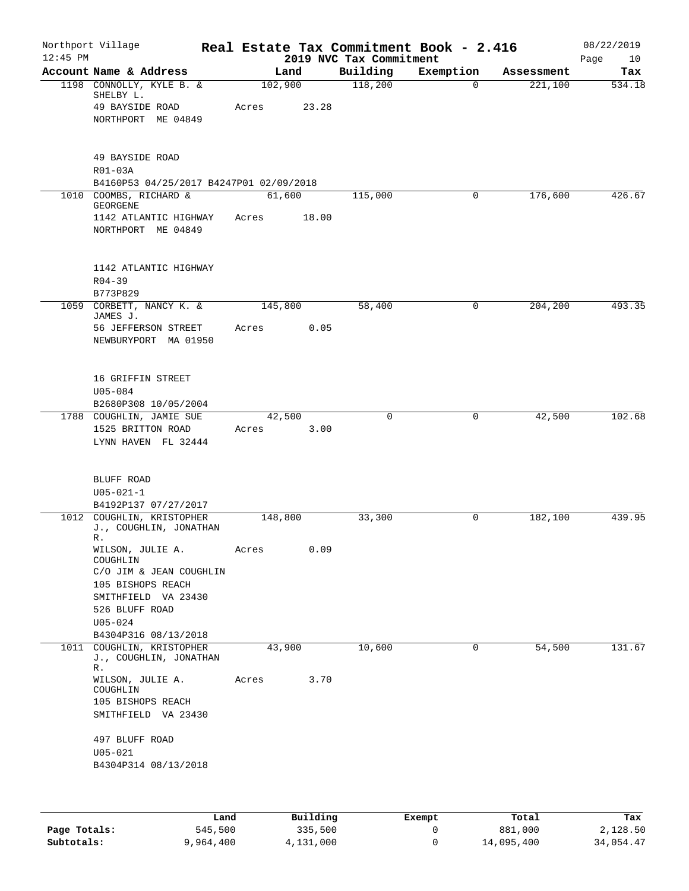Northport Village — Real Estate Tax Commitment Book - 2.416 — 08/22/2019

12:45 PM — 2019 NVC Tax Commitment

| Account | Name & Address | Land | Building | Exemption | Assessment | Tax |
|---|---|---|---|---|---|---|
| 1198 | CONNOLLY, KYLE B. & SHELBY L.<br>49 BAYSIDE ROAD<br>NORTHPORT ME 04849<br><br>49 BAYSIDE ROAD<br>R01-03A<br>B4160P53 04/25/2017 B4247P01 02/09/2018 | 102,900<br>Acres 23.28 | 118,200 | 0 | 221,100 | 534.18 |
| 1010 | COOMBS, RICHARD & GEORGENE<br>1142 ATLANTIC HIGHWAY<br>NORTHPORT ME 04849<br><br>1142 ATLANTIC HIGHWAY<br>R04-39<br>B773P829 | 61,600<br>Acres 18.00 | 115,000 | 0 | 176,600 | 426.67 |
| 1059 | CORBETT, NANCY K. & JAMES J.<br>56 JEFFERSON STREET<br>NEWBURYPORT MA 01950<br><br>16 GRIFFIN STREET<br>U05-084<br>B2680P308 10/05/2004 | 145,800<br>Acres 0.05 | 58,400 | 0 | 204,200 | 493.35 |
| 1788 | COUGHLIN, JAMIE SUE<br>1525 BRITTON ROAD<br>LYNN HAVEN FL 32444<br><br>BLUFF ROAD<br>U05-021-1<br>B4192P137 07/27/2017 | 42,500<br>Acres 3.00 | 0 | 0 | 42,500 | 102.68 |
| 1012 | COUGHLIN, KRISTOPHER J., COUGHLIN, JONATHAN R.<br>WILSON, JULIE A. COUGHLIN<br>C/O JIM & JEAN COUGHLIN<br>105 BISHOPS REACH<br>SMITHFIELD VA 23430<br>526 BLUFF ROAD<br>U05-024<br>B4304P316 08/13/2018 | 148,800<br>Acres 0.09 | 33,300 | 0 | 182,100 | 439.95 |
| 1011 | COUGHLIN, KRISTOPHER J., COUGHLIN, JONATHAN R.<br>WILSON, JULIE A. COUGHLIN<br>105 BISHOPS REACH<br>SMITHFIELD VA 23430<br><br>497 BLUFF ROAD<br>U05-021<br>B4304P314 08/13/2018 | 43,900<br>Acres 3.70 | 10,600 | 0 | 54,500 | 131.67 |

| | Land | Building | Exempt | Total | Tax |
|---|---|---|---|---|---|
| **Page Totals:** | 545,500 | 335,500 | 0 | 881,000 | 2,128.50 |
| **Subtotals:** | 9,964,400 | 4,131,000 | 0 | 14,095,400 | 34,054.47 |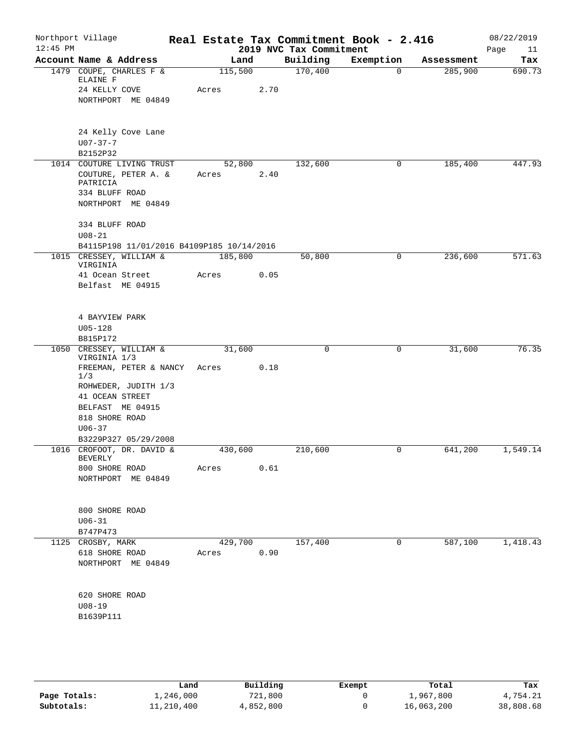Northport Village — Real Estate Tax Commitment Book - 2.416 — 08/22/2019

12:45 PM — 2019 NVC Tax Commitment

| Account | Name & Address | Land | Building | Exemption | Assessment | Tax |
|---|---|---|---|---|---|---|
| 1479 | COUPE, CHARLES F & ELAINE F<br>24 KELLY COVE<br>NORTHPORT ME 04849<br><br>24 Kelly Cove Lane<br>U07-37-7<br>B2152P32 | 115,500<br>Acres 2.70 | 170,400 | 0 | 285,900 | 690.73 |
| 1014 | COUTURE LIVING TRUST<br>COUTURE, PETER A. & PATRICIA<br>334 BLUFF ROAD<br>NORTHPORT ME 04849<br><br>334 BLUFF ROAD<br>U08-21<br>B4115P198 11/01/2016 B4109P185 10/14/2016 | 52,800<br>Acres 2.40 | 132,600 | 0 | 185,400 | 447.93 |
| 1015 | CRESSEY, WILLIAM & VIRGINIA<br>41 Ocean Street<br>Belfast ME 04915<br><br>4 BAYVIEW PARK<br>U05-128<br>B815P172 | 185,800<br>Acres 0.05 | 50,800 | 0 | 236,600 | 571.63 |
| 1050 | CRESSEY, WILLIAM & VIRGINIA 1/3<br>FREEMAN, PETER & NANCY 1/3<br>ROHWEDER, JUDITH 1/3<br>41 OCEAN STREET<br>BELFAST ME 04915<br>818 SHORE ROAD<br>U06-37<br>B3229P327 05/29/2008 | 31,600<br>Acres 0.18 | 0 | 0 | 31,600 | 76.35 |
| 1016 | CROFOOT, DR. DAVID & BEVERLY<br>800 SHORE ROAD<br>NORTHPORT ME 04849<br><br>800 SHORE ROAD<br>U06-31<br>B747P473 | 430,600<br>Acres 0.61 | 210,600 | 0 | 641,200 | 1,549.14 |
| 1125 | CROSBY, MARK<br>618 SHORE ROAD<br>NORTHPORT ME 04849<br><br>620 SHORE ROAD<br>U08-19<br>B1639P111 | 429,700<br>Acres 0.90 | 157,400 | 0 | 587,100 | 1,418.43 |

| | Land | Building | Exempt | Total | Tax |
|---|---|---|---|---|---|
| Page Totals: | 1,246,000 | 721,800 | 0 | 1,967,800 | 4,754.21 |
| Subtotals: | 11,210,400 | 4,852,800 | 0 | 16,063,200 | 38,808.68 |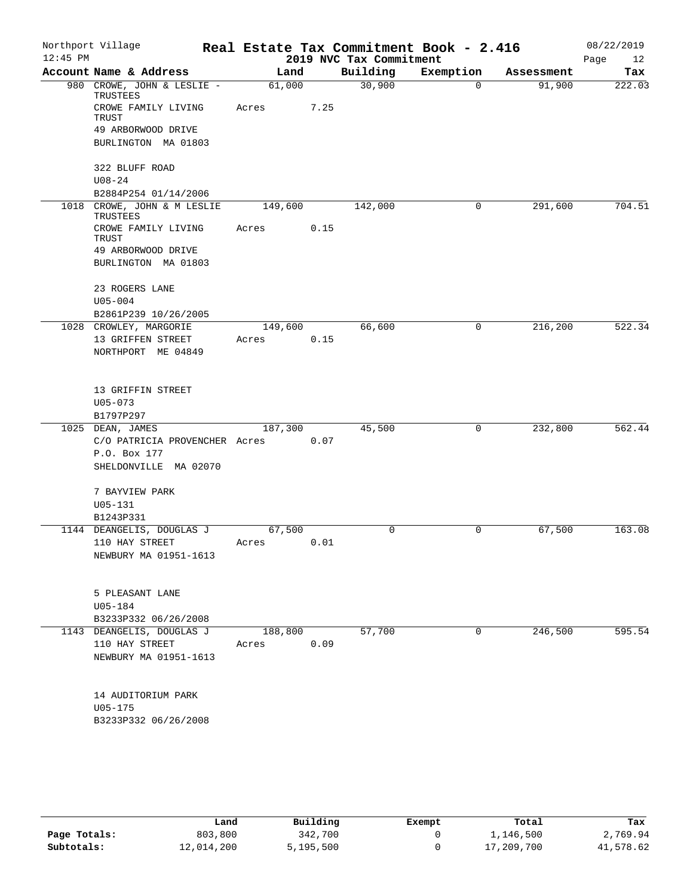Northport Village | Real Estate Tax Commitment Book - 2.416 | 08/22/2019
12:45 PM | 2019 NVC Tax Commitment

| Account Name & Address | Land | Building | Exemption | Assessment | Tax |
|---|---|---|---|---|---|
| 980 CROWE, JOHN & LESLIE - TRUSTEES<br>CROWE FAMILY LIVING TRUST<br>49 ARBORWOOD DRIVE<br>BURLINGTON MA 01803<br><br>322 BLUFF ROAD<br>U08-24<br>B2884P254 01/14/2006 | 61,000<br>Acres 7.25 | 30,900 | 0 | 91,900 | 222.03 |
| 1018 CROWE, JOHN & M LESLIE TRUSTEES<br>CROWE FAMILY LIVING TRUST<br>49 ARBORWOOD DRIVE<br>BURLINGTON MA 01803<br><br>23 ROGERS LANE<br>U05-004<br>B2861P239 10/26/2005 | 149,600<br>Acres 0.15 | 142,000 | 0 | 291,600 | 704.51 |
| 1028 CROWLEY, MARGORIE<br>13 GRIFFEN STREET<br>NORTHPORT ME 04849<br><br>13 GRIFFIN STREET<br>U05-073<br>B1797P297 | 149,600<br>Acres 0.15 | 66,600 | 0 | 216,200 | 522.34 |
| 1025 DEAN, JAMES<br>C/O PATRICIA PROVENCHER<br>P.O. Box 177<br>SHELDONVILLE MA 02070<br><br>7 BAYVIEW PARK<br>U05-131<br>B1243P331 | 187,300<br>Acres 0.07 | 45,500 | 0 | 232,800 | 562.44 |
| 1144 DEANGELIS, DOUGLAS J<br>110 HAY STREET<br>NEWBURY MA 01951-1613<br><br>5 PLEASANT LANE<br>U05-184<br>B3233P332 06/26/2008 | 67,500<br>Acres 0.01 | 0 | 0 | 67,500 | 163.08 |
| 1143 DEANGELIS, DOUGLAS J<br>110 HAY STREET<br>NEWBURY MA 01951-1613<br><br>14 AUDITORIUM PARK<br>U05-175<br>B3233P332 06/26/2008 | 188,800<br>Acres 0.09 | 57,700 | 0 | 246,500 | 595.54 |

| | Land | Building | Exempt | Total | Tax |
|---|---|---|---|---|---|
| Page Totals: | 803,800 | 342,700 | 0 | 1,146,500 | 2,769.94 |
| Subtotals: | 12,014,200 | 5,195,500 | 0 | 17,209,700 | 41,578.62 |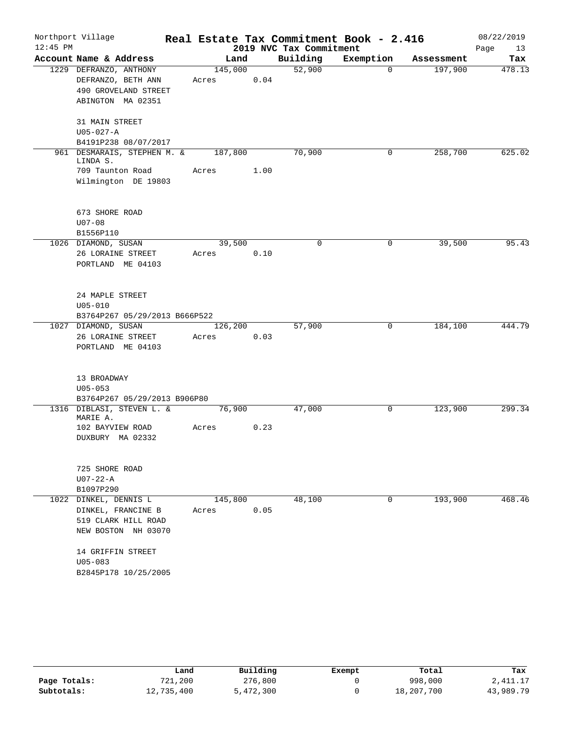Northport Village | Real Estate Tax Commitment Book - 2.416 | 08/22/2019
12:45 PM | 2019 NVC Tax Commitment | Page 13

| Account | Name & Address | Land | Building | Exemption | Assessment | Tax |
|---|---|---|---|---|---|---|
| 1229 | DEFRANZO, ANTHONY<br>DEFRANZO, BETH ANN<br>490 GROVELAND STREET<br>ABINGTON MA 02351<br><br>31 MAIN STREET<br>U05-027-A<br>B4191P238 08/07/2017 | 145,000<br>Acres 0.04 | 52,900 | 0 | 197,900 | 478.13 |
| 961 | DESMARAIS, STEPHEN M. & LINDA S.<br>709 Taunton Road<br>Wilmington DE 19803<br><br>673 SHORE ROAD<br>U07-08<br>B1556P110 | 187,800<br>Acres 1.00 | 70,900 | 0 | 258,700 | 625.02 |
| 1026 | DIAMOND, SUSAN<br>26 LORAINE STREET<br>PORTLAND ME 04103<br><br>24 MAPLE STREET<br>U05-010<br>B3764P267 05/29/2013 B666P522 | 39,500<br>Acres 0.10 | 0 | 0 | 39,500 | 95.43 |
| 1027 | DIAMOND, SUSAN<br>26 LORAINE STREET<br>PORTLAND ME 04103<br><br>13 BROADWAY<br>U05-053<br>B3764P267 05/29/2013 B906P80 | 126,200<br>Acres 0.03 | 57,900 | 0 | 184,100 | 444.79 |
| 1316 | DIBLASI, STEVEN L. & MARIE A.<br>102 BAYVIEW ROAD<br>DUXBURY MA 02332<br><br>725 SHORE ROAD<br>U07-22-A<br>B1097P290 | 76,900<br>Acres 0.23 | 47,000 | 0 | 123,900 | 299.34 |
| 1022 | DINKEL, DENNIS L<br>DINKEL, FRANCINE B<br>519 CLARK HILL ROAD<br>NEW BOSTON NH 03070<br><br>14 GRIFFIN STREET<br>U05-083<br>B2845P178 10/25/2005 | 145,800<br>Acres 0.05 | 48,100 | 0 | 193,900 | 468.46 |

| | Land | Building | Exempt | Total | Tax |
|---|---|---|---|---|---|
| Page Totals: | 721,200 | 276,800 | 0 | 998,000 | 2,411.17 |
| Subtotals: | 12,735,400 | 5,472,300 | 0 | 18,207,700 | 43,989.79 |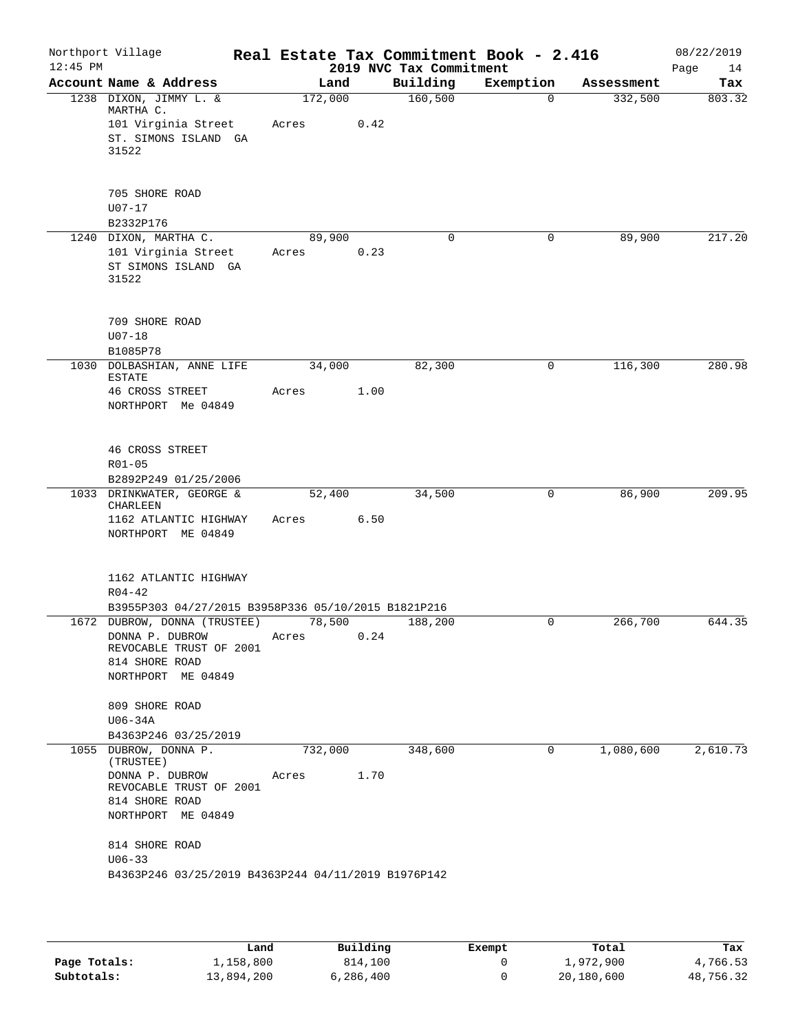Northport Village — Real Estate Tax Commitment Book - 2.416 — 08/22/2019
12:45 PM — 2019 NVC Tax Commitment

| Account Name & Address | Land | Building | Exemption | Assessment | Tax |
|---|---|---|---|---|---|
| 1238 DIXON, JIMMY L. & MARTHA C.<br>101 Virginia Street<br>ST. SIMONS ISLAND GA 31522<br><br>705 SHORE ROAD<br>U07-17<br>B2332P176 | 172,000<br>Acres 0.42 | 160,500 | 0 | 332,500 | 803.32 |
| 1240 DIXON, MARTHA C.<br>101 Virginia Street<br>ST SIMONS ISLAND GA 31522<br><br>709 SHORE ROAD<br>U07-18<br>B1085P78 | 89,900<br>Acres 0.23 | 0 | 0 | 89,900 | 217.20 |
| 1030 DOLBASHIAN, ANNE LIFE ESTATE<br>46 CROSS STREET<br>NORTHPORT Me 04849<br><br>46 CROSS STREET<br>R01-05<br>B2892P249 01/25/2006 | 34,000<br>Acres 1.00 | 82,300 | 0 | 116,300 | 280.98 |
| 1033 DRINKWATER, GEORGE & CHARLEEN<br>1162 ATLANTIC HIGHWAY<br>NORTHPORT ME 04849<br><br>1162 ATLANTIC HIGHWAY<br>R04-42<br>B3955P303 04/27/2015 B3958P336 05/10/2015 B1821P216 | 52,400<br>Acres 6.50 | 34,500 | 0 | 86,900 | 209.95 |
| 1672 DUBROW, DONNA (TRUSTEE)<br>DONNA P. DUBROW REVOCABLE TRUST OF 2001<br>814 SHORE ROAD<br>NORTHPORT ME 04849<br><br>809 SHORE ROAD<br>U06-34A<br>B4363P246 03/25/2019 | 78,500<br>Acres 0.24 | 188,200 | 0 | 266,700 | 644.35 |
| 1055 DUBROW, DONNA P. (TRUSTEE)<br>DONNA P. DUBROW REVOCABLE TRUST OF 2001<br>814 SHORE ROAD<br>NORTHPORT ME 04849<br><br>814 SHORE ROAD<br>U06-33<br>B4363P246 03/25/2019 B4363P244 04/11/2019 B1976P142 | 732,000<br>Acres 1.70 | 348,600 | 0 | 1,080,600 | 2,610.73 |

| | Land | Building | Exempt | Total | Tax |
|---|---|---|---|---|---|
| Page Totals: | 1,158,800 | 814,100 | 0 | 1,972,900 | 4,766.53 |
| Subtotals: | 13,894,200 | 6,286,400 | 0 | 20,180,600 | 48,756.32 |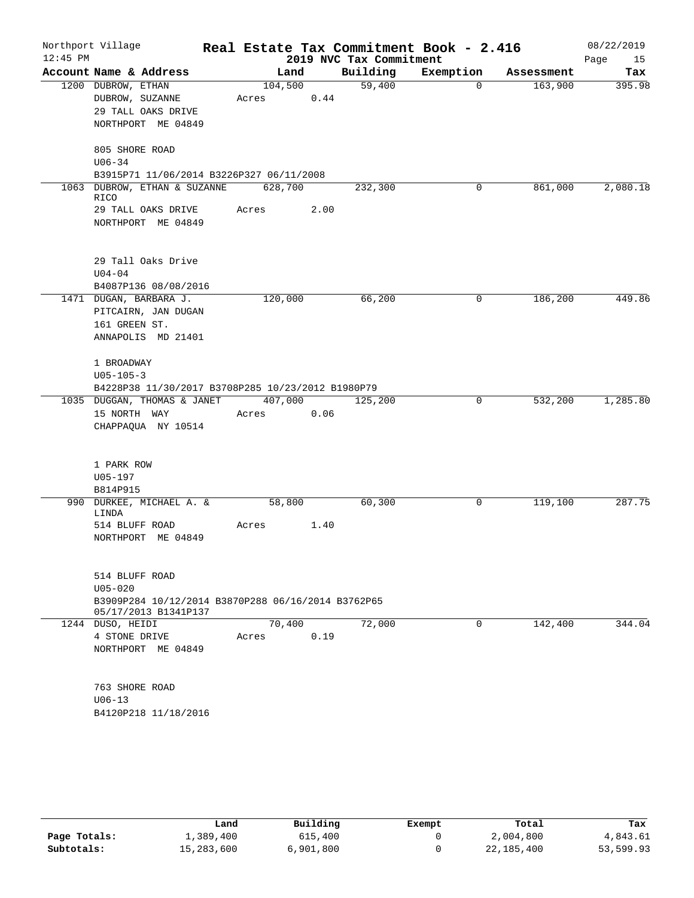Northport Village | Real Estate Tax Commitment Book - 2.416 | 08/22/2019
12:45 PM | 2019 NVC Tax Commitment | Page 15

| Account Name & Address | Land | Building | Exemption | Assessment | Tax |
|---|---|---|---|---|---|
| 1200 DUBROW, ETHAN<br>DUBROW, SUZANNE<br>29 TALL OAKS DRIVE<br>NORTHPORT ME 04849<br><br>805 SHORE ROAD<br>U06-34<br>B3915P71 11/06/2014 B3226P327 06/11/2008 | 104,500<br>Acres 0.44 | 59,400 | 0 | 163,900 | 395.98 |
| 1063 DUBROW, ETHAN & SUZANNE RICO<br>29 TALL OAKS DRIVE<br>NORTHPORT ME 04849<br><br>29 Tall Oaks Drive<br>U04-04<br>B4087P136 08/08/2016 | 628,700<br>Acres 2.00 | 232,300 | 0 | 861,000 | 2,080.18 |
| 1471 DUGAN, BARBARA J.<br>PITCAIRN, JAN DUGAN<br>161 GREEN ST.<br>ANNAPOLIS MD 21401<br><br>1 BROADWAY<br>U05-105-3<br>B4228P38 11/30/2017 B3708P285 10/23/2012 B1980P79 | 120,000 | 66,200 | 0 | 186,200 | 449.86 |
| 1035 DUGGAN, THOMAS & JANET<br>15 NORTH WAY<br>CHAPPAQUA NY 10514<br><br>1 PARK ROW<br>U05-197<br>B814P915 | 407,000<br>Acres 0.06 | 125,200 | 0 | 532,200 | 1,285.80 |
| 990 DURKEE, MICHAEL A. & LINDA<br>514 BLUFF ROAD<br>NORTHPORT ME 04849<br><br>514 BLUFF ROAD<br>U05-020<br>B3909P284 10/12/2014 B3870P288 06/16/2014 B3762P65 05/17/2013 B1341P137 | 58,800<br>Acres 1.40 | 60,300 | 0 | 119,100 | 287.75 |
| 1244 DUSO, HEIDI<br>4 STONE DRIVE<br>NORTHPORT ME 04849<br><br>763 SHORE ROAD<br>U06-13<br>B4120P218 11/18/2016 | 70,400<br>Acres 0.19 | 72,000 | 0 | 142,400 | 344.04 |

| | Land | Building | Exempt | Total | Tax |
|---|---|---|---|---|---|
| Page Totals: | 1,389,400 | 615,400 | 0 | 2,004,800 | 4,843.61 |
| Subtotals: | 15,283,600 | 6,901,800 | 0 | 22,185,400 | 53,599.93 |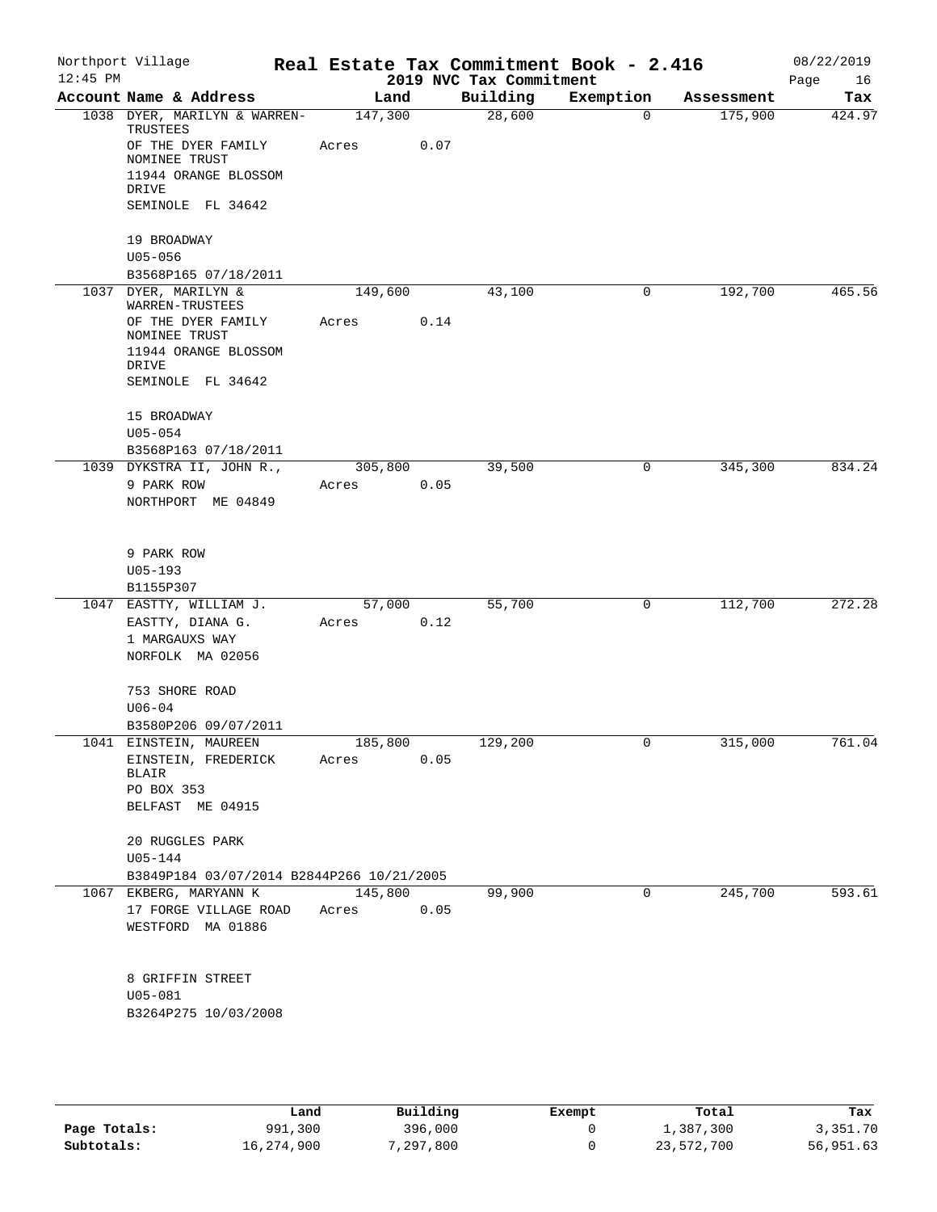Northport Village — Real Estate Tax Commitment Book - 2.416 — 08/22/2019

12:45 PM — 2019 NVC Tax Commitment

| Account | Name & Address | Land | Building | Exemption | Assessment | Tax |
|---|---|---|---|---|---|---|
| 1038 | DYER, MARILYN & WARREN-TRUSTEES<br>OF THE DYER FAMILY NOMINEE TRUST<br>11944 ORANGE BLOSSOM DRIVE<br>SEMINOLE FL 34642<br><br>19 BROADWAY<br>U05-056<br>B3568P165 07/18/2011 | 147,300<br>Acres 0.07 | 28,600 | 0 | 175,900 | 424.97 |
| 1037 | DYER, MARILYN & WARREN-TRUSTEES<br>OF THE DYER FAMILY NOMINEE TRUST<br>11944 ORANGE BLOSSOM DRIVE<br>SEMINOLE FL 34642<br><br>15 BROADWAY<br>U05-054<br>B3568P163 07/18/2011 | 149,600<br>Acres 0.14 | 43,100 | 0 | 192,700 | 465.56 |
| 1039 | DYKSTRA II, JOHN R.,<br>9 PARK ROW<br>NORTHPORT ME 04849<br><br>9 PARK ROW<br>U05-193<br>B1155P307 | 305,800<br>Acres 0.05 | 39,500 | 0 | 345,300 | 834.24 |
| 1047 | EASTTY, WILLIAM J.<br>EASTTY, DIANA G.<br>1 MARGAUXS WAY<br>NORFOLK MA 02056<br><br>753 SHORE ROAD<br>U06-04<br>B3580P206 09/07/2011 | 57,000<br>Acres 0.12 | 55,700 | 0 | 112,700 | 272.28 |
| 1041 | EINSTEIN, MAUREEN<br>EINSTEIN, FREDERICK BLAIR<br>PO BOX 353<br>BELFAST ME 04915<br><br>20 RUGGLES PARK<br>U05-144<br>B3849P184 03/07/2014 B2844P266 10/21/2005 | 185,800<br>Acres 0.05 | 129,200 | 0 | 315,000 | 761.04 |
| 1067 | EKBERG, MARYANN K<br>17 FORGE VILLAGE ROAD<br>WESTFORD MA 01886<br><br>8 GRIFFIN STREET<br>U05-081<br>B3264P275 10/03/2008 | 145,800<br>Acres 0.05 | 99,900 | 0 | 245,700 | 593.61 |

| | Land | Building | Exempt | Total | Tax |
|---|---|---|---|---|---|
| Page Totals: | 991,300 | 396,000 | 0 | 1,387,300 | 3,351.70 |
| Subtotals: | 16,274,900 | 7,297,800 | 0 | 23,572,700 | 56,951.63 |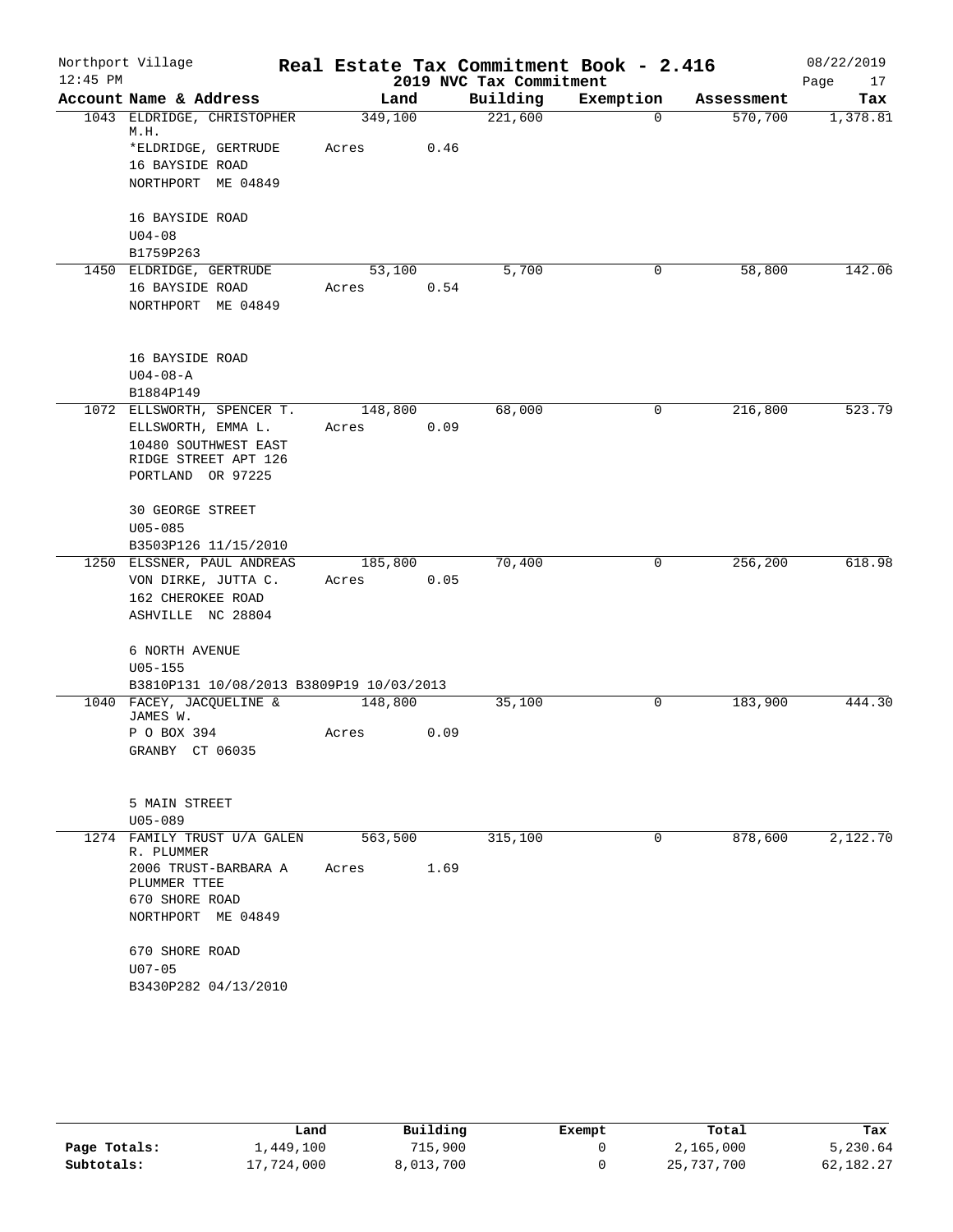Northport Village
12:45 PM

# Real Estate Tax Commitment Book - 2.416

## 2019 NVC Tax Commitment

08/22/2019

| Account | Name & Address | Land | Building | Exemption | Assessment | Tax |
|---|---|---|---|---|---|---|
| 1043 | ELDRIDGE, CHRISTOPHER M.H.<br>*ELDRIDGE, GERTRUDE<br>16 BAYSIDE ROAD<br>NORTHPORT ME 04849<br><br>16 BAYSIDE ROAD<br>U04-08<br>B1759P263 | 349,100<br>Acres 0.46 | 221,600 | 0 | 570,700 | 1,378.81 |
| 1450 | ELDRIDGE, GERTRUDE<br>16 BAYSIDE ROAD<br>NORTHPORT ME 04849<br><br>16 BAYSIDE ROAD<br>U04-08-A<br>B1884P149 | 53,100<br>Acres 0.54 | 5,700 | 0 | 58,800 | 142.06 |
| 1072 | ELLSWORTH, SPENCER T.<br>ELLSWORTH, EMMA L.<br>10480 SOUTHWEST EAST RIDGE STREET APT 126<br>PORTLAND OR 97225<br><br>30 GEORGE STREET<br>U05-085<br>B3503P126 11/15/2010 | 148,800<br>Acres 0.09 | 68,000 | 0 | 216,800 | 523.79 |
| 1250 | ELSSNER, PAUL ANDREAS<br>VON DIRKE, JUTTA C.<br>162 CHEROKEE ROAD<br>ASHVILLE NC 28804<br><br>6 NORTH AVENUE<br>U05-155<br>B3810P131 10/08/2013 B3809P19 10/03/2013 | 185,800<br>Acres 0.05 | 70,400 | 0 | 256,200 | 618.98 |
| 1040 | FACEY, JACQUELINE & JAMES W.<br>P O BOX 394<br>GRANBY CT 06035<br><br>5 MAIN STREET<br>U05-089 | 148,800<br>Acres 0.09 | 35,100 | 0 | 183,900 | 444.30 |
| 1274 | FAMILY TRUST U/A GALEN R. PLUMMER<br>2006 TRUST-BARBARA A PLUMMER TTEE<br>670 SHORE ROAD<br>NORTHPORT ME 04849<br><br>670 SHORE ROAD<br>U07-05<br>B3430P282 04/13/2010 | 563,500<br>Acres 1.69 | 315,100 | 0 | 878,600 | 2,122.70 |

| | Land | Building | Exempt | Total | Tax |
|---|---|---|---|---|---|
| Page Totals: | 1,449,100 | 715,900 | 0 | 2,165,000 | 5,230.64 |
| Subtotals: | 17,724,000 | 8,013,700 | 0 | 25,737,700 | 62,182.27 |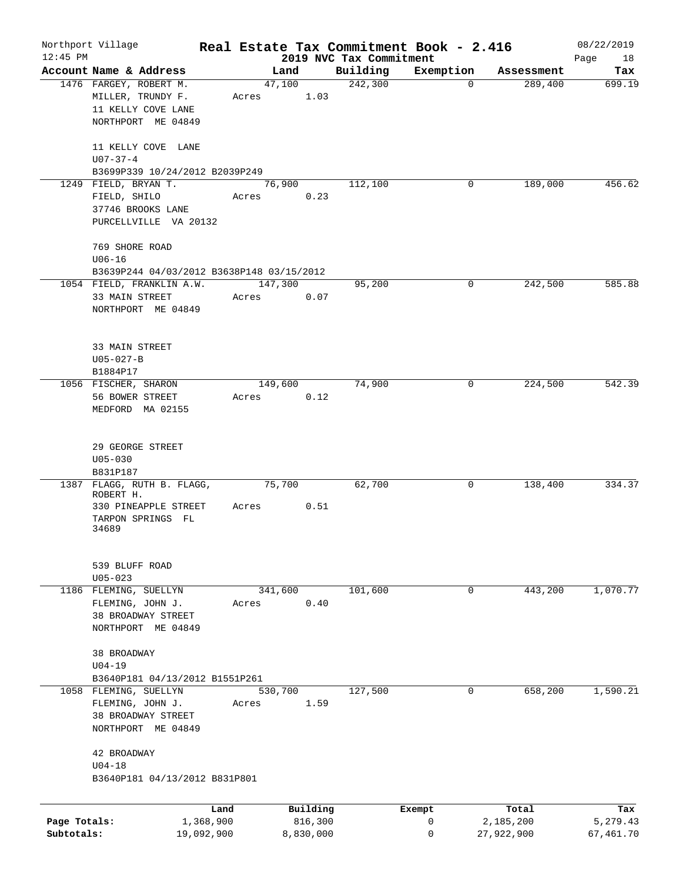Northport Village — Real Estate Tax Commitment Book - 2.416 — 08/22/2019

12:45 PM — 2019 NVC Tax Commitment

| Account Name & Address | Land | Building | Exemption | Assessment | Tax |
|---|---|---|---|---|---|
| 1476 FARGEY, ROBERT M.<br>MILLER, TRUNDY F.<br>11 KELLY COVE LANE<br>NORTHPORT ME 04849<br><br>11 KELLY COVE LANE<br>U07-37-4<br>B3699P339 10/24/2012 B2039P249 | 47,100<br>Acres 1.03 | 242,300 | 0 | 289,400 | 699.19 |
| 1249 FIELD, BRYAN T.<br>FIELD, SHILO<br>37746 BROOKS LANE<br>PURCELLVILLE VA 20132<br><br>769 SHORE ROAD<br>U06-16<br>B3639P244 04/03/2012 B3638P148 03/15/2012 | 76,900<br>Acres 0.23 | 112,100 | 0 | 189,000 | 456.62 |
| 1054 FIELD, FRANKLIN A.W.<br>33 MAIN STREET<br>NORTHPORT ME 04849<br><br>33 MAIN STREET<br>U05-027-B<br>B1884P17 | 147,300<br>Acres 0.07 | 95,200 | 0 | 242,500 | 585.88 |
| 1056 FISCHER, SHARON<br>56 BOWER STREET<br>MEDFORD MA 02155<br><br>29 GEORGE STREET<br>U05-030<br>B831P187 | 149,600<br>Acres 0.12 | 74,900 | 0 | 224,500 | 542.39 |
| 1387 FLAGG, RUTH B. FLAGG, ROBERT H.<br>330 PINEAPPLE STREET<br>TARPON SPRINGS FL 34689<br><br>539 BLUFF ROAD<br>U05-023 | 75,700<br>Acres 0.51 | 62,700 | 0 | 138,400 | 334.37 |
| 1186 FLEMING, SUELLYN<br>FLEMING, JOHN J.<br>38 BROADWAY STREET<br>NORTHPORT ME 04849<br><br>38 BROADWAY<br>U04-19<br>B3640P181 04/13/2012 B1551P261 | 341,600<br>Acres 0.40 | 101,600 | 0 | 443,200 | 1,070.77 |
| 1058 FLEMING, SUELLYN<br>FLEMING, JOHN J.<br>38 BROADWAY STREET<br>NORTHPORT ME 04849<br><br>42 BROADWAY<br>U04-18<br>B3640P181 04/13/2012 B831P801 | 530,700<br>Acres 1.59 | 127,500 | 0 | 658,200 | 1,590.21 |

| | Land | Building | Exempt | Total | Tax |
|---|---|---|---|---|---|
| Page Totals: | 1,368,900 | 816,300 | 0 | 2,185,200 | 5,279.43 |
| Subtotals: | 19,092,900 | 8,830,000 | 0 | 27,922,900 | 67,461.70 |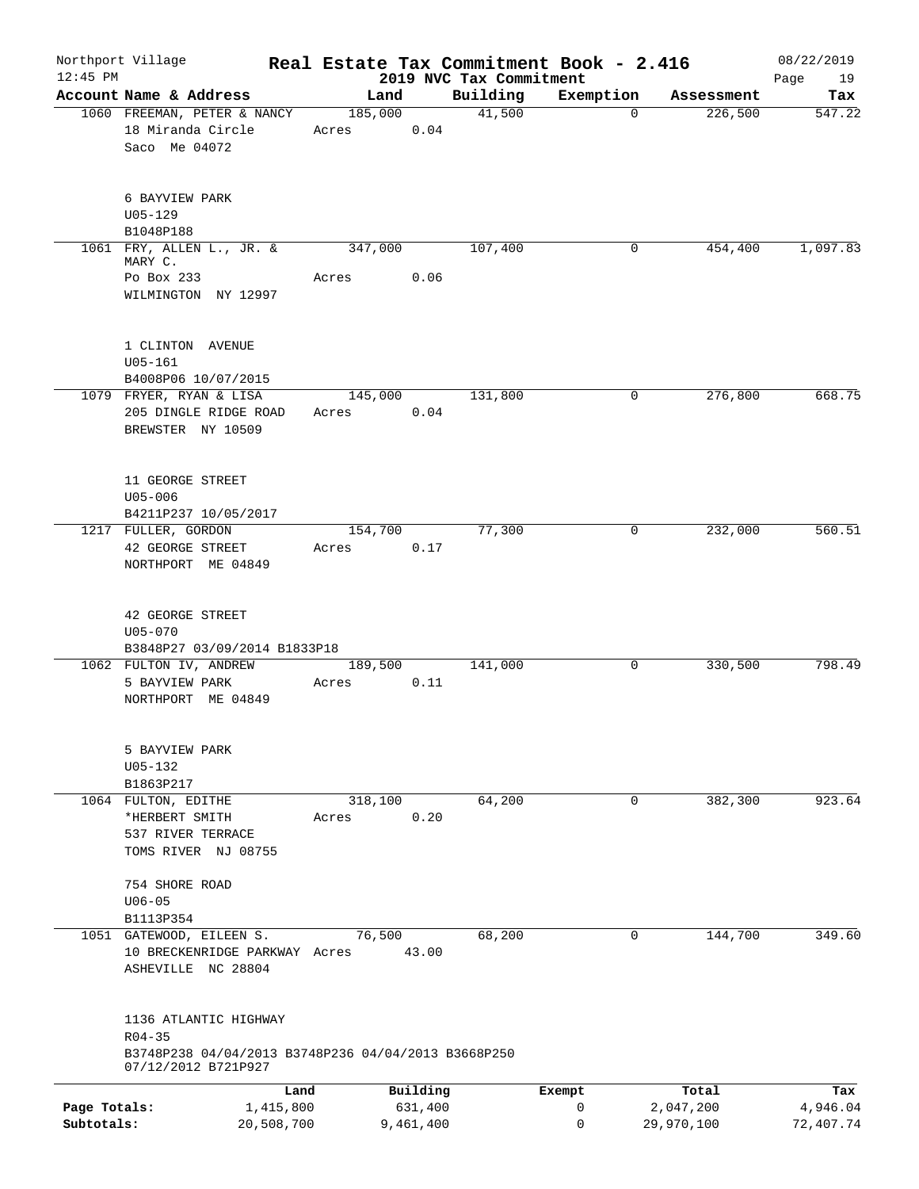Northport Village | Real Estate Tax Commitment Book - 2.416 | 08/22/2019
12:45 PM | 2019 NVC Tax Commitment | Page 19

| Account Name & Address | Land | Building | Exemption | Assessment | Tax |
|---|---|---|---|---|---|
| 1060 FREEMAN, PETER & NANCY<br>18 Miranda Circle<br>Saco Me 04072<br><br>6 BAYVIEW PARK<br>U05-129<br>B1048P188 | 185,000<br>Acres 0.04 | 41,500 | 0 | 226,500 | 547.22 |
| 1061 FRY, ALLEN L., JR. & MARY C.<br>Po Box 233<br>WILMINGTON NY 12997<br><br>1 CLINTON AVENUE<br>U05-161<br>B4008P06 10/07/2015 | 347,000<br>Acres 0.06 | 107,400 | 0 | 454,400 | 1,097.83 |
| 1079 FRYER, RYAN & LISA<br>205 DINGLE RIDGE ROAD<br>BREWSTER NY 10509<br><br>11 GEORGE STREET<br>U05-006<br>B4211P237 10/05/2017 | 145,000<br>Acres 0.04 | 131,800 | 0 | 276,800 | 668.75 |
| 1217 FULLER, GORDON<br>42 GEORGE STREET<br>NORTHPORT ME 04849<br><br>42 GEORGE STREET<br>U05-070<br>B3848P27 03/09/2014 B1833P18 | 154,700<br>Acres 0.17 | 77,300 | 0 | 232,000 | 560.51 |
| 1062 FULTON IV, ANDREW<br>5 BAYVIEW PARK<br>NORTHPORT ME 04849<br><br>5 BAYVIEW PARK<br>U05-132<br>B1863P217 | 189,500<br>Acres 0.11 | 141,000 | 0 | 330,500 | 798.49 |
| 1064 FULTON, EDITHE<br>*HERBERT SMITH<br>537 RIVER TERRACE<br>TOMS RIVER NJ 08755<br><br>754 SHORE ROAD<br>U06-05<br>B1113P354 | 318,100<br>Acres 0.20 | 64,200 | 0 | 382,300 | 923.64 |
| 1051 GATEWOOD, EILEEN S.<br>10 BRECKENRIDGE PARKWAY<br>ASHEVILLE NC 28804<br><br>1136 ATLANTIC HIGHWAY<br>R04-35<br>B3748P238 04/04/2013 B3748P236 04/04/2013 B3668P250 07/12/2012 B721P927 | 76,500<br>Acres 43.00 | 68,200 | 0 | 144,700 | 349.60 |

| | Land | Building | Exempt | Total | Tax |
|---|---|---|---|---|---|
| Page Totals: | 1,415,800 | 631,400 | 0 | 2,047,200 | 4,946.04 |
| Subtotals: | 20,508,700 | 9,461,400 | 0 | 29,970,100 | 72,407.74 |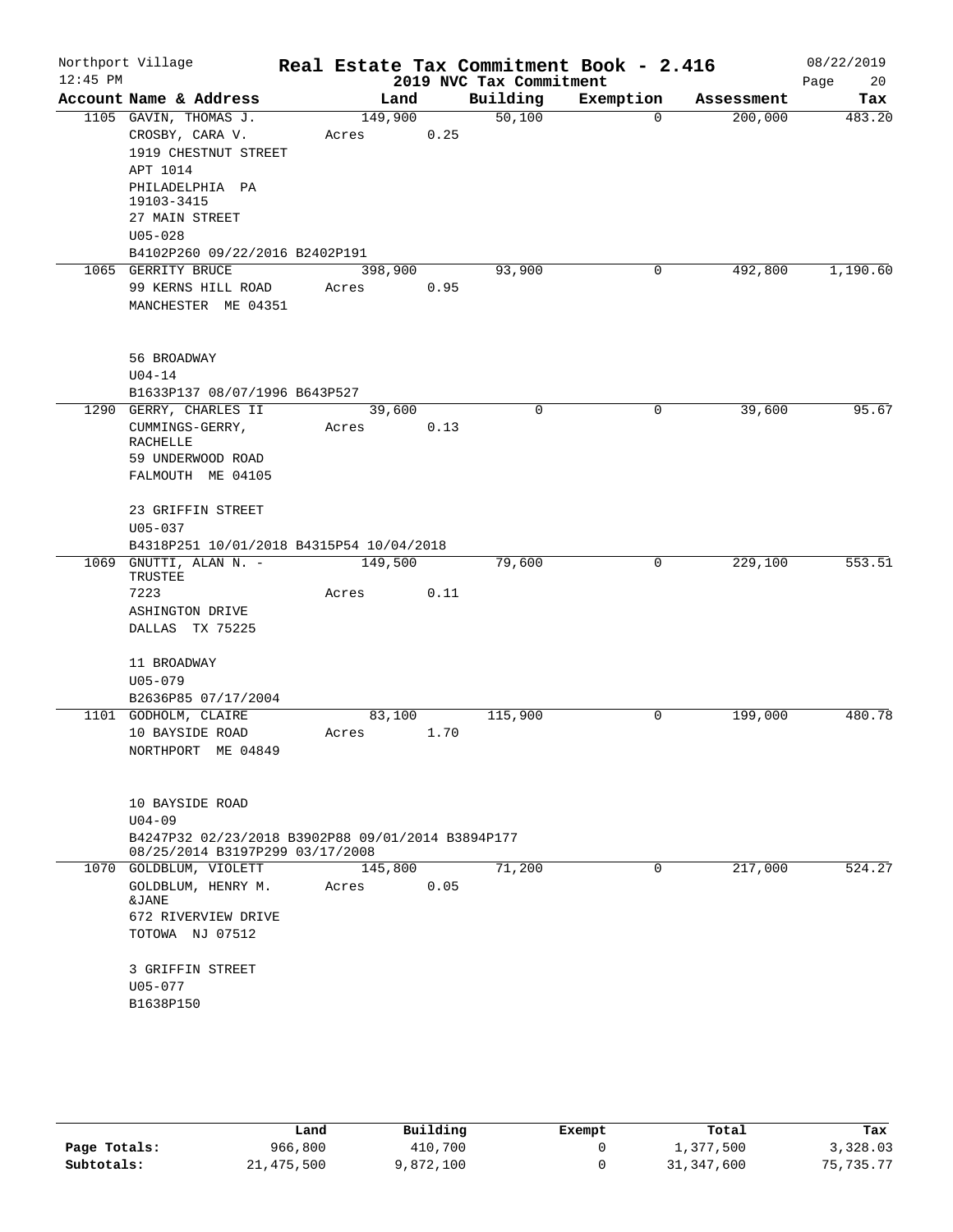Northport Village — Real Estate Tax Commitment Book - 2.416 — 08/22/2019
12:45 PM — 2019 NVC Tax Commitment

| Account Name & Address | Land | Building | Exemption | Assessment | Tax |
|---|---|---|---|---|---|
| 1105 GAVIN, THOMAS J.<br>CROSBY, CARA V.<br>1919 CHESTNUT STREET<br>APT 1014<br>PHILADELPHIA PA<br>19103-3415<br>27 MAIN STREET<br>U05-028<br>B4102P260 09/22/2016 B2402P191 | 149,900<br>Acres 0.25 | 50,100 | 0 | 200,000 | 483.20 |
| 1065 GERRITY BRUCE<br>99 KERNS HILL ROAD<br>MANCHESTER ME 04351<br>56 BROADWAY<br>U04-14<br>B1633P137 08/07/1996 B643P527 | 398,900<br>Acres 0.95 | 93,900 | 0 | 492,800 | 1,190.60 |
| 1290 GERRY, CHARLES II<br>CUMMINGS-GERRY, RACHELLE<br>59 UNDERWOOD ROAD<br>FALMOUTH ME 04105<br>23 GRIFFIN STREET<br>U05-037<br>B4318P251 10/01/2018 B4315P54 10/04/2018 | 39,600<br>Acres 0.13 | 0 | 0 | 39,600 | 95.67 |
| 1069 GNUTTI, ALAN N. - TRUSTEE<br>7223<br>ASHINGTON DRIVE<br>DALLAS TX 75225<br>11 BROADWAY<br>U05-079<br>B2636P85 07/17/2004 | 149,500<br>Acres 0.11 | 79,600 | 0 | 229,100 | 553.51 |
| 1101 GODHOLM, CLAIRE<br>10 BAYSIDE ROAD<br>NORTHPORT ME 04849<br>10 BAYSIDE ROAD<br>U04-09<br>B4247P32 02/23/2018 B3902P88 09/01/2014 B3894P177 08/25/2014 B3197P299 03/17/2008 | 83,100<br>Acres 1.70 | 115,900 | 0 | 199,000 | 480.78 |
| 1070 GOLDBLUM, VIOLETT<br>GOLDBLUM, HENRY M. &JANE<br>672 RIVERVIEW DRIVE<br>TOTOWA NJ 07512<br>3 GRIFFIN STREET<br>U05-077<br>B1638P150 | 145,800<br>Acres 0.05 | 71,200 | 0 | 217,000 | 524.27 |

| | Land | Building | Exempt | Total | Tax |
|---|---|---|---|---|---|
| Page Totals: | 966,800 | 410,700 | 0 | 1,377,500 | 3,328.03 |
| Subtotals: | 21,475,500 | 9,872,100 | 0 | 31,347,600 | 75,735.77 |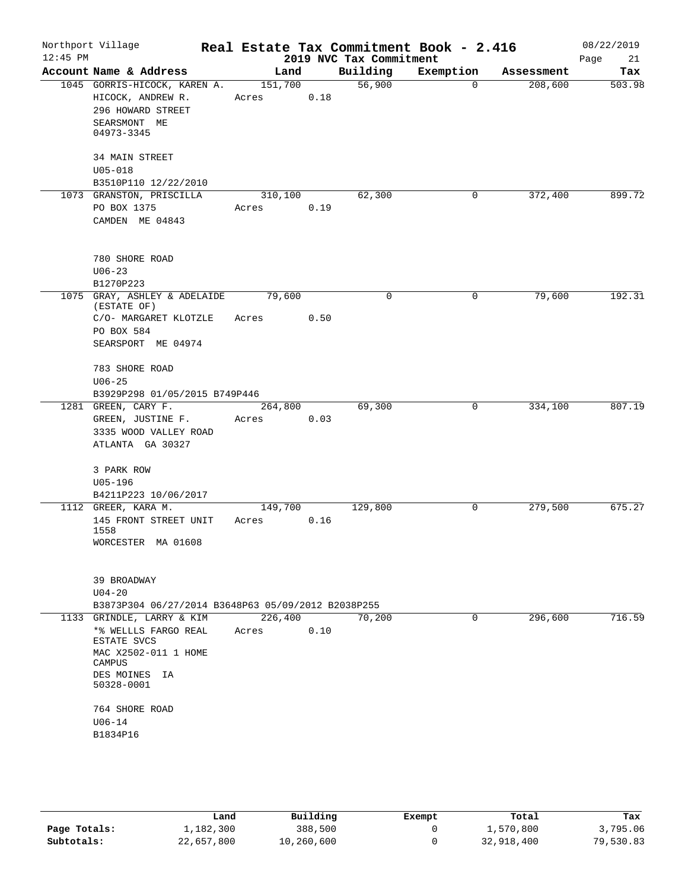Northport Village — Real Estate Tax Commitment Book - 2.416 — 08/22/2019
12:45 PM — 2019 NVC Tax Commitment

| Account Name & Address | Land | Building | Exemption | Assessment | Tax |
|---|---|---|---|---|---|
| 1045 GORRIS-HICOCK, KAREN A.<br>HICOCK, ANDREW R.<br>296 HOWARD STREET<br>SEARSMONT ME<br>04973-3345<br><br>34 MAIN STREET<br>U05-018<br>B3510P110 12/22/2010 | 151,700<br>Acres 0.18 | 56,900 | 0 | 208,600 | 503.98 |
| 1073 GRANSTON, PRISCILLA<br>PO BOX 1375<br>CAMDEN ME 04843<br><br>780 SHORE ROAD<br>U06-23<br>B1270P223 | 310,100<br>Acres 0.19 | 62,300 | 0 | 372,400 | 899.72 |
| 1075 GRAY, ASHLEY & ADELAIDE (ESTATE OF)<br>C/O- MARGARET KLOTZLE<br>PO BOX 584<br>SEARSPORT ME 04974<br><br>783 SHORE ROAD<br>U06-25<br>B3929P298 01/05/2015 B749P446 | 79,600<br>Acres 0.50 | 0 | 0 | 79,600 | 192.31 |
| 1281 GREEN, CARY F.<br>GREEN, JUSTINE F.<br>3335 WOOD VALLEY ROAD<br>ATLANTA GA 30327<br><br>3 PARK ROW<br>U05-196<br>B4211P223 10/06/2017 | 264,800<br>Acres 0.03 | 69,300 | 0 | 334,100 | 807.19 |
| 1112 GREER, KARA M.<br>145 FRONT STREET UNIT 1558<br>WORCESTER MA 01608<br><br>39 BROADWAY<br>U04-20<br>B3873P304 06/27/2014 B3648P63 05/09/2012 B2038P255 | 149,700<br>Acres 0.16 | 129,800 | 0 | 279,500 | 675.27 |
| 1133 GRINDLE, LARRY & KIM<br>*% WELLLS FARGO REAL ESTATE SVCS<br>MAC X2502-011 1 HOME CAMPUS<br>DES MOINES IA<br>50328-0001<br><br>764 SHORE ROAD<br>U06-14<br>B1834P16 | 226,400<br>Acres 0.10 | 70,200 | 0 | 296,600 | 716.59 |

| | Land | Building | Exempt | Total | Tax |
|---|---|---|---|---|---|
| Page Totals: | 1,182,300 | 388,500 | 0 | 1,570,800 | 3,795.06 |
| Subtotals: | 22,657,800 | 10,260,600 | 0 | 32,918,400 | 79,530.83 |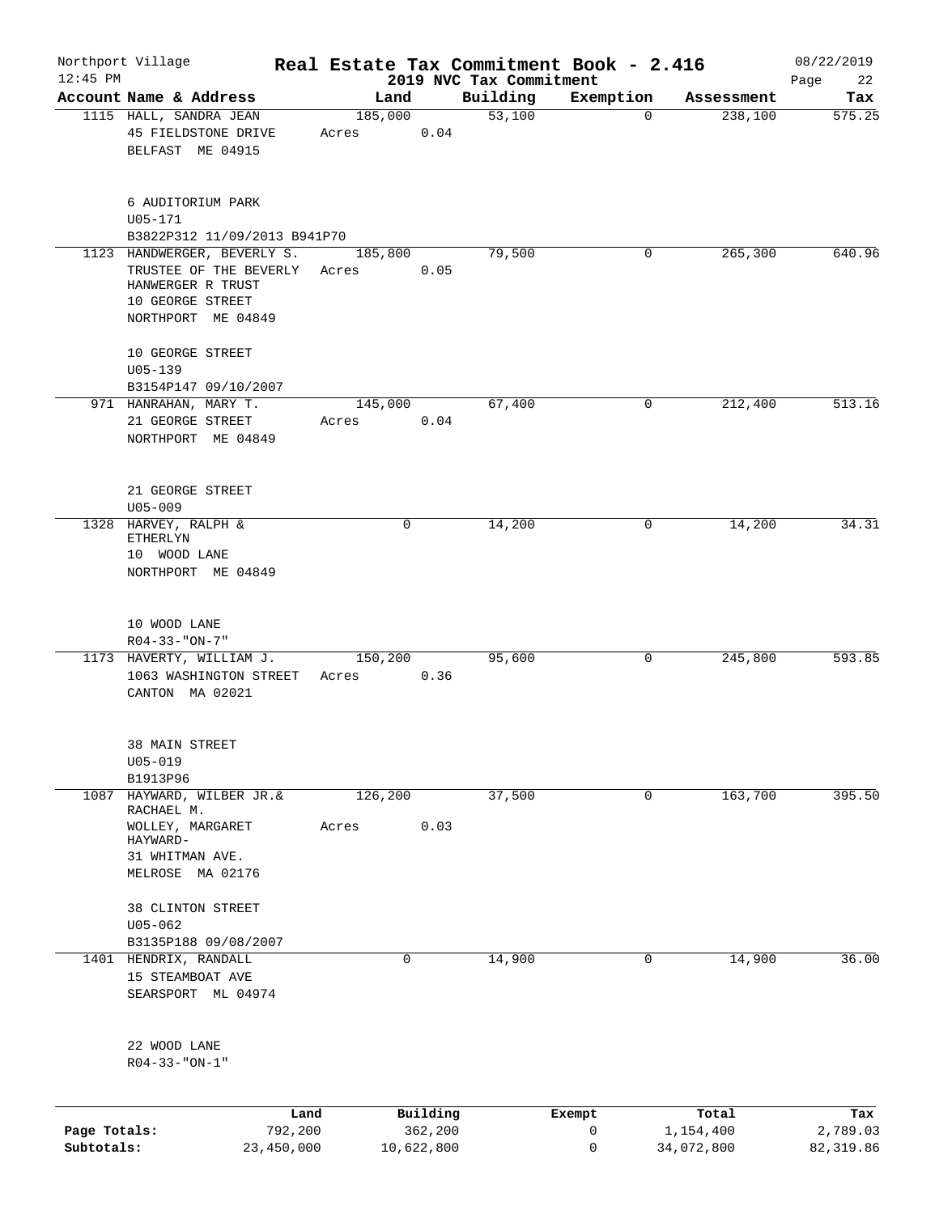Northport Village — Real Estate Tax Commitment Book - 2.416 — 08/22/2019
12:45 PM — 2019 NVC Tax Commitment

| Account Name & Address | Land | Building | Exemption | Assessment | Tax |
|---|---|---|---|---|---|
| 1115 HALL, SANDRA JEAN<br>45 FIELDSTONE DRIVE<br>BELFAST ME 04915<br><br>6 AUDITORIUM PARK<br>U05-171<br>B3822P312 11/09/2013 B941P70 | 185,000<br>Acres 0.04 | 53,100 | 0 | 238,100 | 575.25 |
| 1123 HANDWERGER, BEVERLY S.<br>TRUSTEE OF THE BEVERLY<br>HANWERGER R TRUST<br>10 GEORGE STREET<br>NORTHPORT ME 04849<br><br>10 GEORGE STREET<br>U05-139<br>B3154P147 09/10/2007 | 185,800<br>Acres 0.05 | 79,500 | 0 | 265,300 | 640.96 |
| 971 HANRAHAN, MARY T.<br>21 GEORGE STREET<br>NORTHPORT ME 04849<br><br>21 GEORGE STREET<br>U05-009 | 145,000<br>Acres 0.04 | 67,400 | 0 | 212,400 | 513.16 |
| 1328 HARVEY, RALPH &<br>ETHERLYN<br>10 WOOD LANE<br>NORTHPORT ME 04849<br><br>10 WOOD LANE<br>R04-33-"ON-7" | 0 | 14,200 | 0 | 14,200 | 34.31 |
| 1173 HAVERTY, WILLIAM J.<br>1063 WASHINGTON STREET<br>CANTON MA 02021<br><br>38 MAIN STREET<br>U05-019<br>B1913P96 | 150,200<br>Acres 0.36 | 95,600 | 0 | 245,800 | 593.85 |
| 1087 HAYWARD, WILBER JR.&<br>RACHAEL M.<br>WOLLEY, MARGARET<br>HAYWARD-<br>31 WHITMAN AVE.<br>MELROSE MA 02176<br><br>38 CLINTON STREET<br>U05-062<br>B3135P188 09/08/2007 | 126,200<br>Acres 0.03 | 37,500 | 0 | 163,700 | 395.50 |
| 1401 HENDRIX, RANDALL<br>15 STEAMBOAT AVE<br>SEARSPORT ML 04974<br><br>22 WOOD LANE<br>R04-33-"ON-1" | 0 | 14,900 | 0 | 14,900 | 36.00 |

| | Land | Building | Exempt | Total | Tax |
|---|---|---|---|---|---|
| Page Totals: | 792,200 | 362,200 | 0 | 1,154,400 | 2,789.03 |
| Subtotals: | 23,450,000 | 10,622,800 | 0 | 34,072,800 | 82,319.86 |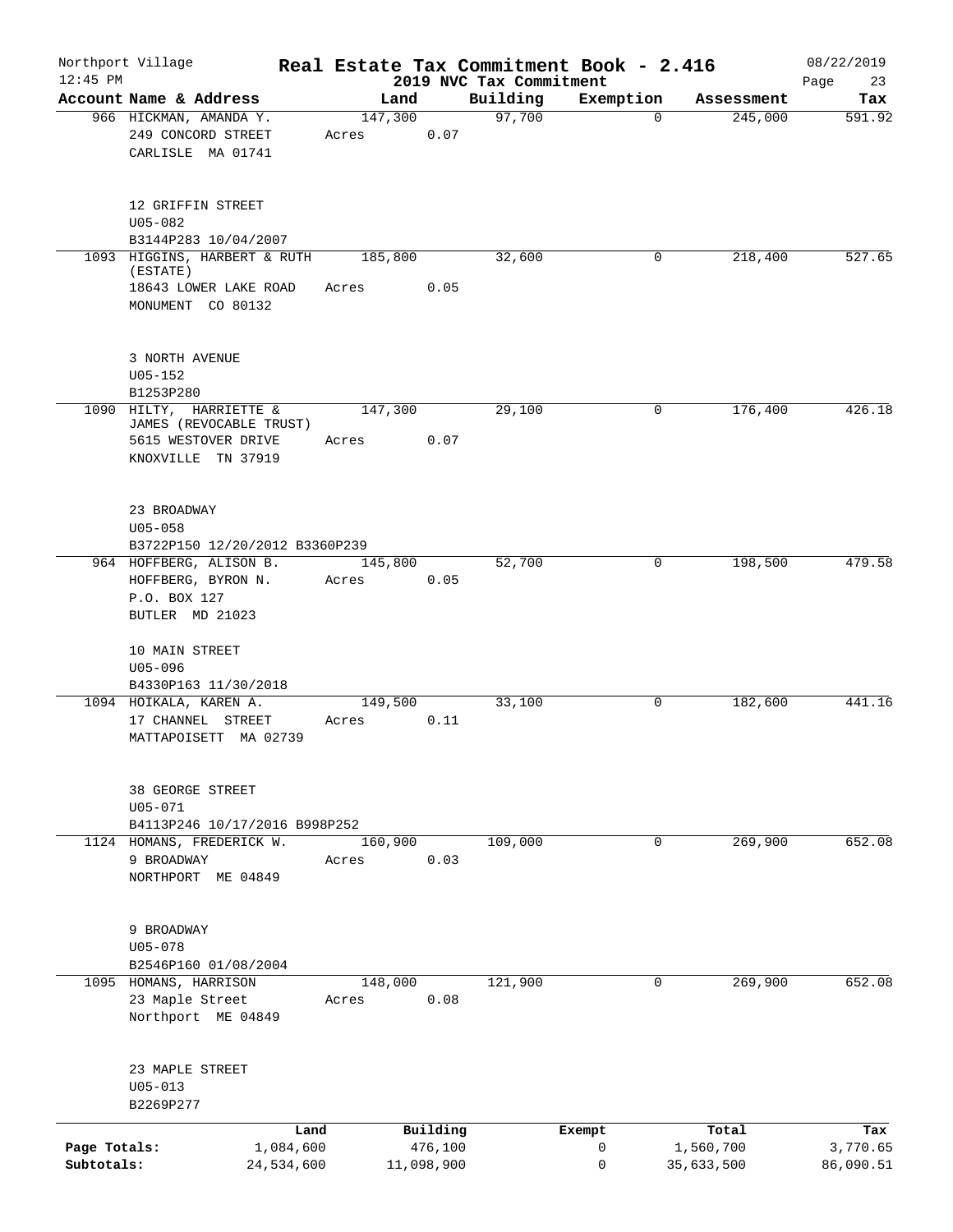Northport Village
12:45 PM

# Real Estate Tax Commitment Book - 2.416

2019 NVC Tax Commitment

08/22/2019

| Account Name & Address | Land | Building | Exemption | Assessment | Tax |
|---|---|---|---|---|---|
| 966 HICKMAN, AMANDA Y.<br>249 CONCORD STREET<br>CARLISLE MA 01741<br><br>12 GRIFFIN STREET<br>U05-082<br>B3144P283 10/04/2007 | 147,300<br>Acres 0.07 | 97,700 | 0 | 245,000 | 591.92 |
| 1093 HIGGINS, HARBERT & RUTH (ESTATE)<br>18643 LOWER LAKE ROAD<br>MONUMENT CO 80132<br><br>3 NORTH AVENUE<br>U05-152<br>B1253P280 | 185,800<br>Acres 0.05 | 32,600 | 0 | 218,400 | 527.65 |
| 1090 HILTY, HARRIETTE & JAMES (REVOCABLE TRUST)<br>5615 WESTOVER DRIVE<br>KNOXVILLE TN 37919<br><br>23 BROADWAY<br>U05-058<br>B3722P150 12/20/2012 B3360P239 | 147,300<br>Acres 0.07 | 29,100 | 0 | 176,400 | 426.18 |
| 964 HOFFBERG, ALISON B.<br>HOFFBERG, BYRON N.<br>P.O. BOX 127<br>BUTLER MD 21023<br><br>10 MAIN STREET<br>U05-096<br>B4330P163 11/30/2018 | 145,800<br>Acres 0.05 | 52,700 | 0 | 198,500 | 479.58 |
| 1094 HOIKALA, KAREN A.<br>17 CHANNEL STREET<br>MATTAPOISETT MA 02739<br><br>38 GEORGE STREET<br>U05-071<br>B4113P246 10/17/2016 B998P252 | 149,500<br>Acres 0.11 | 33,100 | 0 | 182,600 | 441.16 |
| 1124 HOMANS, FREDERICK W.<br>9 BROADWAY<br>NORTHPORT ME 04849<br><br>9 BROADWAY<br>U05-078<br>B2546P160 01/08/2004 | 160,900<br>Acres 0.03 | 109,000 | 0 | 269,900 | 652.08 |
| 1095 HOMANS, HARRISON<br>23 Maple Street<br>Northport ME 04849<br><br>23 MAPLE STREET<br>U05-013<br>B2269P277 | 148,000<br>Acres 0.08 | 121,900 | 0 | 269,900 | 652.08 |

| | Land | Building | Exempt | Total | Tax |
|---|---|---|---|---|---|
| Page Totals: | 1,084,600 | 476,100 | 0 | 1,560,700 | 3,770.65 |
| Subtotals: | 24,534,600 | 11,098,900 | 0 | 35,633,500 | 86,090.51 |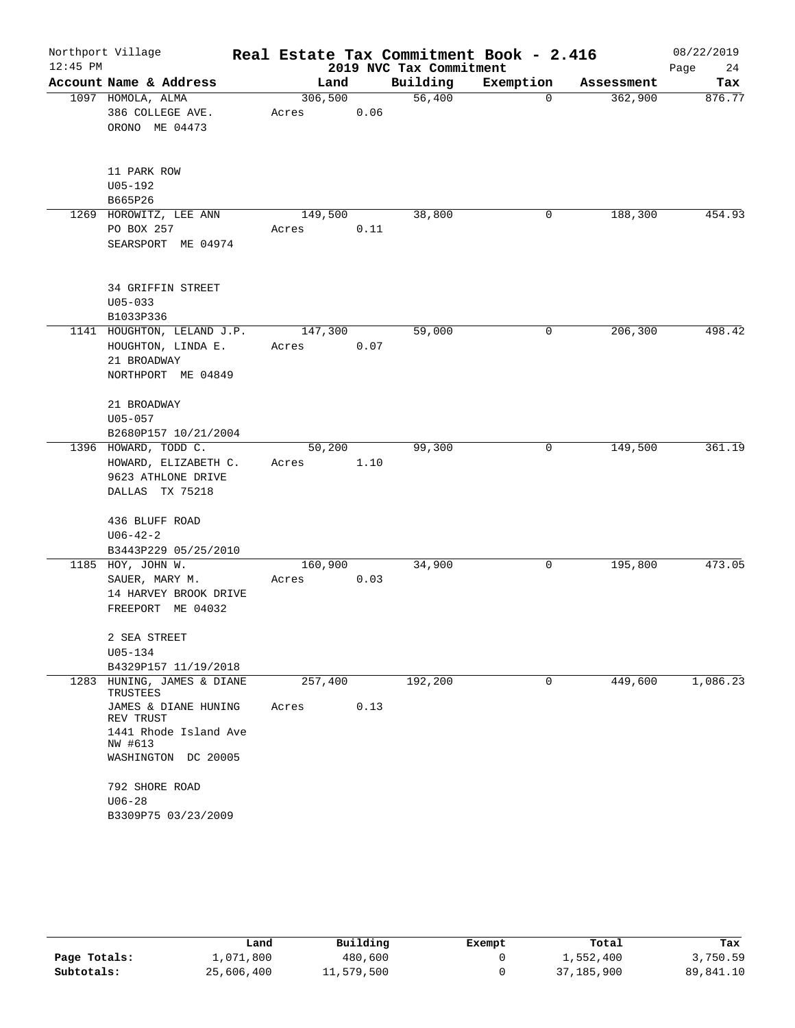Northport Village — 12:45 PM

# Real Estate Tax Commitment Book - 2.416

## 2019 NVC Tax Commitment

08/22/2019

| Account | Name & Address | Land | Building | Exemption | Assessment | Tax |
|---|---|---|---|---|---|---|
| 1097 | HOMOLA, ALMA<br>386 COLLEGE AVE.<br>ORONO ME 04473<br><br>11 PARK ROW<br>U05-192<br>B665P26 | 306,500<br>Acres 0.06 | 56,400 | 0 | 362,900 | 876.77 |
| 1269 | HOROWITZ, LEE ANN<br>PO BOX 257<br>SEARSPORT ME 04974<br><br>34 GRIFFIN STREET<br>U05-033<br>B1033P336 | 149,500<br>Acres 0.11 | 38,800 | 0 | 188,300 | 454.93 |
| 1141 | HOUGHTON, LELAND J.P.<br>HOUGHTON, LINDA E.<br>21 BROADWAY<br>NORTHPORT ME 04849<br><br>21 BROADWAY<br>U05-057<br>B2680P157 10/21/2004 | 147,300<br>Acres 0.07 | 59,000 | 0 | 206,300 | 498.42 |
| 1396 | HOWARD, TODD C.<br>HOWARD, ELIZABETH C.<br>9623 ATHLONE DRIVE<br>DALLAS TX 75218<br><br>436 BLUFF ROAD<br>U06-42-2<br>B3443P229 05/25/2010 | 50,200<br>Acres 1.10 | 99,300 | 0 | 149,500 | 361.19 |
| 1185 | HOY, JOHN W.<br>SAUER, MARY M.<br>14 HARVEY BROOK DRIVE<br>FREEPORT ME 04032<br><br>2 SEA STREET<br>U05-134<br>B4329P157 11/19/2018 | 160,900<br>Acres 0.03 | 34,900 | 0 | 195,800 | 473.05 |
| 1283 | HUNING, JAMES & DIANE TRUSTEES<br>JAMES & DIANE HUNING REV TRUST<br>1441 Rhode Island Ave NW #613<br>WASHINGTON DC 20005<br><br>792 SHORE ROAD<br>U06-28<br>B3309P75 03/23/2009 | 257,400<br>Acres 0.13 | 192,200 | 0 | 449,600 | 1,086.23 |

| | Land | Building | Exempt | Total | Tax |
|---|---|---|---|---|---|
| Page Totals: | 1,071,800 | 480,600 | 0 | 1,552,400 | 3,750.59 |
| Subtotals: | 25,606,400 | 11,579,500 | 0 | 37,185,900 | 89,841.10 |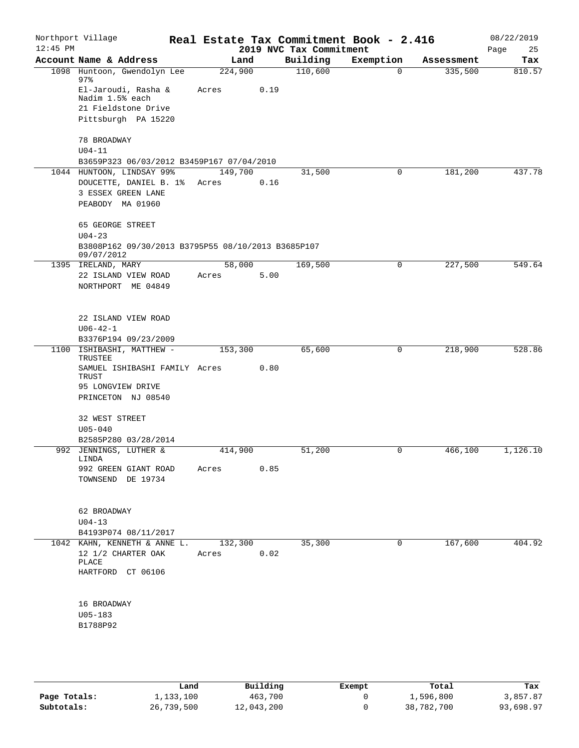Northport Village — 12:45 PM

# Real Estate Tax Commitment Book - 2.416

## 2019 NVC Tax Commitment

08/22/2019

| Account Name & Address | Land | Building | Exemption | Assessment | Tax |
|---|---|---|---|---|---|
| 1098 Huntoon, Gwendolyn Lee 97% | 224,900 | 110,600 | 0 | 335,500 | 810.57 |
| El-Jaroudi, Rasha & Nadim 1.5% each | Acres 0.19 | | | | |
| 21 Fieldstone Drive | | | | | |
| Pittsburgh PA 15220 | | | | | |
| 78 BROADWAY | | | | | |
| U04-11 | | | | | |
| B3659P323 06/03/2012 B3459P167 07/04/2010 | | | | | |
| 1044 HUNTOON, LINDSAY 99% | 149,700 | 31,500 | 0 | 181,200 | 437.78 |
| DOUCETTE, DANIEL B. 1% | Acres 0.16 | | | | |
| 3 ESSEX GREEN LANE | | | | | |
| PEABODY MA 01960 | | | | | |
| 65 GEORGE STREET | | | | | |
| U04-23 | | | | | |
| B3808P162 09/30/2013 B3795P55 08/10/2013 B3685P107 09/07/2012 | | | | | |
| 1395 IRELAND, MARY | 58,000 | 169,500 | 0 | 227,500 | 549.64 |
| 22 ISLAND VIEW ROAD | Acres 5.00 | | | | |
| NORTHPORT ME 04849 | | | | | |
| 22 ISLAND VIEW ROAD | | | | | |
| U06-42-1 | | | | | |
| B3376P194 09/23/2009 | | | | | |
| 1100 ISHIBASHI, MATTHEW - TRUSTEE | 153,300 | 65,600 | 0 | 218,900 | 528.86 |
| SAMUEL ISHIBASHI FAMILY TRUST | Acres 0.80 | | | | |
| 95 LONGVIEW DRIVE | | | | | |
| PRINCETON NJ 08540 | | | | | |
| 32 WEST STREET | | | | | |
| U05-040 | | | | | |
| B2585P280 03/28/2014 | | | | | |
| 992 JENNINGS, LUTHER & LINDA | 414,900 | 51,200 | 0 | 466,100 | 1,126.10 |
| 992 GREEN GIANT ROAD | Acres 0.85 | | | | |
| TOWNSEND DE 19734 | | | | | |
| 62 BROADWAY | | | | | |
| U04-13 | | | | | |
| B4193P074 08/11/2017 | | | | | |
| 1042 KAHN, KENNETH & ANNE L. | 132,300 | 35,300 | 0 | 167,600 | 404.92 |
| 12 1/2 CHARTER OAK PLACE | Acres 0.02 | | | | |
| HARTFORD CT 06106 | | | | | |
| 16 BROADWAY | | | | | |
| U05-183 | | | | | |
| B1788P92 | | | | | |

| | Land | Building | Exempt | Total | Tax |
|---|---|---|---|---|---|
| Page Totals: | 1,133,100 | 463,700 | 0 | 1,596,800 | 3,857.87 |
| Subtotals: | 26,739,500 | 12,043,200 | 0 | 38,782,700 | 93,698.97 |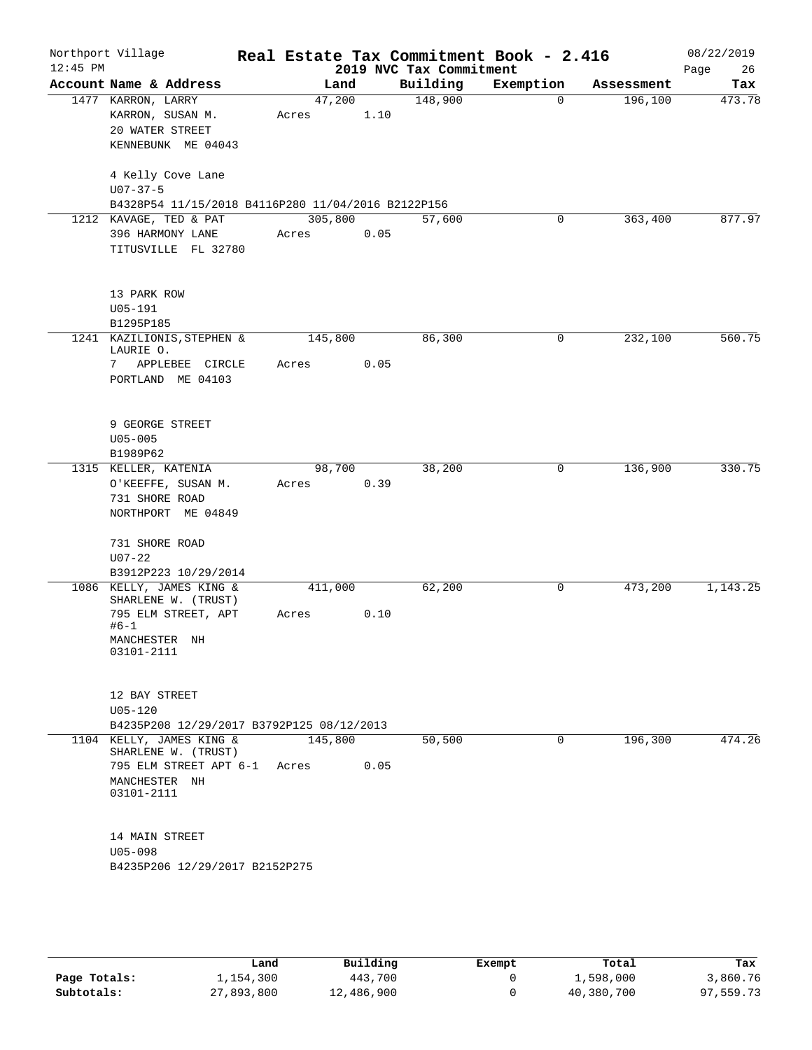Northport Village 12:45 PM

# Real Estate Tax Commitment Book - 2.416

## 2019 NVC Tax Commitment

08/22/2019

| Account Name & Address | Land | Building | Exemption | Assessment | Tax |
|---|---|---|---|---|---|
| 1477 KARRON, LARRY<br>KARRON, SUSAN M.<br>20 WATER STREET<br>KENNEBUNK ME 04043<br><br>4 Kelly Cove Lane<br>U07-37-5<br>B4328P54 11/15/2018 B4116P280 11/04/2016 B2122P156 | 47,200<br>Acres 1.10 | 148,900 | 0 | 196,100 | 473.78 |
| 1212 KAVAGE, TED & PAT<br>396 HARMONY LANE<br>TITUSVILLE FL 32780<br><br>13 PARK ROW<br>U05-191<br>B1295P185 | 305,800<br>Acres 0.05 | 57,600 | 0 | 363,400 | 877.97 |
| 1241 KAZILIONIS,STEPHEN & LAURIE O.<br>7 APPLEBEE CIRCLE<br>PORTLAND ME 04103<br><br>9 GEORGE STREET<br>U05-005<br>B1989P62 | 145,800<br>Acres 0.05 | 86,300 | 0 | 232,100 | 560.75 |
| 1315 KELLER, KATENIA<br>O'KEEFFE, SUSAN M.<br>731 SHORE ROAD<br>NORTHPORT ME 04849<br><br>731 SHORE ROAD<br>U07-22<br>B3912P223 10/29/2014 | 98,700<br>Acres 0.39 | 38,200 | 0 | 136,900 | 330.75 |
| 1086 KELLY, JAMES KING & SHARLENE W. (TRUST)<br>795 ELM STREET, APT #6-1<br>MANCHESTER NH 03101-2111<br><br>12 BAY STREET<br>U05-120<br>B4235P208 12/29/2017 B3792P125 08/12/2013 | 411,000<br>Acres 0.10 | 62,200 | 0 | 473,200 | 1,143.25 |
| 1104 KELLY, JAMES KING & SHARLENE W. (TRUST)<br>795 ELM STREET APT 6-1<br>MANCHESTER NH 03101-2111<br><br>14 MAIN STREET<br>U05-098<br>B4235P206 12/29/2017 B2152P275 | 145,800<br>Acres 0.05 | 50,500 | 0 | 196,300 | 474.26 |

| | Land | Building | Exempt | Total | Tax |
|---|---|---|---|---|---|
| **Page Totals:** | 1,154,300 | 443,700 | 0 | 1,598,000 | 3,860.76 |
| **Subtotals:** | 27,893,800 | 12,486,900 | 0 | 40,380,700 | 97,559.73 |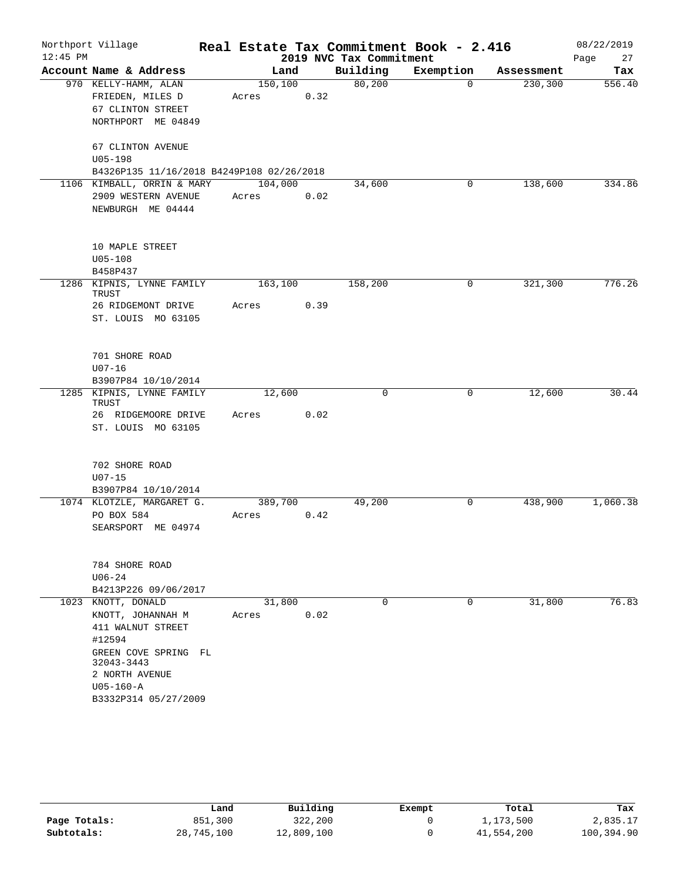Northport Village

12:45 PM

# Real Estate Tax Commitment Book - 2.416

## 2019 NVC Tax Commitment

08/22/2019

| Account Name & Address | Land | Building | Exemption | Assessment | Tax |
|---|---|---|---|---|---|
| 970 KELLY-HAMM, ALAN<br>FRIEDEN, MILES D<br>67 CLINTON STREET<br>NORTHPORT ME 04849<br><br>67 CLINTON AVENUE<br>U05-198<br>B4326P135 11/16/2018 B4249P108 02/26/2018 | 150,100<br>Acres 0.32 | 80,200 | 0 | 230,300 | 556.40 |
| 1106 KIMBALL, ORRIN & MARY<br>2909 WESTERN AVENUE<br>NEWBURGH ME 04444<br><br>10 MAPLE STREET<br>U05-108<br>B458P437 | 104,000<br>Acres 0.02 | 34,600 | 0 | 138,600 | 334.86 |
| 1286 KIPNIS, LYNNE FAMILY TRUST<br>26 RIDGEMONT DRIVE<br>ST. LOUIS MO 63105<br><br>701 SHORE ROAD<br>U07-16<br>B3907P84 10/10/2014 | 163,100<br>Acres 0.39 | 158,200 | 0 | 321,300 | 776.26 |
| 1285 KIPNIS, LYNNE FAMILY TRUST<br>26 RIDGEMOORE DRIVE<br>ST. LOUIS MO 63105<br><br>702 SHORE ROAD<br>U07-15<br>B3907P84 10/10/2014 | 12,600<br>Acres 0.02 | 0 | 0 | 12,600 | 30.44 |
| 1074 KLOTZLE, MARGARET G.<br>PO BOX 584<br>SEARSPORT ME 04974<br><br>784 SHORE ROAD<br>U06-24<br>B4213P226 09/06/2017 | 389,700<br>Acres 0.42 | 49,200 | 0 | 438,900 | 1,060.38 |
| 1023 KNOTT, DONALD<br>KNOTT, JOHANNAH M<br>411 WALNUT STREET<br>#12594<br>GREEN COVE SPRING FL 32043-3443<br>2 NORTH AVENUE<br>U05-160-A<br>B3332P314 05/27/2009 | 31,800<br>Acres 0.02 | 0 | 0 | 31,800 | 76.83 |

| | Land | Building | Exempt | Total | Tax |
|---|---|---|---|---|---|
| Page Totals: | 851,300 | 322,200 | 0 | 1,173,500 | 2,835.17 |
| Subtotals: | 28,745,100 | 12,809,100 | 0 | 41,554,200 | 100,394.90 |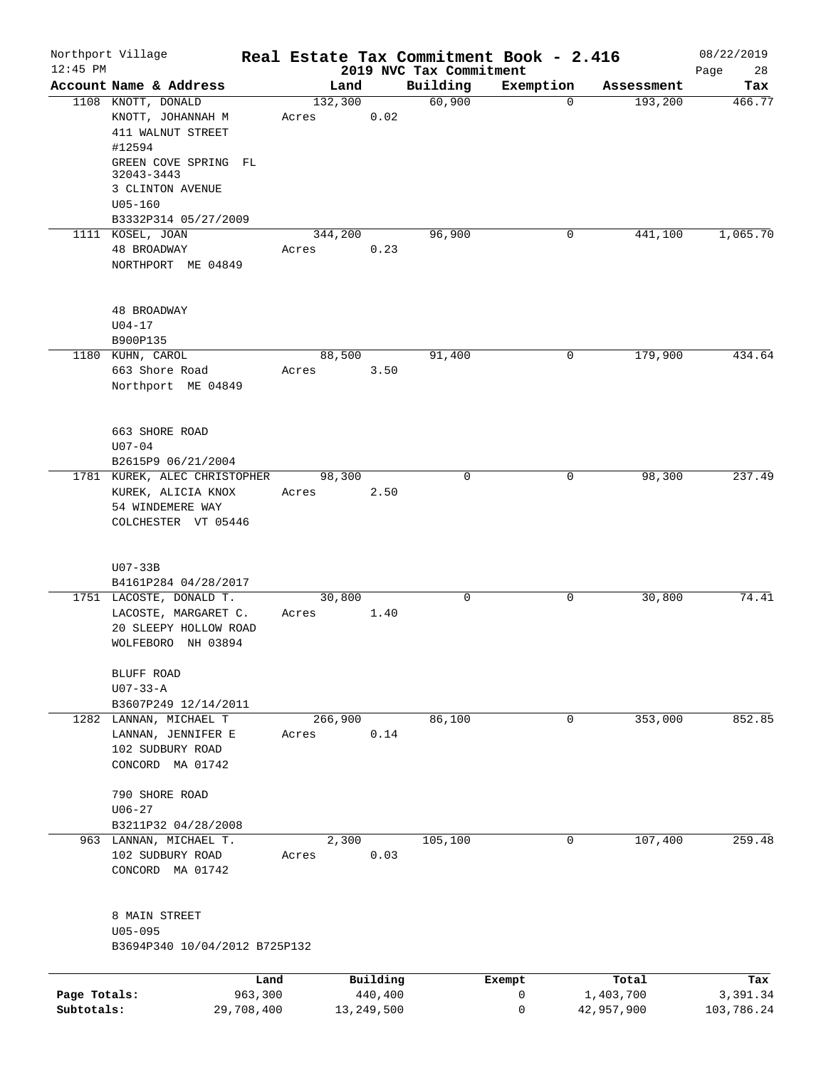Northport Village | Real Estate Tax Commitment Book - 2.416 | 08/22/2019
12:45 PM | 2019 NVC Tax Commitment | Page 28

| Account Name & Address | Land | Building | Exemption | Assessment | Tax |
|---|---|---|---|---|---|
| 1108 KNOTT, DONALD<br>KNOTT, JOHANNAH M<br>411 WALNUT STREET<br>#12594<br>GREEN COVE SPRING FL 32043-3443<br>3 CLINTON AVENUE<br>U05-160<br>B3332P314 05/27/2009 | 132,300<br>Acres 0.02 | 60,900 | 0 | 193,200 | 466.77 |
| 1111 KOSEL, JOAN<br>48 BROADWAY<br>NORTHPORT ME 04849<br><br>48 BROADWAY<br>U04-17<br>B900P135 | 344,200<br>Acres 0.23 | 96,900 | 0 | 441,100 | 1,065.70 |
| 1180 KUHN, CAROL<br>663 Shore Road<br>Northport ME 04849<br><br>663 SHORE ROAD<br>U07-04<br>B2615P9 06/21/2004 | 88,500<br>Acres 3.50 | 91,400 | 0 | 179,900 | 434.64 |
| 1781 KUREK, ALEC CHRISTOPHER<br>KUREK, ALICIA KNOX<br>54 WINDEMERE WAY<br>COLCHESTER VT 05446<br><br>U07-33B<br>B4161P284 04/28/2017 | 98,300<br>Acres 2.50 | 0 | 0 | 98,300 | 237.49 |
| 1751 LACOSTE, DONALD T.<br>LACOSTE, MARGARET C.<br>20 SLEEPY HOLLOW ROAD<br>WOLFEBORO NH 03894<br><br>BLUFF ROAD<br>U07-33-A<br>B3607P249 12/14/2011 | 30,800<br>Acres 1.40 | 0 | 0 | 30,800 | 74.41 |
| 1282 LANNAN, MICHAEL T<br>LANNAN, JENNIFER E<br>102 SUDBURY ROAD<br>CONCORD MA 01742<br><br>790 SHORE ROAD<br>U06-27<br>B3211P32 04/28/2008 | 266,900<br>Acres 0.14 | 86,100 | 0 | 353,000 | 852.85 |
| 963 LANNAN, MICHAEL T.<br>102 SUDBURY ROAD<br>CONCORD MA 01742<br><br>8 MAIN STREET<br>U05-095<br>B3694P340 10/04/2012 B725P132 | 2,300<br>Acres 0.03 | 105,100 | 0 | 107,400 | 259.48 |

| | Land | Building | Exempt | Total | Tax |
|---|---|---|---|---|---|
| Page Totals: | 963,300 | 440,400 | 0 | 1,403,700 | 3,391.34 |
| Subtotals: | 29,708,400 | 13,249,500 | 0 | 42,957,900 | 103,786.24 |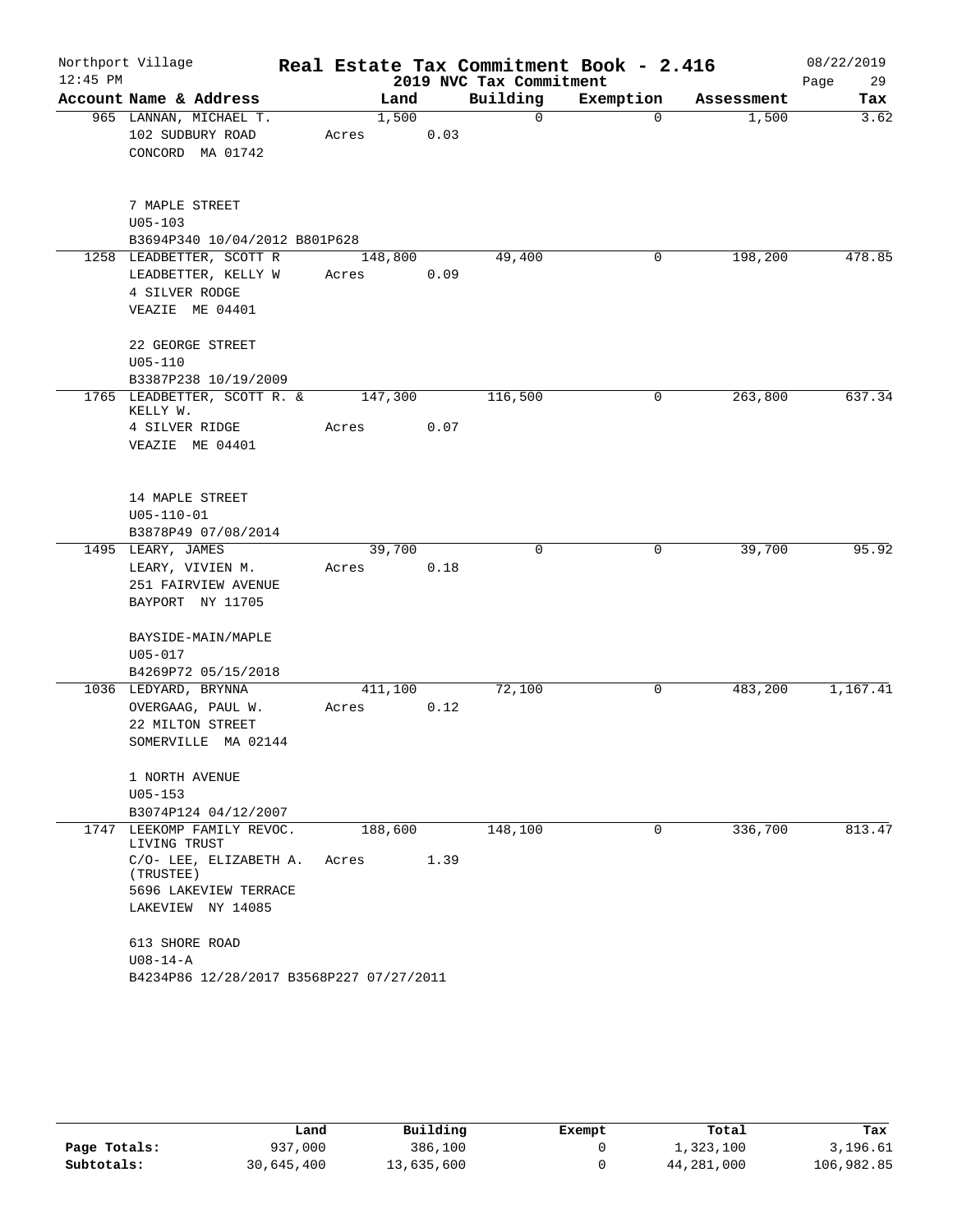Northport Village | Real Estate Tax Commitment Book - 2.416 | 08/22/2019
12:45 PM | 2019 NVC Tax Commitment | Page 29

| Account Name & Address | Land | Building | Exemption | Assessment | Tax |
|---|---|---|---|---|---|
| 965 LANNAN, MICHAEL T.<br>102 SUDBURY ROAD<br>CONCORD MA 01742<br><br>7 MAPLE STREET<br>U05-103<br>B3694P340 10/04/2012 B801P628 | 1,500<br>Acres 0.03 | 0 | 0 | 1,500 | 3.62 |
| 1258 LEADBETTER, SCOTT R<br>LEADBETTER, KELLY W<br>4 SILVER RODGE<br>VEAZIE ME 04401<br><br>22 GEORGE STREET<br>U05-110<br>B3387P238 10/19/2009 | 148,800<br>Acres 0.09 | 49,400 | 0 | 198,200 | 478.85 |
| 1765 LEADBETTER, SCOTT R. & KELLY W.<br>4 SILVER RIDGE<br>VEAZIE ME 04401<br><br>14 MAPLE STREET<br>U05-110-01<br>B3878P49 07/08/2014 | 147,300<br>Acres 0.07 | 116,500 | 0 | 263,800 | 637.34 |
| 1495 LEARY, JAMES<br>LEARY, VIVIEN M.<br>251 FAIRVIEW AVENUE<br>BAYPORT NY 11705<br><br>BAYSIDE-MAIN/MAPLE<br>U05-017<br>B4269P72 05/15/2018 | 39,700<br>Acres 0.18 | 0 | 0 | 39,700 | 95.92 |
| 1036 LEDYARD, BRYNNA<br>OVERGAAG, PAUL W.<br>22 MILTON STREET<br>SOMERVILLE MA 02144<br><br>1 NORTH AVENUE<br>U05-153<br>B3074P124 04/12/2007 | 411,100<br>Acres 0.12 | 72,100 | 0 | 483,200 | 1,167.41 |
| 1747 LEEKOMP FAMILY REVOC. LIVING TRUST<br>C/O- LEE, ELIZABETH A. (TRUSTEE)<br>5696 LAKEVIEW TERRACE<br>LAKEVIEW NY 14085<br><br>613 SHORE ROAD<br>U08-14-A<br>B4234P86 12/28/2017 B3568P227 07/27/2011 | 188,600<br>Acres 1.39 | 148,100 | 0 | 336,700 | 813.47 |

| | Land | Building | Exempt | Total | Tax |
|---|---|---|---|---|---|
| Page Totals: | 937,000 | 386,100 | 0 | 1,323,100 | 3,196.61 |
| Subtotals: | 30,645,400 | 13,635,600 | 0 | 44,281,000 | 106,982.85 |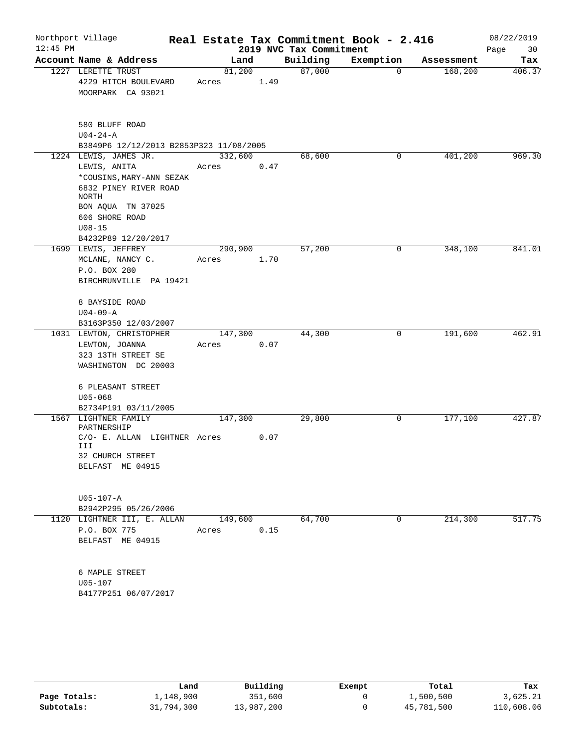Northport Village | Real Estate Tax Commitment Book - 2.416 | 08/22/2019
12:45 PM | 2019 NVC Tax Commitment

| Account Name & Address | Land | Building | Exemption | Assessment | Tax |
|---|---|---|---|---|---|
| 1227 LERETTE TRUST<br>4229 HITCH BOULEVARD<br>MOORPARK CA 93021<br><br>580 BLUFF ROAD<br>U04-24-A<br>B3849P6 12/12/2013 B2853P323 11/08/2005 | 81,200<br>Acres 1.49 | 87,000 | 0 | 168,200 | 406.37 |
| 1224 LEWIS, JAMES JR.<br>LEWIS, ANITA<br>*COUSINS,MARY-ANN SEZAK<br>6832 PINEY RIVER ROAD NORTH<br>BON AQUA TN 37025<br>606 SHORE ROAD<br>U08-15<br>B4232P89 12/20/2017 | 332,600<br>Acres 0.47 | 68,600 | 0 | 401,200 | 969.30 |
| 1699 LEWIS, JEFFREY<br>MCLANE, NANCY C.<br>P.O. BOX 280<br>BIRCHRUNVILLE PA 19421<br><br>8 BAYSIDE ROAD<br>U04-09-A<br>B3163P350 12/03/2007 | 290,900<br>Acres 1.70 | 57,200 | 0 | 348,100 | 841.01 |
| 1031 LEWTON, CHRISTOPHER<br>LEWTON, JOANNA<br>323 13TH STREET SE<br>WASHINGTON DC 20003<br><br>6 PLEASANT STREET<br>U05-068<br>B2734P191 03/11/2005 | 147,300<br>Acres 0.07 | 44,300 | 0 | 191,600 | 462.91 |
| 1567 LIGHTNER FAMILY PARTNERSHIP<br>C/O- E. ALLAN LIGHTNER III<br>32 CHURCH STREET<br>BELFAST ME 04915<br><br>U05-107-A<br>B2942P295 05/26/2006 | 147,300<br>Acres 0.07 | 29,800 | 0 | 177,100 | 427.87 |
| 1120 LIGHTNER III, E. ALLAN<br>P.O. BOX 775<br>BELFAST ME 04915<br><br>6 MAPLE STREET<br>U05-107<br>B4177P251 06/07/2017 | 149,600<br>Acres 0.15 | 64,700 | 0 | 214,300 | 517.75 |

| | Land | Building | Exempt | Total | Tax |
|---|---|---|---|---|---|
| Page Totals: | 1,148,900 | 351,600 | 0 | 1,500,500 | 3,625.21 |
| Subtotals: | 31,794,300 | 13,987,200 | 0 | 45,781,500 | 110,608.06 |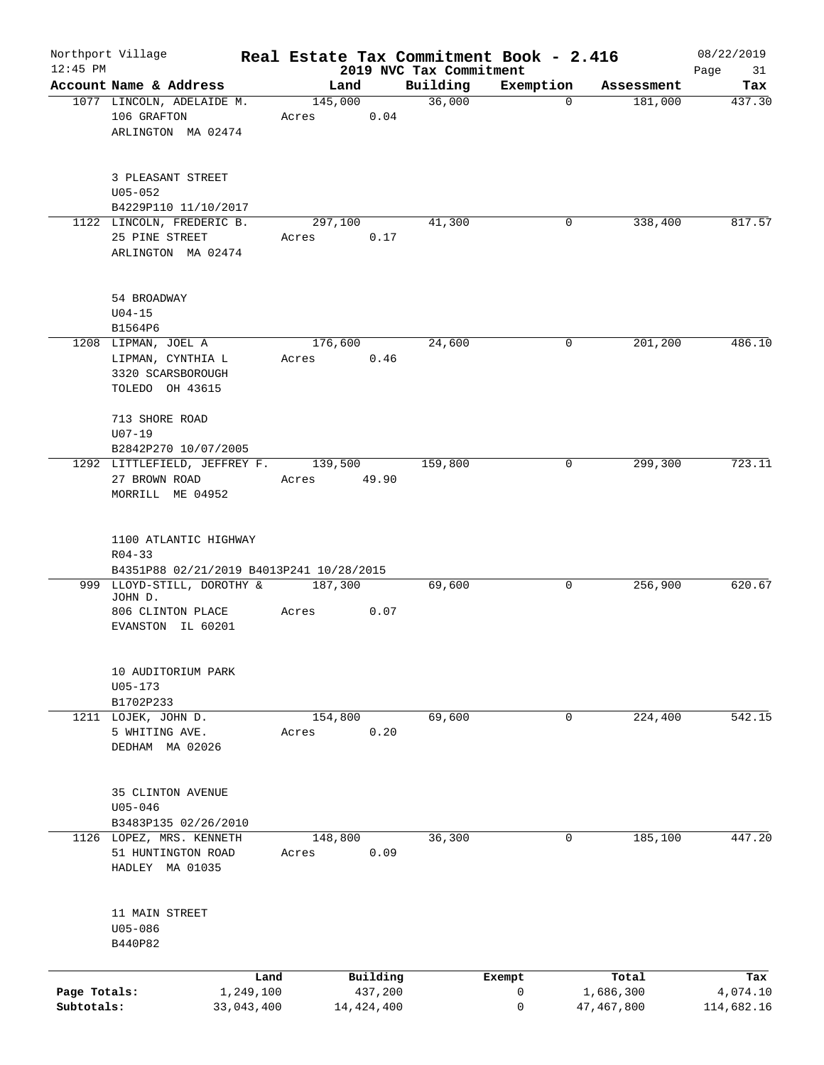Northport Village — Real Estate Tax Commitment Book - 2.416 — 08/22/2019

12:45 PM — 2019 NVC Tax Commitment

| Account Name & Address | Land | Building | Exemption | Assessment | Tax |
|---|---|---|---|---|---|
| 1077 LINCOLN, ADELAIDE M.<br>106 GRAFTON<br>ARLINGTON MA 02474<br><br>3 PLEASANT STREET<br>U05-052<br>B4229P110 11/10/2017 | 145,000<br>Acres 0.04 | 36,000 | 0 | 181,000 | 437.30 |
| 1122 LINCOLN, FREDERIC B.<br>25 PINE STREET<br>ARLINGTON MA 02474<br><br>54 BROADWAY<br>U04-15<br>B1564P6 | 297,100<br>Acres 0.17 | 41,300 | 0 | 338,400 | 817.57 |
| 1208 LIPMAN, JOEL A<br>LIPMAN, CYNTHIA L<br>3320 SCARSBOROUGH<br>TOLEDO OH 43615<br><br>713 SHORE ROAD<br>U07-19<br>B2842P270 10/07/2005 | 176,600<br>Acres 0.46 | 24,600 | 0 | 201,200 | 486.10 |
| 1292 LITTLEFIELD, JEFFREY F.<br>27 BROWN ROAD<br>MORRILL ME 04952<br><br>1100 ATLANTIC HIGHWAY<br>R04-33<br>B4351P88 02/21/2019 B4013P241 10/28/2015 | 139,500<br>Acres 49.90 | 159,800 | 0 | 299,300 | 723.11 |
| 999 LLOYD-STILL, DOROTHY & JOHN D.<br>806 CLINTON PLACE<br>EVANSTON IL 60201<br><br>10 AUDITORIUM PARK<br>U05-173<br>B1702P233 | 187,300<br>Acres 0.07 | 69,600 | 0 | 256,900 | 620.67 |
| 1211 LOJEK, JOHN D.<br>5 WHITING AVE.<br>DEDHAM MA 02026<br><br>35 CLINTON AVENUE<br>U05-046<br>B3483P135 02/26/2010 | 154,800<br>Acres 0.20 | 69,600 | 0 | 224,400 | 542.15 |
| 1126 LOPEZ, MRS. KENNETH<br>51 HUNTINGTON ROAD<br>HADLEY MA 01035<br><br>11 MAIN STREET<br>U05-086<br>B440P82 | 148,800<br>Acres 0.09 | 36,300 | 0 | 185,100 | 447.20 |

| | Land | Building | Exempt | Total | Tax |
|---|---|---|---|---|---|
| Page Totals: | 1,249,100 | 437,200 | 0 | 1,686,300 | 4,074.10 |
| Subtotals: | 33,043,400 | 14,424,400 | 0 | 47,467,800 | 114,682.16 |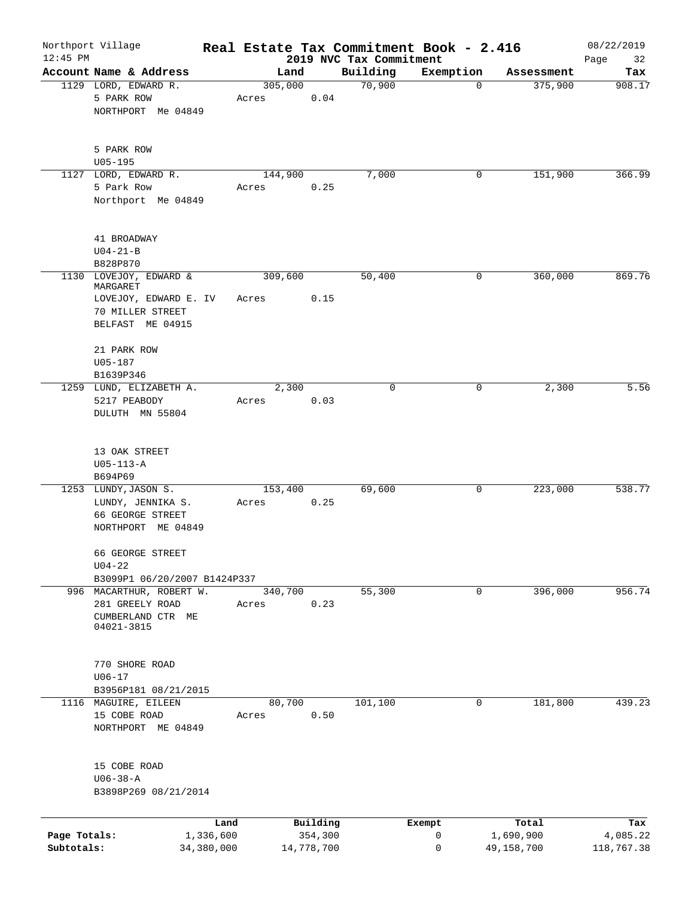Northport Village
12:45 PM

# Real Estate Tax Commitment Book - 2.416
## 2019 NVC Tax Commitment

08/22/2019

| Account Name & Address | Land | Building | Exemption | Assessment | Tax |
|---|---|---|---|---|---|
| 1129 LORD, EDWARD R.<br>5 PARK ROW<br>NORTHPORT Me 04849<br><br>5 PARK ROW<br>U05-195 | 305,000<br>Acres 0.04 | 70,900 | 0 | 375,900 | 908.17 |
| 1127 LORD, EDWARD R.<br>5 Park Row<br>Northport Me 04849<br><br>41 BROADWAY<br>U04-21-B<br>B828P870 | 144,900<br>Acres 0.25 | 7,000 | 0 | 151,900 | 366.99 |
| 1130 LOVEJOY, EDWARD & MARGARET<br>LOVEJOY, EDWARD E. IV<br>70 MILLER STREET<br>BELFAST ME 04915<br><br>21 PARK ROW<br>U05-187<br>B1639P346 | 309,600<br>Acres 0.15 | 50,400 | 0 | 360,000 | 869.76 |
| 1259 LUND, ELIZABETH A.<br>5217 PEABODY<br>DULUTH MN 55804<br><br>13 OAK STREET<br>U05-113-A<br>B694P69 | 2,300<br>Acres 0.03 | 0 | 0 | 2,300 | 5.56 |
| 1253 LUNDY, JASON S.<br>LUNDY, JENNIKA S.<br>66 GEORGE STREET<br>NORTHPORT ME 04849<br><br>66 GEORGE STREET<br>U04-22<br>B3099P1 06/20/2007 B1424P337 | 153,400<br>Acres 0.25 | 69,600 | 0 | 223,000 | 538.77 |
| 996 MACARTHUR, ROBERT W.<br>281 GREELY ROAD<br>CUMBERLAND CTR ME 04021-3815<br><br>770 SHORE ROAD<br>U06-17<br>B3956P181 08/21/2015 | 340,700<br>Acres 0.23 | 55,300 | 0 | 396,000 | 956.74 |
| 1116 MAGUIRE, EILEEN<br>15 COBE ROAD<br>NORTHPORT ME 04849<br><br>15 COBE ROAD<br>U06-38-A<br>B3898P269 08/21/2014 | 80,700<br>Acres 0.50 | 101,100 | 0 | 181,800 | 439.23 |

| | Land | Building | Exempt | Total | Tax |
|---|---|---|---|---|---|
| Page Totals: | 1,336,600 | 354,300 | 0 | 1,690,900 | 4,085.22 |
| Subtotals: | 34,380,000 | 14,778,700 | 0 | 49,158,700 | 118,767.38 |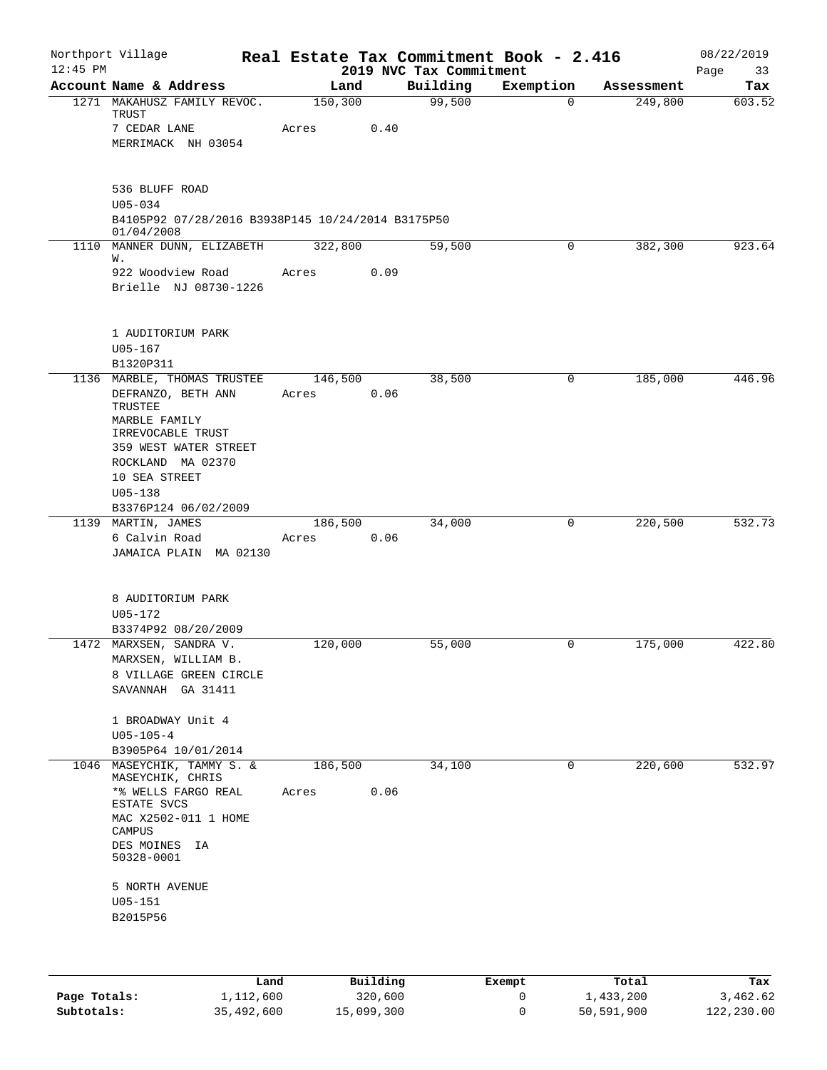Northport Village — Real Estate Tax Commitment Book - 2.416 — 08/22/2019

12:45 PM — 2019 NVC Tax Commitment

| Account Name & Address | Land | Building | Exemption | Assessment | Tax |
|---|---|---|---|---|---|
| 1271 MAKAHUSZ FAMILY REVOC. TRUST | 150,300 | 99,500 | 0 | 249,800 | 603.52 |
| 7 CEDAR LANE | Acres 0.40 | | | | |
| MERRIMACK NH 03054 | | | | | |
| 536 BLUFF ROAD | | | | | |
| U05-034 | | | | | |
| B4105P92 07/28/2016 B3938P145 10/24/2014 B3175P50 01/04/2008 | | | | | |
| 1110 MANNER DUNN, ELIZABETH W. | 322,800 | 59,500 | 0 | 382,300 | 923.64 |
| 922 Woodview Road | Acres 0.09 | | | | |
| Brielle NJ 08730-1226 | | | | | |
| 1 AUDITORIUM PARK | | | | | |
| U05-167 | | | | | |
| B1320P311 | | | | | |
| 1136 MARBLE, THOMAS TRUSTEE | 146,500 | 38,500 | 0 | 185,000 | 446.96 |
| DEFRANZO, BETH ANN TRUSTEE | Acres 0.06 | | | | |
| MARBLE FAMILY IRREVOCABLE TRUST | | | | | |
| 359 WEST WATER STREET | | | | | |
| ROCKLAND MA 02370 | | | | | |
| 10 SEA STREET | | | | | |
| U05-138 | | | | | |
| B3376P124 06/02/2009 | | | | | |
| 1139 MARTIN, JAMES | 186,500 | 34,000 | 0 | 220,500 | 532.73 |
| 6 Calvin Road | Acres 0.06 | | | | |
| JAMAICA PLAIN MA 02130 | | | | | |
| 8 AUDITORIUM PARK | | | | | |
| U05-172 | | | | | |
| B3374P92 08/20/2009 | | | | | |
| 1472 MARXSEN, SANDRA V. | 120,000 | 55,000 | 0 | 175,000 | 422.80 |
| MARXSEN, WILLIAM B. | | | | | |
| 8 VILLAGE GREEN CIRCLE | | | | | |
| SAVANNAH GA 31411 | | | | | |
| 1 BROADWAY Unit 4 | | | | | |
| U05-105-4 | | | | | |
| B3905P64 10/01/2014 | | | | | |
| 1046 MASEYCHIK, TAMMY S. & MASEYCHIK, CHRIS | 186,500 | 34,100 | 0 | 220,600 | 532.97 |
| *% WELLS FARGO REAL ESTATE SVCS | Acres 0.06 | | | | |
| MAC X2502-011 1 HOME CAMPUS | | | | | |
| DES MOINES IA 50328-0001 | | | | | |
| 5 NORTH AVENUE | | | | | |
| U05-151 | | | | | |
| B2015P56 | | | | | |

| | Land | Building | Exempt | Total | Tax |
|---|---|---|---|---|---|
| **Page Totals:** | 1,112,600 | 320,600 | 0 | 1,433,200 | 3,462.62 |
| **Subtotals:** | 35,492,600 | 15,099,300 | 0 | 50,591,900 | 122,230.00 |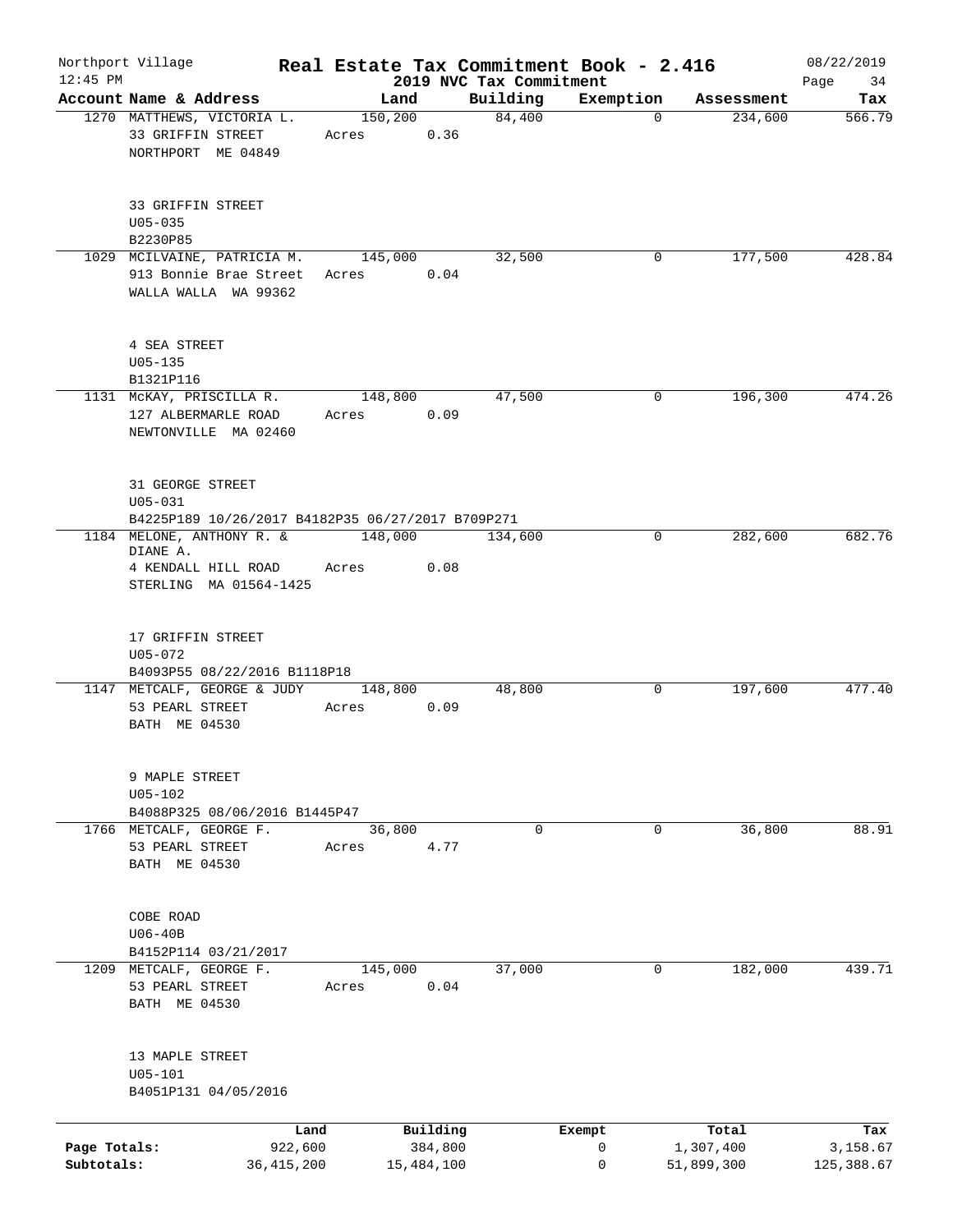Northport Village — Real Estate Tax Commitment Book - 2.416 — 08/22/2019

12:45 PM — 2019 NVC Tax Commitment — Page 34

| Account | Name & Address | Land | Building | Exemption | Assessment | Tax |
|---|---|---|---|---|---|---|
| 1270 | MATTHEWS, VICTORIA L.<br>33 GRIFFIN STREET<br>NORTHPORT ME 04849<br><br>33 GRIFFIN STREET<br>U05-035<br>B2230P85 | 150,200<br>Acres 0.36 | 84,400 | 0 | 234,600 | 566.79 |
| 1029 | MCILVAINE, PATRICIA M.<br>913 Bonnie Brae Street<br>WALLA WALLA WA 99362<br><br>4 SEA STREET<br>U05-135<br>B1321P116 | 145,000<br>Acres 0.04 | 32,500 | 0 | 177,500 | 428.84 |
| 1131 | McKAY, PRISCILLA R.<br>127 ALBERMARLE ROAD<br>NEWTONVILLE MA 02460<br><br>31 GEORGE STREET<br>U05-031<br>B4225P189 10/26/2017 B4182P35 06/27/2017 B709P271 | 148,800<br>Acres 0.09 | 47,500 | 0 | 196,300 | 474.26 |
| 1184 | MELONE, ANTHONY R. &<br>DIANE A.<br>4 KENDALL HILL ROAD<br>STERLING MA 01564-1425<br><br>17 GRIFFIN STREET<br>U05-072<br>B4093P55 08/22/2016 B1118P18 | 148,000<br>Acres 0.08 | 134,600 | 0 | 282,600 | 682.76 |
| 1147 | METCALF, GEORGE & JUDY<br>53 PEARL STREET<br>BATH ME 04530<br><br>9 MAPLE STREET<br>U05-102<br>B4088P325 08/06/2016 B1445P47 | 148,800<br>Acres 0.09 | 48,800 | 0 | 197,600 | 477.40 |
| 1766 | METCALF, GEORGE F.<br>53 PEARL STREET<br>BATH ME 04530<br><br>COBE ROAD<br>U06-40B<br>B4152P114 03/21/2017 | 36,800<br>Acres 4.77 | 0 | 0 | 36,800 | 88.91 |
| 1209 | METCALF, GEORGE F.<br>53 PEARL STREET<br>BATH ME 04530<br><br>13 MAPLE STREET<br>U05-101<br>B4051P131 04/05/2016 | 145,000<br>Acres 0.04 | 37,000 | 0 | 182,000 | 439.71 |

| | Land | Building | Exempt | Total | Tax |
|---|---|---|---|---|---|
| Page Totals: | 922,600 | 384,800 | 0 | 1,307,400 | 3,158.67 |
| Subtotals: | 36,415,200 | 15,484,100 | 0 | 51,899,300 | 125,388.67 |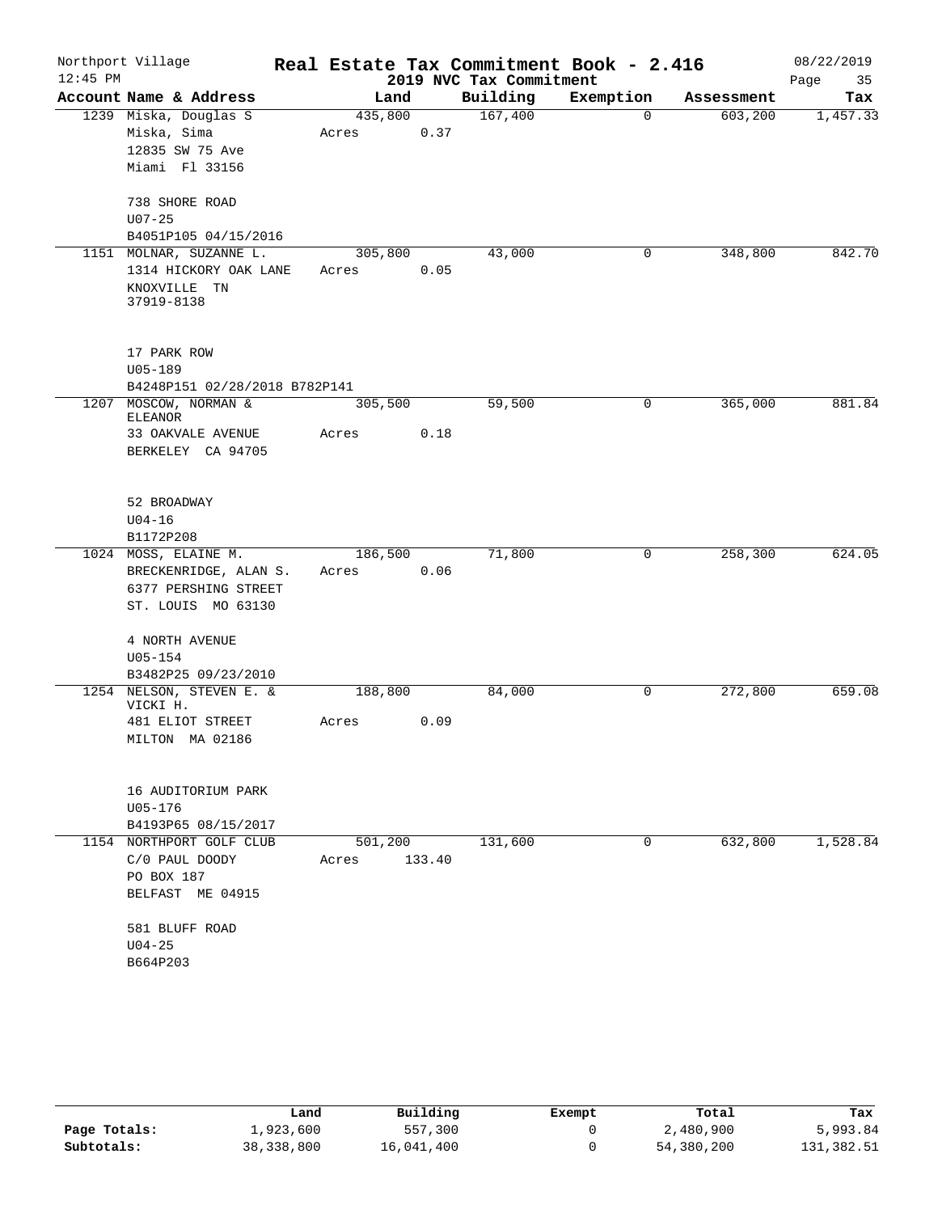Northport Village
12:45 PM

**Real Estate Tax Commitment Book - 2.416**
**2019 NVC Tax Commitment**

08/22/2019

| Account Name & Address | Land | Building | Exemption | Assessment | Tax |
|---|---|---|---|---|---|
| 1239 Miska, Douglas S<br>Miska, Sima<br>12835 SW 75 Ave<br>Miami Fl 33156<br><br>738 SHORE ROAD<br>U07-25<br>B4051P105 04/15/2016 | 435,800<br>Acres 0.37 | 167,400 | 0 | 603,200 | 1,457.33 |
| 1151 MOLNAR, SUZANNE L.<br>1314 HICKORY OAK LANE<br>KNOXVILLE TN<br>37919-8138<br><br>17 PARK ROW<br>U05-189<br>B4248P151 02/28/2018 B782P141 | 305,800<br>Acres 0.05 | 43,000 | 0 | 348,800 | 842.70 |
| 1207 MOSCOW, NORMAN &<br>ELEANOR<br>33 OAKVALE AVENUE<br>BERKELEY CA 94705<br><br>52 BROADWAY<br>U04-16<br>B1172P208 | 305,500<br>Acres 0.18 | 59,500 | 0 | 365,000 | 881.84 |
| 1024 MOSS, ELAINE M.<br>BRECKENRIDGE, ALAN S.<br>6377 PERSHING STREET<br>ST. LOUIS MO 63130<br><br>4 NORTH AVENUE<br>U05-154<br>B3482P25 09/23/2010 | 186,500<br>Acres 0.06 | 71,800 | 0 | 258,300 | 624.05 |
| 1254 NELSON, STEVEN E. &<br>VICKI H.<br>481 ELIOT STREET<br>MILTON MA 02186<br><br>16 AUDITORIUM PARK<br>U05-176<br>B4193P65 08/15/2017 | 188,800<br>Acres 0.09 | 84,000 | 0 | 272,800 | 659.08 |
| 1154 NORTHPORT GOLF CLUB<br>C/0 PAUL DOODY<br>PO BOX 187<br>BELFAST ME 04915<br><br>581 BLUFF ROAD<br>U04-25<br>B664P203 | 501,200<br>Acres 133.40 | 131,600 | 0 | 632,800 | 1,528.84 |

| | Land | Building | Exempt | Total | Tax |
|---|---|---|---|---|---|
| **Page Totals:** | 1,923,600 | 557,300 | 0 | 2,480,900 | 5,993.84 |
| **Subtotals:** | 38,338,800 | 16,041,400 | 0 | 54,380,200 | 131,382.51 |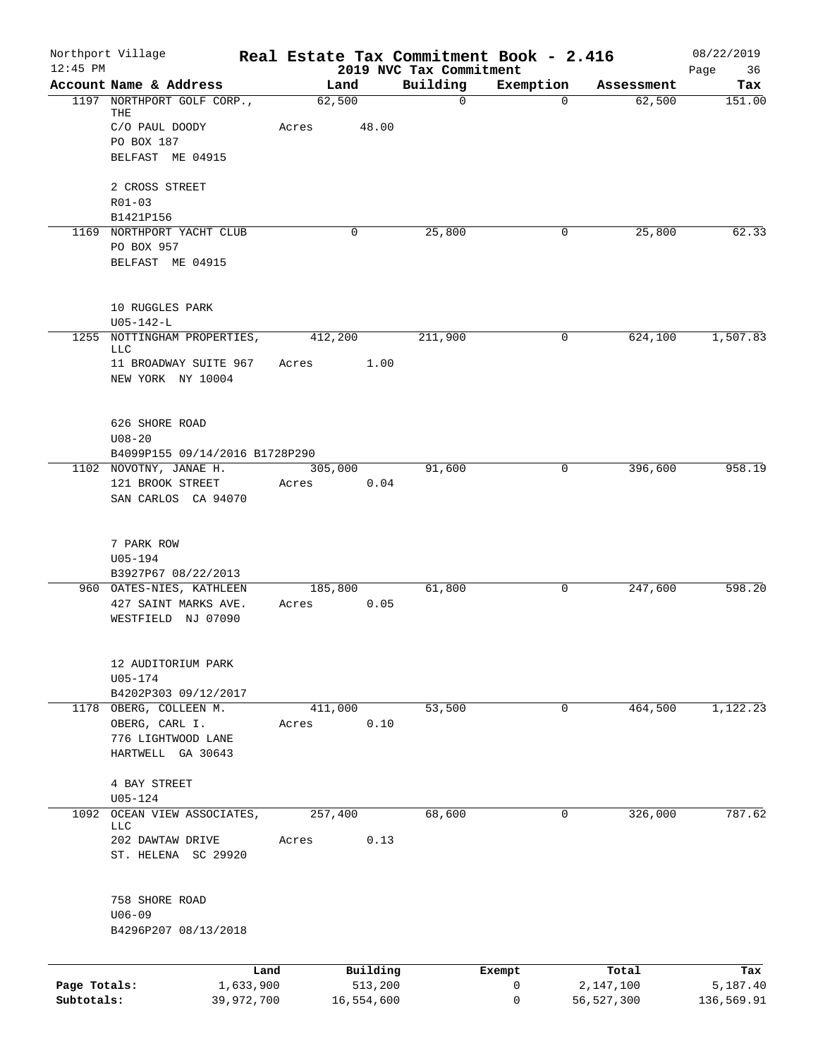Northport Village — 12:45 PM

# Real Estate Tax Commitment Book - 2.416

## 2019 NVC Tax Commitment

08/22/2019

| Account | Name & Address | Land | Building | Exemption | Assessment | Tax |
|---|---|---|---|---|---|---|
| 1197 | NORTHPORT GOLF CORP., THE<br>C/O PAUL DOODY<br>PO BOX 187<br>BELFAST ME 04915<br><br>2 CROSS STREET<br>R01-03<br>B1421P156 | 62,500<br>Acres 48.00 | 0 | 0 | 62,500 | 151.00 |
| 1169 | NORTHPORT YACHT CLUB<br>PO BOX 957<br>BELFAST ME 04915<br><br>10 RUGGLES PARK<br>U05-142-L | 0 | 25,800 | 0 | 25,800 | 62.33 |
| 1255 | NOTTINGHAM PROPERTIES, LLC<br>11 BROADWAY SUITE 967<br>NEW YORK NY 10004<br><br>626 SHORE ROAD<br>U08-20<br>B4099P155 09/14/2016 B1728P290 | 412,200<br>Acres 1.00 | 211,900 | 0 | 624,100 | 1,507.83 |
| 1102 | NOVOTNY, JANAE H.<br>121 BROOK STREET<br>SAN CARLOS CA 94070<br><br>7 PARK ROW<br>U05-194<br>B3927P67 08/22/2013 | 305,000<br>Acres 0.04 | 91,600 | 0 | 396,600 | 958.19 |
| 960 | OATES-NIES, KATHLEEN<br>427 SAINT MARKS AVE.<br>WESTFIELD NJ 07090<br><br>12 AUDITORIUM PARK<br>U05-174<br>B4202P303 09/12/2017 | 185,800<br>Acres 0.05 | 61,800 | 0 | 247,600 | 598.20 |
| 1178 | OBERG, COLLEEN M.<br>OBERG, CARL I.<br>776 LIGHTWOOD LANE<br>HARTWELL GA 30643<br><br>4 BAY STREET<br>U05-124 | 411,000<br>Acres 0.10 | 53,500 | 0 | 464,500 | 1,122.23 |
| 1092 | OCEAN VIEW ASSOCIATES, LLC<br>202 DAWTAW DRIVE<br>ST. HELENA SC 29920<br><br>758 SHORE ROAD<br>U06-09<br>B4296P207 08/13/2018 | 257,400<br>Acres 0.13 | 68,600 | 0 | 326,000 | 787.62 |

| | Land | Building | Exempt | Total | Tax |
|---|---|---|---|---|---|
| Page Totals: | 1,633,900 | 513,200 | 0 | 2,147,100 | 5,187.40 |
| Subtotals: | 39,972,700 | 16,554,600 | 0 | 56,527,300 | 136,569.91 |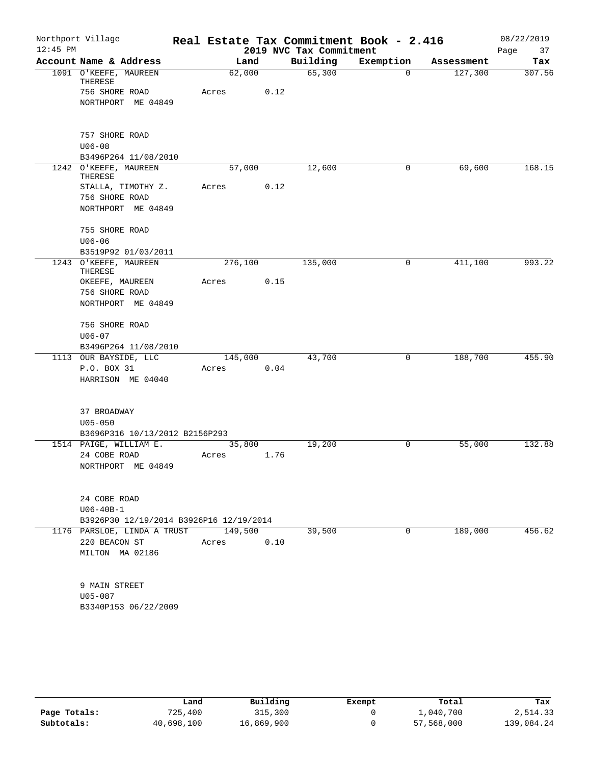Northport Village | Real Estate Tax Commitment Book - 2.416 | 08/22/2019
12:45 PM | 2019 NVC Tax Commitment | Page 37

| Account Name & Address | Land | Building | Exemption | Assessment | Tax |
|---|---|---|---|---|---|
| 1091 O'KEEFE, MAUREEN THERESE<br>756 SHORE ROAD<br>NORTHPORT ME 04849<br><br>757 SHORE ROAD<br>U06-08<br>B3496P264 11/08/2010 | 62,000<br>Acres 0.12 | 65,300 | 0 | 127,300 | 307.56 |
| 1242 O'KEEFE, MAUREEN THERESE<br>STALLA, TIMOTHY Z.<br>756 SHORE ROAD<br>NORTHPORT ME 04849<br><br>755 SHORE ROAD<br>U06-06<br>B3519P92 01/03/2011 | 57,000<br>Acres 0.12 | 12,600 | 0 | 69,600 | 168.15 |
| 1243 O'KEEFE, MAUREEN THERESE<br>OKEEFE, MAUREEN<br>756 SHORE ROAD<br>NORTHPORT ME 04849<br><br>756 SHORE ROAD<br>U06-07<br>B3496P264 11/08/2010 | 276,100<br>Acres 0.15 | 135,000 | 0 | 411,100 | 993.22 |
| 1113 OUR BAYSIDE, LLC<br>P.O. BOX 31<br>HARRISON ME 04040<br><br>37 BROADWAY<br>U05-050<br>B3696P316 10/13/2012 B2156P293 | 145,000<br>Acres 0.04 | 43,700 | 0 | 188,700 | 455.90 |
| 1514 PAIGE, WILLIAM E.<br>24 COBE ROAD<br>NORTHPORT ME 04849<br><br>24 COBE ROAD<br>U06-40B-1<br>B3926P30 12/19/2014 B3926P16 12/19/2014 | 35,800<br>Acres 1.76 | 19,200 | 0 | 55,000 | 132.88 |
| 1176 PARSLOE, LINDA A TRUST<br>220 BEACON ST<br>MILTON MA 02186<br><br>9 MAIN STREET<br>U05-087<br>B3340P153 06/22/2009 | 149,500<br>Acres 0.10 | 39,500 | 0 | 189,000 | 456.62 |

| | Land | Building | Exempt | Total | Tax |
|---|---|---|---|---|---|
| Page Totals: | 725,400 | 315,300 | 0 | 1,040,700 | 2,514.33 |
| Subtotals: | 40,698,100 | 16,869,900 | 0 | 57,568,000 | 139,084.24 |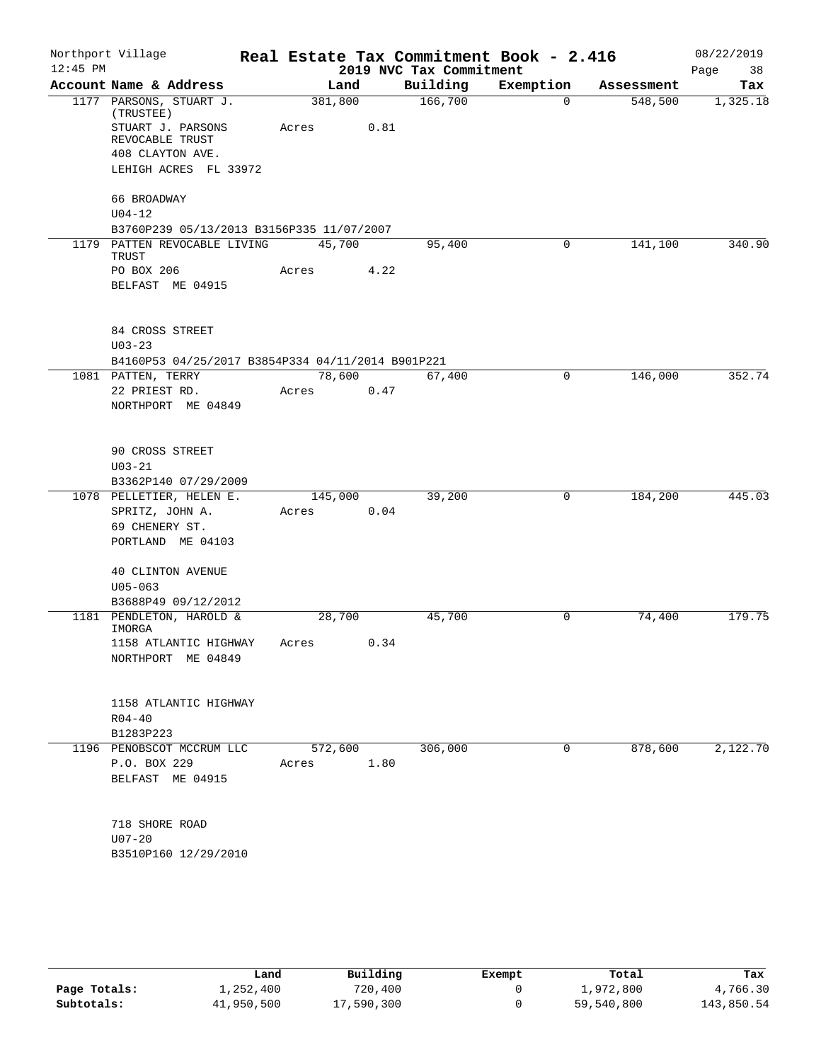Northport Village
12:45 PM

**Real Estate Tax Commitment Book - 2.416**
**2019 NVC Tax Commitment**

08/22/2019

| Account Name & Address | Land | Building | Exemption | Assessment | Tax |
|---|---|---|---|---|---|
| 1177 PARSONS, STUART J. (TRUSTEE) | 381,800 | 166,700 | 0 | 548,500 | 1,325.18 |
| STUART J. PARSONS REVOCABLE TRUST | Acres 0.81 | | | | |
| 408 CLAYTON AVE. | | | | | |
| LEHIGH ACRES FL 33972 | | | | | |
| 66 BROADWAY | | | | | |
| U04-12 | | | | | |
| B3760P239 05/13/2013 B3156P335 11/07/2007 | | | | | |
| 1179 PATTEN REVOCABLE LIVING TRUST | 45,700 | 95,400 | 0 | 141,100 | 340.90 |
| PO BOX 206 | Acres 4.22 | | | | |
| BELFAST ME 04915 | | | | | |
| 84 CROSS STREET | | | | | |
| U03-23 | | | | | |
| B4160P53 04/25/2017 B3854P334 04/11/2014 B901P221 | | | | | |
| 1081 PATTEN, TERRY | 78,600 | 67,400 | 0 | 146,000 | 352.74 |
| 22 PRIEST RD. | Acres 0.47 | | | | |
| NORTHPORT ME 04849 | | | | | |
| 90 CROSS STREET | | | | | |
| U03-21 | | | | | |
| B3362P140 07/29/2009 | | | | | |
| 1078 PELLETIER, HELEN E. | 145,000 | 39,200 | 0 | 184,200 | 445.03 |
| SPRITZ, JOHN A. | Acres 0.04 | | | | |
| 69 CHENERY ST. | | | | | |
| PORTLAND ME 04103 | | | | | |
| 40 CLINTON AVENUE | | | | | |
| U05-063 | | | | | |
| B3688P49 09/12/2012 | | | | | |
| 1181 PENDLETON, HAROLD & IMORGA | 28,700 | 45,700 | 0 | 74,400 | 179.75 |
| 1158 ATLANTIC HIGHWAY | Acres 0.34 | | | | |
| NORTHPORT ME 04849 | | | | | |
| 1158 ATLANTIC HIGHWAY | | | | | |
| R04-40 | | | | | |
| B1283P223 | | | | | |
| 1196 PENOBSCOT MCCRUM LLC | 572,600 | 306,000 | 0 | 878,600 | 2,122.70 |
| P.O. BOX 229 | Acres 1.80 | | | | |
| BELFAST ME 04915 | | | | | |
| 718 SHORE ROAD | | | | | |
| U07-20 | | | | | |
| B3510P160 12/29/2010 | | | | | |

| | Land | Building | Exempt | Total | Tax |
|---|---|---|---|---|---|
| **Page Totals:** | 1,252,400 | 720,400 | 0 | 1,972,800 | 4,766.30 |
| **Subtotals:** | 41,950,500 | 17,590,300 | 0 | 59,540,800 | 143,850.54 |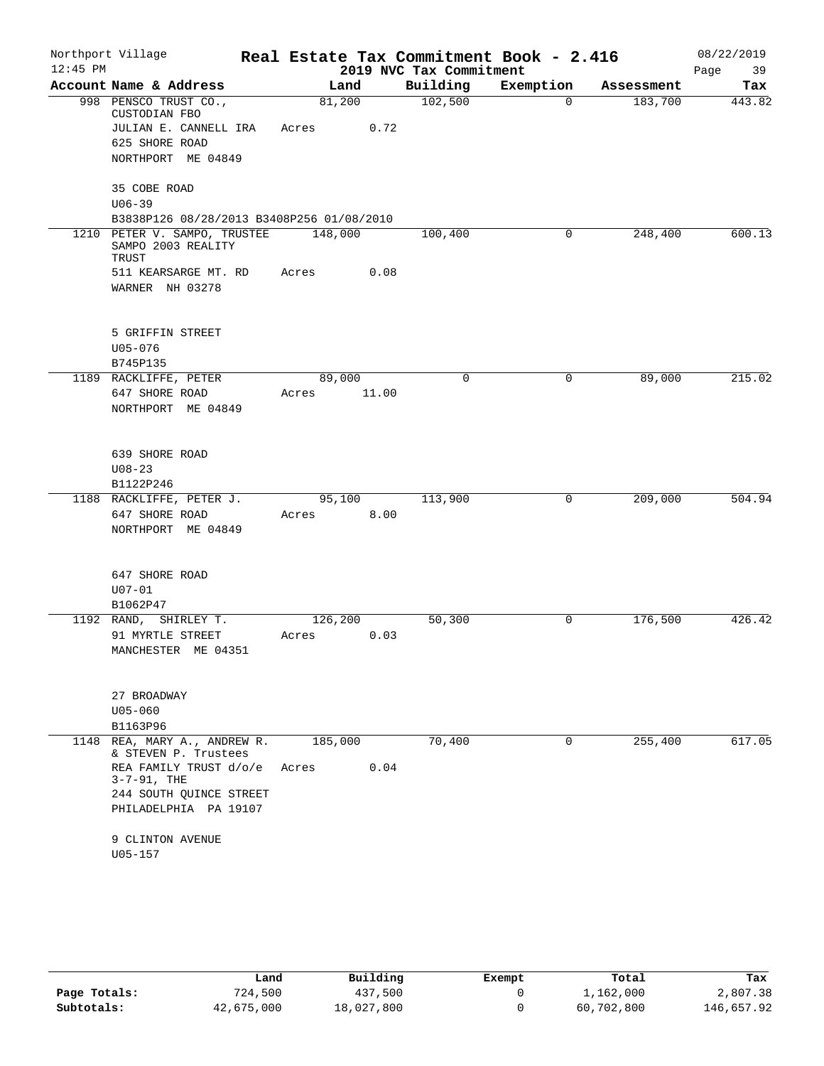Northport Village — Real Estate Tax Commitment Book - 2.416 — 08/22/2019
12:45 PM — 2019 NVC Tax Commitment

| Account Name & Address | Land | Building | Exemption | Assessment | Tax |
|---|---|---|---|---|---|
| 998 PENSCO TRUST CO., CUSTODIAN FBO<br>JULIAN E. CANNELL IRA<br>625 SHORE ROAD<br>NORTHPORT ME 04849<br><br>35 COBE ROAD<br>U06-39<br>B3838P126 08/28/2013 B3408P256 01/08/2010 | 81,200<br>Acres 0.72 | 102,500 | 0 | 183,700 | 443.82 |
| 1210 PETER V. SAMPO, TRUSTEE SAMPO 2003 REALITY TRUST<br>511 KEARSARGE MT. RD<br>WARNER NH 03278<br><br>5 GRIFFIN STREET<br>U05-076<br>B745P135 | 148,000<br>Acres 0.08 | 100,400 | 0 | 248,400 | 600.13 |
| 1189 RACKLIFFE, PETER<br>647 SHORE ROAD<br>NORTHPORT ME 04849<br><br>639 SHORE ROAD<br>U08-23<br>B1122P246 | 89,000<br>Acres 11.00 | 0 | 0 | 89,000 | 215.02 |
| 1188 RACKLIFFE, PETER J.<br>647 SHORE ROAD<br>NORTHPORT ME 04849<br><br>647 SHORE ROAD<br>U07-01<br>B1062P47 | 95,100<br>Acres 8.00 | 113,900 | 0 | 209,000 | 504.94 |
| 1192 RAND, SHIRLEY T.<br>91 MYRTLE STREET<br>MANCHESTER ME 04351<br><br>27 BROADWAY<br>U05-060<br>B1163P96 | 126,200<br>Acres 0.03 | 50,300 | 0 | 176,500 | 426.42 |
| 1148 REA, MARY A., ANDREW R. & STEVEN P. Trustees<br>REA FAMILY TRUST d/o/e 3-7-91, THE<br>244 SOUTH QUINCE STREET<br>PHILADELPHIA PA 19107<br><br>9 CLINTON AVENUE<br>U05-157 | 185,000<br>Acres 0.04 | 70,400 | 0 | 255,400 | 617.05 |

| | Land | Building | Exempt | Total | Tax |
|---|---|---|---|---|---|
| **Page Totals:** | 724,500 | 437,500 | 0 | 1,162,000 | 2,807.38 |
| **Subtotals:** | 42,675,000 | 18,027,800 | 0 | 60,702,800 | 146,657.92 |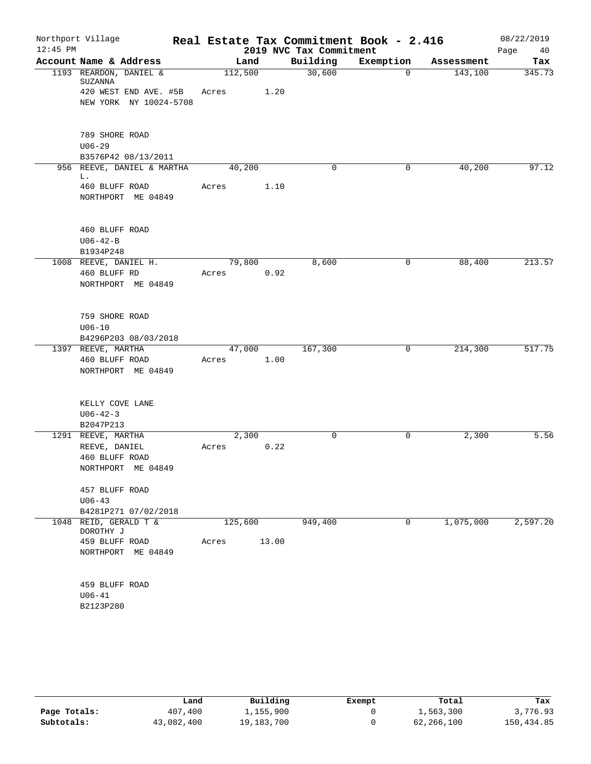Northport Village — **Real Estate Tax Commitment Book - 2.416** — 08/22/2019
12:45 PM — 2019 NVC Tax Commitment

| Account Name & Address | Land | Building | Exemption | Assessment | Tax |
|---|---|---|---|---|---|
| 1193 REARDON, DANIEL & SUZANNA<br>420 WEST END AVE. #5B<br>NEW YORK NY 10024-5708<br><br>789 SHORE ROAD<br>U06-29<br>B3576P42 08/13/2011 | 112,500<br>Acres 1.20 | 30,600 | 0 | 143,100 | 345.73 |
| 956 REEVE, DANIEL & MARTHA L.<br>460 BLUFF ROAD<br>NORTHPORT ME 04849<br><br>460 BLUFF ROAD<br>U06-42-B<br>B1934P248 | 40,200<br>Acres 1.10 | 0 | 0 | 40,200 | 97.12 |
| 1008 REEVE, DANIEL H.<br>460 BLUFF RD<br>NORTHPORT ME 04849<br><br>759 SHORE ROAD<br>U06-10<br>B4296P203 08/03/2018 | 79,800<br>Acres 0.92 | 8,600 | 0 | 88,400 | 213.57 |
| 1397 REEVE, MARTHA<br>460 BLUFF ROAD<br>NORTHPORT ME 04849<br><br>KELLY COVE LANE<br>U06-42-3<br>B2047P213 | 47,000<br>Acres 1.00 | 167,300 | 0 | 214,300 | 517.75 |
| 1291 REEVE, MARTHA<br>REEVE, DANIEL<br>460 BLUFF ROAD<br>NORTHPORT ME 04849<br><br>457 BLUFF ROAD<br>U06-43<br>B4281P271 07/02/2018 | 2,300<br>Acres 0.22 | 0 | 0 | 2,300 | 5.56 |
| 1048 REID, GERALD T & DOROTHY J<br>459 BLUFF ROAD<br>NORTHPORT ME 04849<br><br>459 BLUFF ROAD<br>U06-41<br>B2123P280 | 125,600<br>Acres 13.00 | 949,400 | 0 | 1,075,000 | 2,597.20 |

| | Land | Building | Exempt | Total | Tax |
|---|---|---|---|---|---|
| Page Totals: | 407,400 | 1,155,900 | 0 | 1,563,300 | 3,776.93 |
| Subtotals: | 43,082,400 | 19,183,700 | 0 | 62,266,100 | 150,434.85 |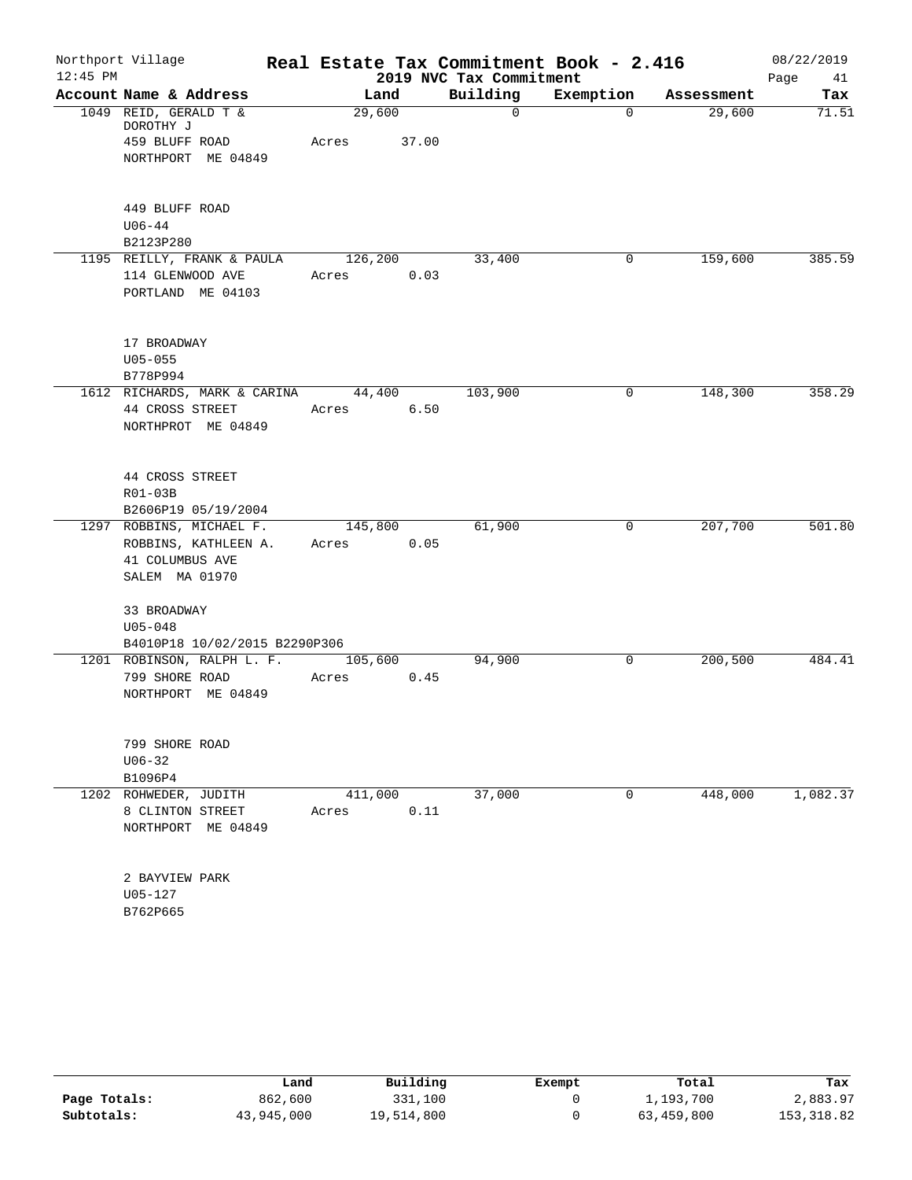Northport Village
12:45 PM

# Real Estate Tax Commitment Book - 2.416

## 2019 NVC Tax Commitment

08/22/2019
Page 41

| Account | Name & Address | Land | Building | Exemption | Assessment | Tax |
|---|---|---|---|---|---|---|
| 1049 | REID, GERALD T & DOROTHY J<br>459 BLUFF ROAD<br>NORTHPORT ME 04849<br><br>449 BLUFF ROAD<br>U06-44<br>B2123P280 | 29,600<br>Acres 37.00 | 0 | 0 | 29,600 | 71.51 |
| 1195 | REILLY, FRANK & PAULA<br>114 GLENWOOD AVE<br>PORTLAND ME 04103<br><br>17 BROADWAY<br>U05-055<br>B778P994 | 126,200<br>Acres 0.03 | 33,400 | 0 | 159,600 | 385.59 |
| 1612 | RICHARDS, MARK & CARINA<br>44 CROSS STREET<br>NORTHPROT ME 04849<br><br>44 CROSS STREET<br>R01-03B<br>B2606P19 05/19/2004 | 44,400<br>Acres 6.50 | 103,900 | 0 | 148,300 | 358.29 |
| 1297 | ROBBINS, MICHAEL F.<br>ROBBINS, KATHLEEN A.<br>41 COLUMBUS AVE<br>SALEM MA 01970<br><br>33 BROADWAY<br>U05-048<br>B4010P18 10/02/2015 B2290P306 | 145,800<br>Acres 0.05 | 61,900 | 0 | 207,700 | 501.80 |
| 1201 | ROBINSON, RALPH L. F.<br>799 SHORE ROAD<br>NORTHPORT ME 04849<br><br>799 SHORE ROAD<br>U06-32<br>B1096P4 | 105,600<br>Acres 0.45 | 94,900 | 0 | 200,500 | 484.41 |
| 1202 | ROHWEDER, JUDITH<br>8 CLINTON STREET<br>NORTHPORT ME 04849<br><br>2 BAYVIEW PARK<br>U05-127<br>B762P665 | 411,000<br>Acres 0.11 | 37,000 | 0 | 448,000 | 1,082.37 |

| | Land | Building | Exempt | Total | Tax |
|---|---|---|---|---|---|
| Page Totals: | 862,600 | 331,100 | 0 | 1,193,700 | 2,883.97 |
| Subtotals: | 43,945,000 | 19,514,800 | 0 | 63,459,800 | 153,318.82 |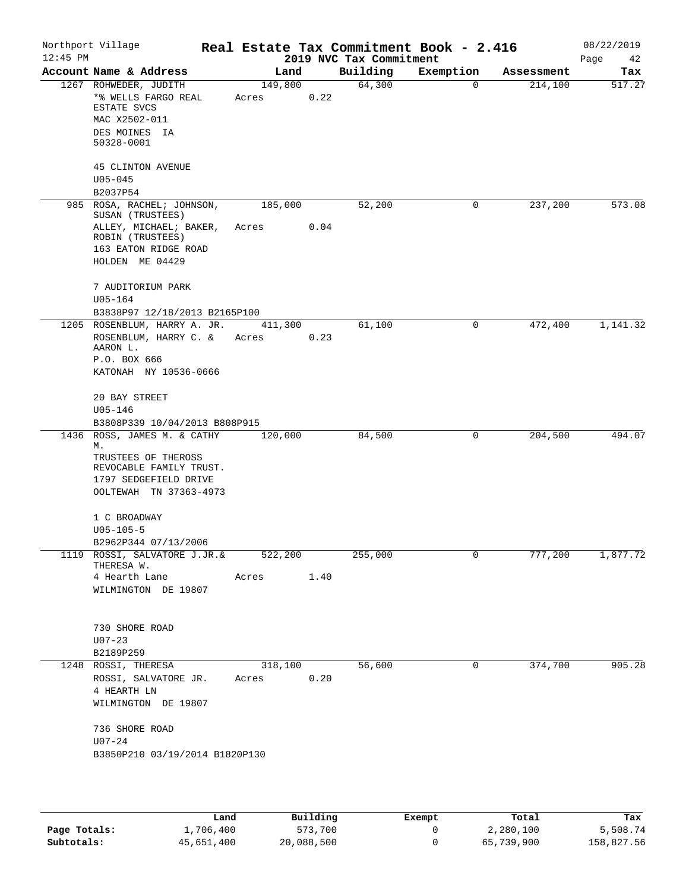Northport Village — **Real Estate Tax Commitment Book - 2.416** — 08/22/2019
12:45 PM — 2019 NVC Tax Commitment

| Account Name & Address | Land | Building | Exemption | Assessment | Tax |
|---|---|---|---|---|---|
| 1267 ROHWEDER, JUDITH<br>*% WELLS FARGO REAL ESTATE SVCS<br>MAC X2502-011<br>DES MOINES IA 50328-0001<br><br>45 CLINTON AVENUE<br>U05-045<br>B2037P54 | 149,800<br>Acres 0.22 | 64,300 | 0 | 214,100 | 517.27 |
| 985 ROSA, RACHEL; JOHNSON, SUSAN (TRUSTEES)<br>ALLEY, MICHAEL; BAKER, ROBIN (TRUSTEES)<br>163 EATON RIDGE ROAD<br>HOLDEN ME 04429<br><br>7 AUDITORIUM PARK<br>U05-164<br>B3838P97 12/18/2013 B2165P100 | 185,000<br>Acres 0.04 | 52,200 | 0 | 237,200 | 573.08 |
| 1205 ROSENBLUM, HARRY A. JR.<br>ROSENBLUM, HARRY C. & AARON L.<br>P.O. BOX 666<br>KATONAH NY 10536-0666<br><br>20 BAY STREET<br>U05-146<br>B3808P339 10/04/2013 B808P915 | 411,300<br>Acres 0.23 | 61,100 | 0 | 472,400 | 1,141.32 |
| 1436 ROSS, JAMES M. & CATHY M.<br>TRUSTEES OF THEROSS REVOCABLE FAMILY TRUST.<br>1797 SEDGEFIELD DRIVE<br>OOLTEWAH TN 37363-4973<br><br>1 C BROADWAY<br>U05-105-5<br>B2962P344 07/13/2006 | 120,000 | 84,500 | 0 | 204,500 | 494.07 |
| 1119 ROSSI, SALVATORE J.JR.& THERESA W.<br>4 Hearth Lane<br>WILMINGTON DE 19807<br><br>730 SHORE ROAD<br>U07-23<br>B2189P259 | 522,200<br>Acres 1.40 | 255,000 | 0 | 777,200 | 1,877.72 |
| 1248 ROSSI, THERESA<br>ROSSI, SALVATORE JR.<br>4 HEARTH LN<br>WILMINGTON DE 19807<br><br>736 SHORE ROAD<br>U07-24<br>B3850P210 03/19/2014 B1820P130 | 318,100<br>Acres 0.20 | 56,600 | 0 | 374,700 | 905.28 |

| | Land | Building | Exempt | Total | Tax |
|---|---|---|---|---|---|
| **Page Totals:** | 1,706,400 | 573,700 | 0 | 2,280,100 | 5,508.74 |
| **Subtotals:** | 45,651,400 | 20,088,500 | 0 | 65,739,900 | 158,827.56 |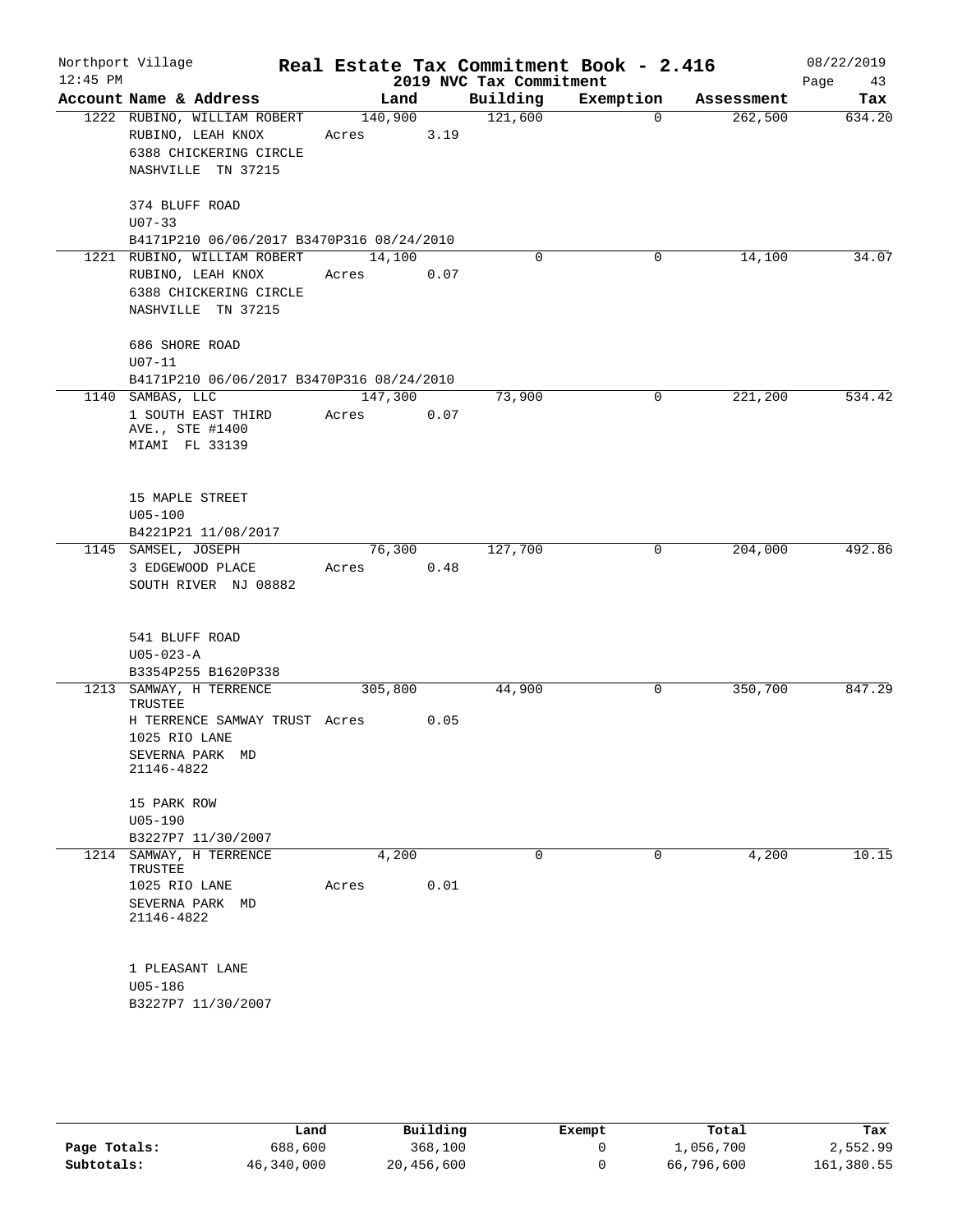Northport Village
12:45 PM

# Real Estate Tax Commitment Book - 2.416

## 2019 NVC Tax Commitment

08/22/2019

| Account Name & Address | Land | Building | Exemption | Assessment | Tax |
|---|---|---|---|---|---|
| 1222 RUBINO, WILLIAM ROBERT<br>RUBINO, LEAH KNOX<br>6388 CHICKERING CIRCLE<br>NASHVILLE TN 37215<br><br>374 BLUFF ROAD<br>U07-33<br>B4171P210 06/06/2017 B3470P316 08/24/2010 | 140,900<br>Acres 3.19 | 121,600 | 0 | 262,500 | 634.20 |
| 1221 RUBINO, WILLIAM ROBERT<br>RUBINO, LEAH KNOX<br>6388 CHICKERING CIRCLE<br>NASHVILLE TN 37215<br><br>686 SHORE ROAD<br>U07-11<br>B4171P210 06/06/2017 B3470P316 08/24/2010 | 14,100<br>Acres 0.07 | 0 | 0 | 14,100 | 34.07 |
| 1140 SAMBAS, LLC<br>1 SOUTH EAST THIRD AVE., STE #1400<br>MIAMI FL 33139<br><br>15 MAPLE STREET<br>U05-100<br>B4221P21 11/08/2017 | 147,300<br>Acres 0.07 | 73,900 | 0 | 221,200 | 534.42 |
| 1145 SAMSEL, JOSEPH<br>3 EDGEWOOD PLACE<br>SOUTH RIVER NJ 08882<br><br>541 BLUFF ROAD<br>U05-023-A<br>B3354P255 B1620P338 | 76,300<br>Acres 0.48 | 127,700 | 0 | 204,000 | 492.86 |
| 1213 SAMWAY, H TERRENCE TRUSTEE<br>H TERRENCE SAMWAY TRUST<br>1025 RIO LANE<br>SEVERNA PARK MD 21146-4822<br><br>15 PARK ROW<br>U05-190<br>B3227P7 11/30/2007 | 305,800<br>Acres 0.05 | 44,900 | 0 | 350,700 | 847.29 |
| 1214 SAMWAY, H TERRENCE TRUSTEE<br>1025 RIO LANE<br>SEVERNA PARK MD 21146-4822<br><br>1 PLEASANT LANE<br>U05-186<br>B3227P7 11/30/2007 | 4,200<br>Acres 0.01 | 0 | 0 | 4,200 | 10.15 |

| | Land | Building | Exempt | Total | Tax |
|---|---|---|---|---|---|
| **Page Totals:** | 688,600 | 368,100 | 0 | 1,056,700 | 2,552.99 |
| **Subtotals:** | 46,340,000 | 20,456,600 | 0 | 66,796,600 | 161,380.55 |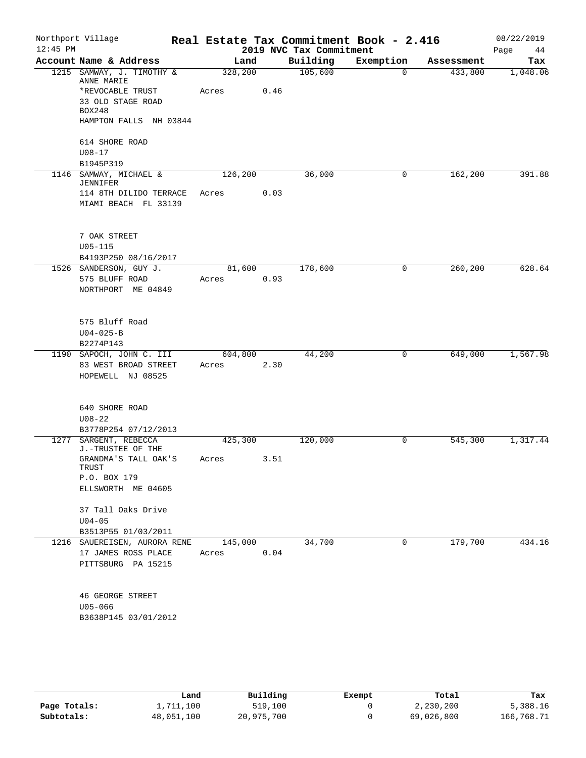Northport Village | Real Estate Tax Commitment Book - 2.416 | 08/22/2019
12:45 PM | 2019 NVC Tax Commitment | Page 44

| Account Name & Address | Land | Building | Exemption | Assessment | Tax |
|---|---|---|---|---|---|
| 1215 SAMWAY, J. TIMOTHY & ANNE MARIE<br>*REVOCABLE TRUST<br>33 OLD STAGE ROAD<br>BOX248<br>HAMPTON FALLS NH 03844<br><br>614 SHORE ROAD<br>U08-17<br>B1945P319 | 328,200<br>Acres 0.46 | 105,600 | 0 | 433,800 | 1,048.06 |
| 1146 SAMWAY, MICHAEL & JENNIFER<br>114 8TH DILIDO TERRACE<br>MIAMI BEACH FL 33139<br><br>7 OAK STREET<br>U05-115<br>B4193P250 08/16/2017 | 126,200<br>Acres 0.03 | 36,000 | 0 | 162,200 | 391.88 |
| 1526 SANDERSON, GUY J.<br>575 BLUFF ROAD<br>NORTHPORT ME 04849<br><br>575 Bluff Road<br>U04-025-B<br>B2274P143 | 81,600<br>Acres 0.93 | 178,600 | 0 | 260,200 | 628.64 |
| 1190 SAPOCH, JOHN C. III<br>83 WEST BROAD STREET<br>HOPEWELL NJ 08525<br><br>640 SHORE ROAD<br>U08-22<br>B3778P254 07/12/2013 | 604,800<br>Acres 2.30 | 44,200 | 0 | 649,000 | 1,567.98 |
| 1277 SARGENT, REBECCA J.-TRUSTEE OF THE<br>GRANDMA'S TALL OAK'S TRUST<br>P.O. BOX 179<br>ELLSWORTH ME 04605<br><br>37 Tall Oaks Drive<br>U04-05<br>B3513P55 01/03/2011 | 425,300<br>Acres 3.51 | 120,000 | 0 | 545,300 | 1,317.44 |
| 1216 SAUEREISEN, AURORA RENE<br>17 JAMES ROSS PLACE<br>PITTSBURG PA 15215<br><br>46 GEORGE STREET<br>U05-066<br>B3638P145 03/01/2012 | 145,000<br>Acres 0.04 | 34,700 | 0 | 179,700 | 434.16 |

| | Land | Building | Exempt | Total | Tax |
|---|---|---|---|---|---|
| Page Totals: | 1,711,100 | 519,100 | 0 | 2,230,200 | 5,388.16 |
| Subtotals: | 48,051,100 | 20,975,700 | 0 | 69,026,800 | 166,768.71 |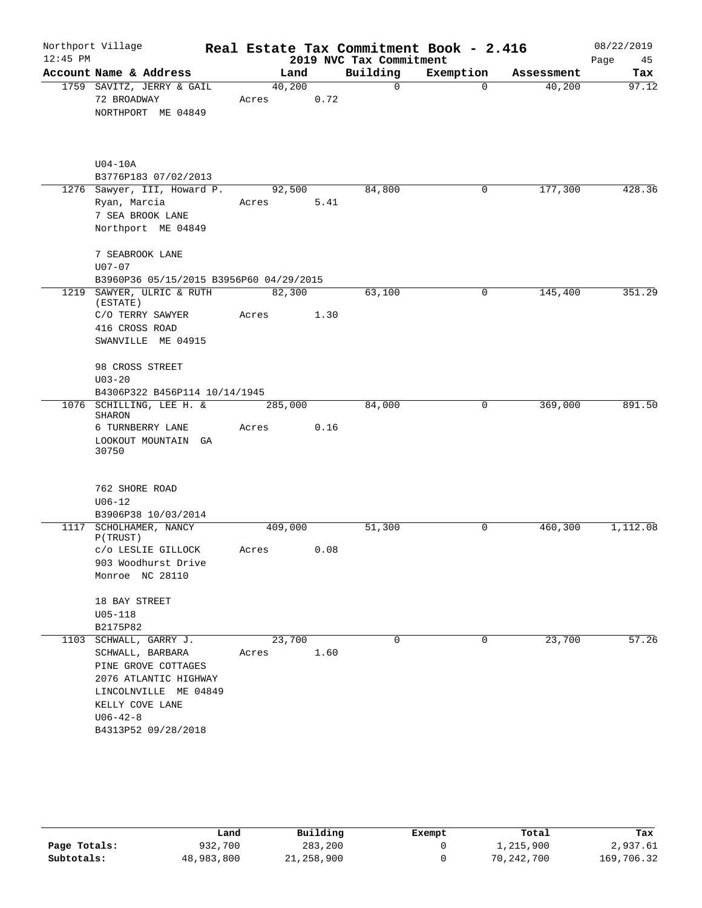Northport Village | Real Estate Tax Commitment Book - 2.416 | 08/22/2019
12:45 PM | 2019 NVC Tax Commitment | Page 45

| Account Name & Address | Land | Building | Exemption | Assessment | Tax |
|---|---|---|---|---|---|
| 1759 SAVITZ, JERRY & GAIL<br>72 BROADWAY<br>NORTHPORT ME 04849<br><br>U04-10A<br>B3776P183 07/02/2013 | 40,200<br>Acres 0.72 | 0 | 0 | 40,200 | 97.12 |
| 1276 Sawyer, III, Howard P.<br>Ryan, Marcia<br>7 SEA BROOK LANE<br>Northport ME 04849<br><br>7 SEABROOK LANE<br>U07-07<br>B3960P36 05/15/2015 B3956P60 04/29/2015 | 92,500<br>Acres 5.41 | 84,800 | 0 | 177,300 | 428.36 |
| 1219 SAWYER, ULRIC & RUTH (ESTATE)<br>C/O TERRY SAWYER<br>416 CROSS ROAD<br>SWANVILLE ME 04915<br><br>98 CROSS STREET<br>U03-20<br>B4306P322 B456P114 10/14/1945 | 82,300<br>Acres 1.30 | 63,100 | 0 | 145,400 | 351.29 |
| 1076 SCHILLING, LEE H. & SHARON<br>6 TURNBERRY LANE<br>LOOKOUT MOUNTAIN GA 30750<br><br>762 SHORE ROAD<br>U06-12<br>B3906P38 10/03/2014 | 285,000<br>Acres 0.16 | 84,000 | 0 | 369,000 | 891.50 |
| 1117 SCHOLHAMER, NANCY P(TRUST)<br>c/o LESLIE GILLOCK<br>903 Woodhurst Drive<br>Monroe NC 28110<br><br>18 BAY STREET<br>U05-118<br>B2175P82 | 409,000<br>Acres 0.08 | 51,300 | 0 | 460,300 | 1,112.08 |
| 1103 SCHWALL, GARRY J.<br>SCHWALL, BARBARA<br>PINE GROVE COTTAGES<br>2076 ATLANTIC HIGHWAY<br>LINCOLNVILLE ME 04849<br>KELLY COVE LANE<br>U06-42-8<br>B4313P52 09/28/2018 | 23,700<br>Acres 1.60 | 0 | 0 | 23,700 | 57.26 |

| | Land | Building | Exempt | Total | Tax |
|---|---|---|---|---|---|
| Page Totals: | 932,700 | 283,200 | 0 | 1,215,900 | 2,937.61 |
| Subtotals: | 48,983,800 | 21,258,900 | 0 | 70,242,700 | 169,706.32 |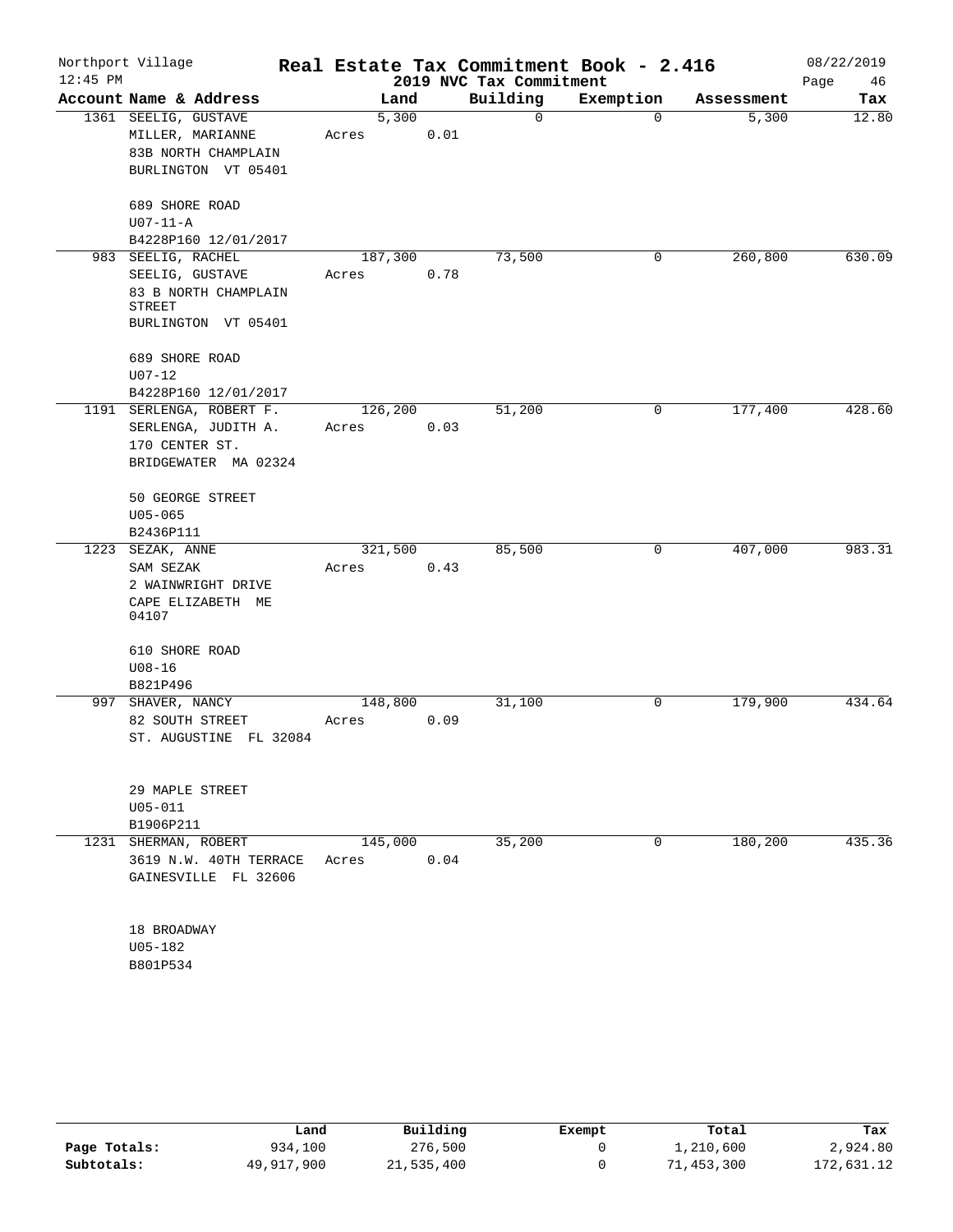Northport Village
12:45 PM

# Real Estate Tax Commitment Book - 2.416

## 2019 NVC Tax Commitment

08/22/2019
Page 46

| Account Name & Address | Land | Building | Exemption | Assessment | Tax |
|---|---|---|---|---|---|
| 1361 SEELIG, GUSTAVE<br>MILLER, MARIANNE<br>83B NORTH CHAMPLAIN<br>BURLINGTON VT 05401<br><br>689 SHORE ROAD<br>U07-11-A<br>B4228P160 12/01/2017 | 5,300<br>Acres 0.01 | 0 | 0 | 5,300 | 12.80 |
| 983 SEELIG, RACHEL<br>SEELIG, GUSTAVE<br>83 B NORTH CHAMPLAIN STREET<br>BURLINGTON VT 05401<br><br>689 SHORE ROAD<br>U07-12<br>B4228P160 12/01/2017 | 187,300<br>Acres 0.78 | 73,500 | 0 | 260,800 | 630.09 |
| 1191 SERLENGA, ROBERT F.<br>SERLENGA, JUDITH A.<br>170 CENTER ST.<br>BRIDGEWATER MA 02324<br><br>50 GEORGE STREET<br>U05-065<br>B2436P111 | 126,200<br>Acres 0.03 | 51,200 | 0 | 177,400 | 428.60 |
| 1223 SEZAK, ANNE<br>SAM SEZAK<br>2 WAINWRIGHT DRIVE<br>CAPE ELIZABETH ME 04107<br><br>610 SHORE ROAD<br>U08-16<br>B821P496 | 321,500<br>Acres 0.43 | 85,500 | 0 | 407,000 | 983.31 |
| 997 SHAVER, NANCY<br>82 SOUTH STREET<br>ST. AUGUSTINE FL 32084<br><br>29 MAPLE STREET<br>U05-011<br>B1906P211 | 148,800<br>Acres 0.09 | 31,100 | 0 | 179,900 | 434.64 |
| 1231 SHERMAN, ROBERT<br>3619 N.W. 40TH TERRACE<br>GAINESVILLE FL 32606<br><br>18 BROADWAY<br>U05-182<br>B801P534 | 145,000<br>Acres 0.04 | 35,200 | 0 | 180,200 | 435.36 |

| | Land | Building | Exempt | Total | Tax |
|---|---|---|---|---|---|
| Page Totals: | 934,100 | 276,500 | 0 | 1,210,600 | 2,924.80 |
| Subtotals: | 49,917,900 | 21,535,400 | 0 | 71,453,300 | 172,631.12 |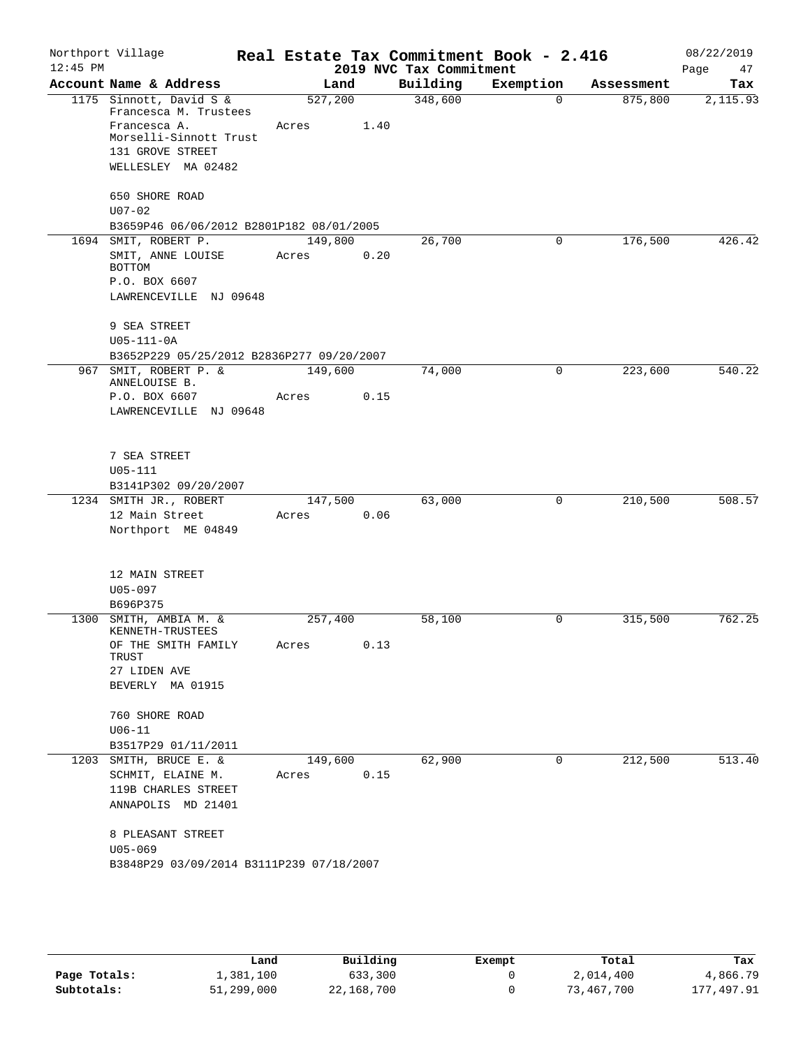Northport Village | Real Estate Tax Commitment Book - 2.416 | 08/22/2019
12:45 PM | 2019 NVC Tax Commitment | Page 47

| Account Name & Address | Land | Building | Exemption | Assessment | Tax |
|---|---|---|---|---|---|
| 1175 Sinnott, David S & Francesca M. Trustees Francesca A. Morselli-Sinnott Trust 131 GROVE STREET WELLESLEY MA 02482 | 527,200 Acres 1.40 | 348,600 | 0 | 875,800 | 2,115.93 |
| 650 SHORE ROAD U07-02 B3659P46 06/06/2012 B2801P182 08/01/2005 | | | | | |
| 1694 SMIT, ROBERT P. SMIT, ANNE LOUISE BOTTOM P.O. BOX 6607 LAWRENCEVILLE NJ 09648 | 149,800 Acres 0.20 | 26,700 | 0 | 176,500 | 426.42 |
| 9 SEA STREET U05-111-0A B3652P229 05/25/2012 B2836P277 09/20/2007 | | | | | |
| 967 SMIT, ROBERT P. & ANNELOUISE B. P.O. BOX 6607 LAWRENCEVILLE NJ 09648 | 149,600 Acres 0.15 | 74,000 | 0 | 223,600 | 540.22 |
| 7 SEA STREET U05-111 B3141P302 09/20/2007 | | | | | |
| 1234 SMITH JR., ROBERT 12 Main Street Northport ME 04849 | 147,500 Acres 0.06 | 63,000 | 0 | 210,500 | 508.57 |
| 12 MAIN STREET U05-097 B696P375 | | | | | |
| 1300 SMITH, AMBIA M. & KENNETH-TRUSTEES OF THE SMITH FAMILY TRUST 27 LIDEN AVE BEVERLY MA 01915 | 257,400 Acres 0.13 | 58,100 | 0 | 315,500 | 762.25 |
| 760 SHORE ROAD U06-11 B3517P29 01/11/2011 | | | | | |
| 1203 SMITH, BRUCE E. & SCHMIT, ELAINE M. 119B CHARLES STREET ANNAPOLIS MD 21401 | 149,600 Acres 0.15 | 62,900 | 0 | 212,500 | 513.40 |
| 8 PLEASANT STREET U05-069 B3848P29 03/09/2014 B3111P239 07/18/2007 | | | | | |

| | Land | Building | Exempt | Total | Tax |
|---|---|---|---|---|---|
| Page Totals: | 1,381,100 | 633,300 | 0 | 2,014,400 | 4,866.79 |
| Subtotals: | 51,299,000 | 22,168,700 | 0 | 73,467,700 | 177,497.91 |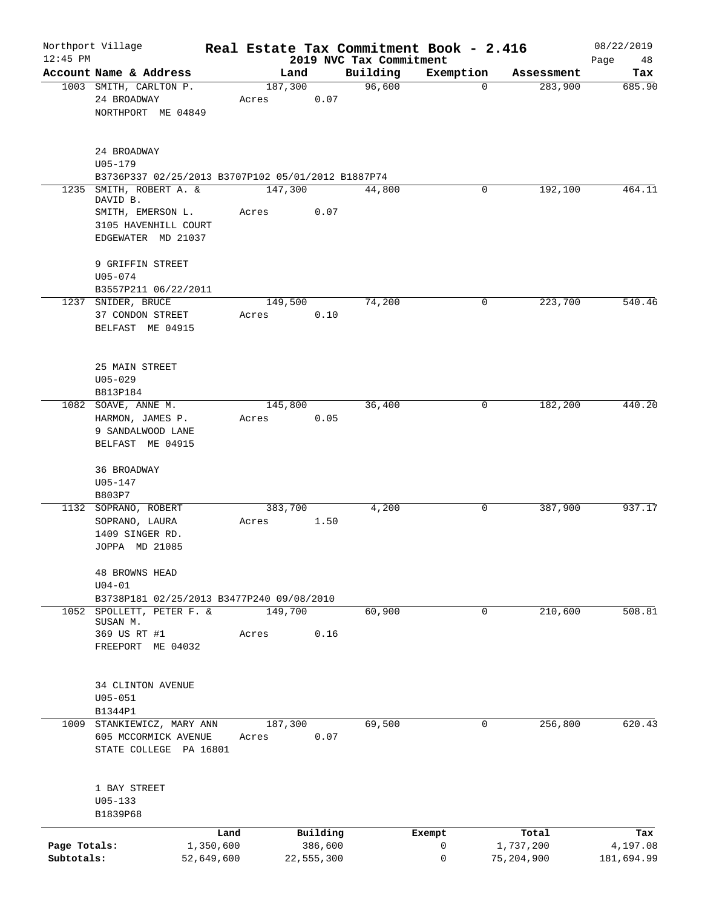Northport Village
12:45 PM

# Real Estate Tax Commitment Book - 2.416

2019 NVC Tax Commitment

08/22/2019

| Account Name & Address | Land | Building | Exemption | Assessment | Tax |
|---|---|---|---|---|---|
| 1003 SMITH, CARLTON P.<br>24 BROADWAY<br>NORTHPORT ME 04849<br><br>24 BROADWAY<br>U05-179<br>B3736P337 02/25/2013 B3707P102 05/01/2012 B1887P74 | 187,300<br>Acres 0.07 | 96,600 | 0 | 283,900 | 685.90 |
| 1235 SMITH, ROBERT A. & DAVID B.<br>SMITH, EMERSON L.<br>3105 HAVENHILL COURT<br>EDGEWATER MD 21037<br><br>9 GRIFFIN STREET<br>U05-074<br>B3557P211 06/22/2011 | 147,300<br>Acres 0.07 | 44,800 | 0 | 192,100 | 464.11 |
| 1237 SNIDER, BRUCE<br>37 CONDON STREET<br>BELFAST ME 04915<br><br>25 MAIN STREET<br>U05-029<br>B813P184 | 149,500<br>Acres 0.10 | 74,200 | 0 | 223,700 | 540.46 |
| 1082 SOAVE, ANNE M.<br>HARMON, JAMES P.<br>9 SANDALWOOD LANE<br>BELFAST ME 04915<br><br>36 BROADWAY<br>U05-147<br>B803P7 | 145,800<br>Acres 0.05 | 36,400 | 0 | 182,200 | 440.20 |
| 1132 SOPRANO, ROBERT<br>SOPRANO, LAURA<br>1409 SINGER RD.<br>JOPPA MD 21085<br><br>48 BROWNS HEAD<br>U04-01<br>B3738P181 02/25/2013 B3477P240 09/08/2010 | 383,700<br>Acres 1.50 | 4,200 | 0 | 387,900 | 937.17 |
| 1052 SPOLLETT, PETER F. & SUSAN M.<br>369 US RT #1<br>FREEPORT ME 04032<br><br>34 CLINTON AVENUE<br>U05-051<br>B1344P1 | 149,700<br>Acres 0.16 | 60,900 | 0 | 210,600 | 508.81 |
| 1009 STANKIEWICZ, MARY ANN<br>605 MCCORMICK AVENUE<br>STATE COLLEGE PA 16801<br><br>1 BAY STREET<br>U05-133<br>B1839P68 | 187,300<br>Acres 0.07 | 69,500 | 0 | 256,800 | 620.43 |

| | Land | Building | Exempt | Total | Tax |
|---|---|---|---|---|---|
| Page Totals: | 1,350,600 | 386,600 | 0 | 1,737,200 | 4,197.08 |
| Subtotals: | 52,649,600 | 22,555,300 | 0 | 75,204,900 | 181,694.99 |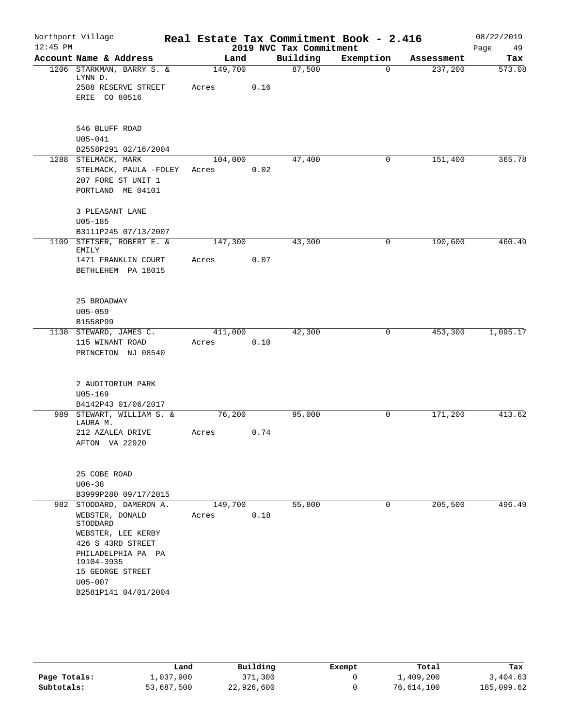Northport Village — 12:45 PM

# Real Estate Tax Commitment Book - 2.416

## 2019 NVC Tax Commitment

08/22/2019

| Account Name & Address | Land | Building | Exemption | Assessment | Tax |
|---|---|---|---|---|---|
| 1206 STARKMAN, BARRY S. & LYNN D. | 149,700 | 87,500 | 0 | 237,200 | 573.08 |
| 2588 RESERVE STREET | Acres 0.16 | | | | |
| ERIE CO 80516 | | | | | |
| 546 BLUFF ROAD | | | | | |
| U05-041 | | | | | |
| B2558P291 02/16/2004 | | | | | |
| 1288 STELMACK, MARK | 104,000 | 47,400 | 0 | 151,400 | 365.78 |
| STELMACK, PAULA -FOLEY | Acres 0.02 | | | | |
| 207 FORE ST UNIT 1 | | | | | |
| PORTLAND ME 04101 | | | | | |
| 3 PLEASANT LANE | | | | | |
| U05-185 | | | | | |
| B3111P245 07/13/2007 | | | | | |
| 1109 STETSER, ROBERT E. & EMILY | 147,300 | 43,300 | 0 | 190,600 | 460.49 |
| 1471 FRANKLIN COURT | Acres 0.07 | | | | |
| BETHLEHEM PA 18015 | | | | | |
| 25 BROADWAY | | | | | |
| U05-059 | | | | | |
| B1558P99 | | | | | |
| 1138 STEWARD, JAMES C. | 411,000 | 42,300 | 0 | 453,300 | 1,095.17 |
| 115 WINANT ROAD | Acres 0.10 | | | | |
| PRINCETON NJ 08540 | | | | | |
| 2 AUDITORIUM PARK | | | | | |
| U05-169 | | | | | |
| B4142P43 01/06/2017 | | | | | |
| 989 STEWART, WILLIAM S. & LAURA M. | 76,200 | 95,000 | 0 | 171,200 | 413.62 |
| 212 AZALEA DRIVE | Acres 0.74 | | | | |
| AFTON VA 22920 | | | | | |
| 25 COBE ROAD | | | | | |
| U06-38 | | | | | |
| B3999P280 09/17/2015 | | | | | |
| 982 STODDARD, DAMERON A. | 149,700 | 55,800 | 0 | 205,500 | 496.49 |
| WEBSTER, DONALD STODDARD | Acres 0.18 | | | | |
| WEBSTER, LEE KERBY | | | | | |
| 426 S 43RD STREET | | | | | |
| PHILADELPHIA PA PA 19104-3935 | | | | | |
| 15 GEORGE STREET | | | | | |
| U05-007 | | | | | |
| B2581P141 04/01/2004 | | | | | |

| | Land | Building | Exempt | Total | Tax |
|---|---|---|---|---|---|
| Page Totals: | 1,037,900 | 371,300 | 0 | 1,409,200 | 3,404.63 |
| Subtotals: | 53,687,500 | 22,926,600 | 0 | 76,614,100 | 185,099.62 |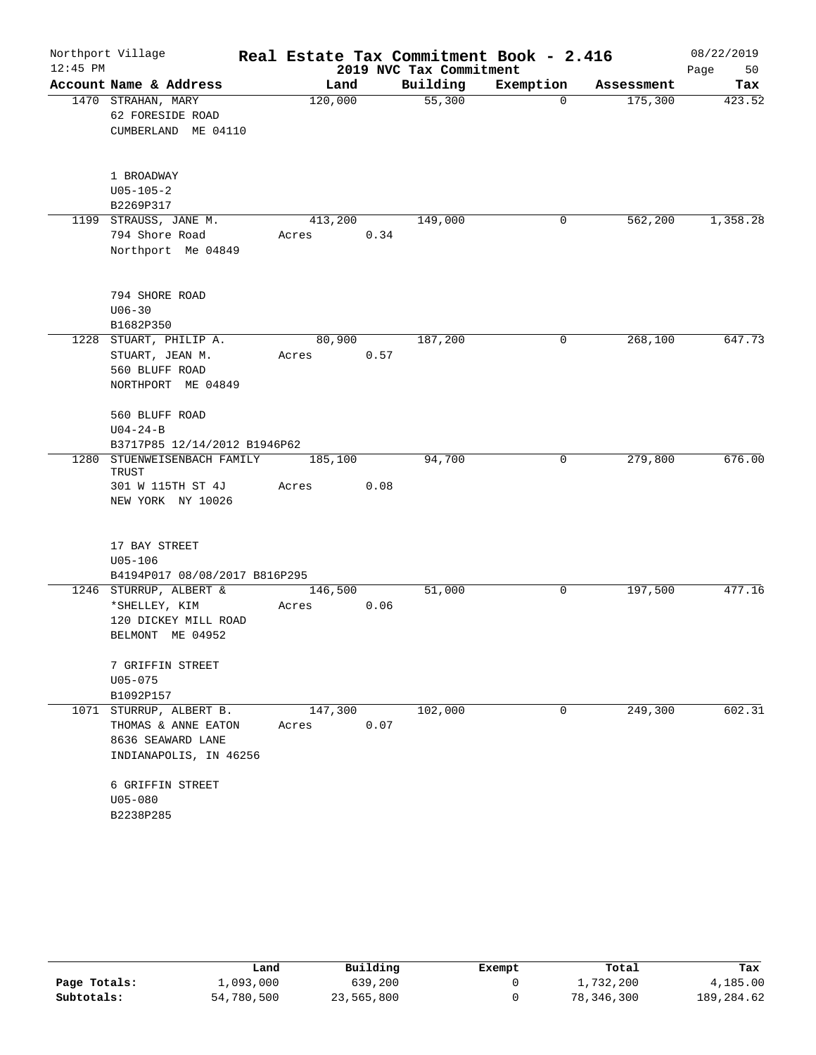Northport Village | Real Estate Tax Commitment Book - 2.416 | 08/22/2019
12:45 PM | 2019 NVC Tax Commitment | Page 50

| Account Name & Address | Land | Building | Exemption | Assessment | Tax |
|---|---|---|---|---|---|
| 1470 STRAHAN, MARY<br>62 FORESIDE ROAD<br>CUMBERLAND ME 04110<br><br>1 BROADWAY<br>U05-105-2<br>B2269P317 | 120,000 | 55,300 | 0 | 175,300 | 423.52 |
| 1199 STRAUSS, JANE M.<br>794 Shore Road<br>Northport Me 04849<br><br>794 SHORE ROAD<br>U06-30<br>B1682P350 | 413,200<br>Acres 0.34 | 149,000 | 0 | 562,200 | 1,358.28 |
| 1228 STUART, PHILIP A.<br>STUART, JEAN M.<br>560 BLUFF ROAD<br>NORTHPORT ME 04849<br><br>560 BLUFF ROAD<br>U04-24-B<br>B3717P85 12/14/2012 B1946P62 | 80,900<br>Acres 0.57 | 187,200 | 0 | 268,100 | 647.73 |
| 1280 STUENWEISENBACH FAMILY TRUST<br>301 W 115TH ST 4J<br>NEW YORK NY 10026<br><br>17 BAY STREET<br>U05-106<br>B4194P017 08/08/2017 B816P295 | 185,100<br>Acres 0.08 | 94,700 | 0 | 279,800 | 676.00 |
| 1246 STURRUP, ALBERT &<br>*SHELLEY, KIM<br>120 DICKEY MILL ROAD<br>BELMONT ME 04952<br><br>7 GRIFFIN STREET<br>U05-075<br>B1092P157 | 146,500<br>Acres 0.06 | 51,000 | 0 | 197,500 | 477.16 |
| 1071 STURRUP, ALBERT B.<br>THOMAS & ANNE EATON<br>8636 SEAWARD LANE<br>INDIANAPOLIS, IN 46256<br><br>6 GRIFFIN STREET<br>U05-080<br>B2238P285 | 147,300<br>Acres 0.07 | 102,000 | 0 | 249,300 | 602.31 |

| | Land | Building | Exempt | Total | Tax |
|---|---|---|---|---|---|
| Page Totals: | 1,093,000 | 639,200 | 0 | 1,732,200 | 4,185.00 |
| Subtotals: | 54,780,500 | 23,565,800 | 0 | 78,346,300 | 189,284.62 |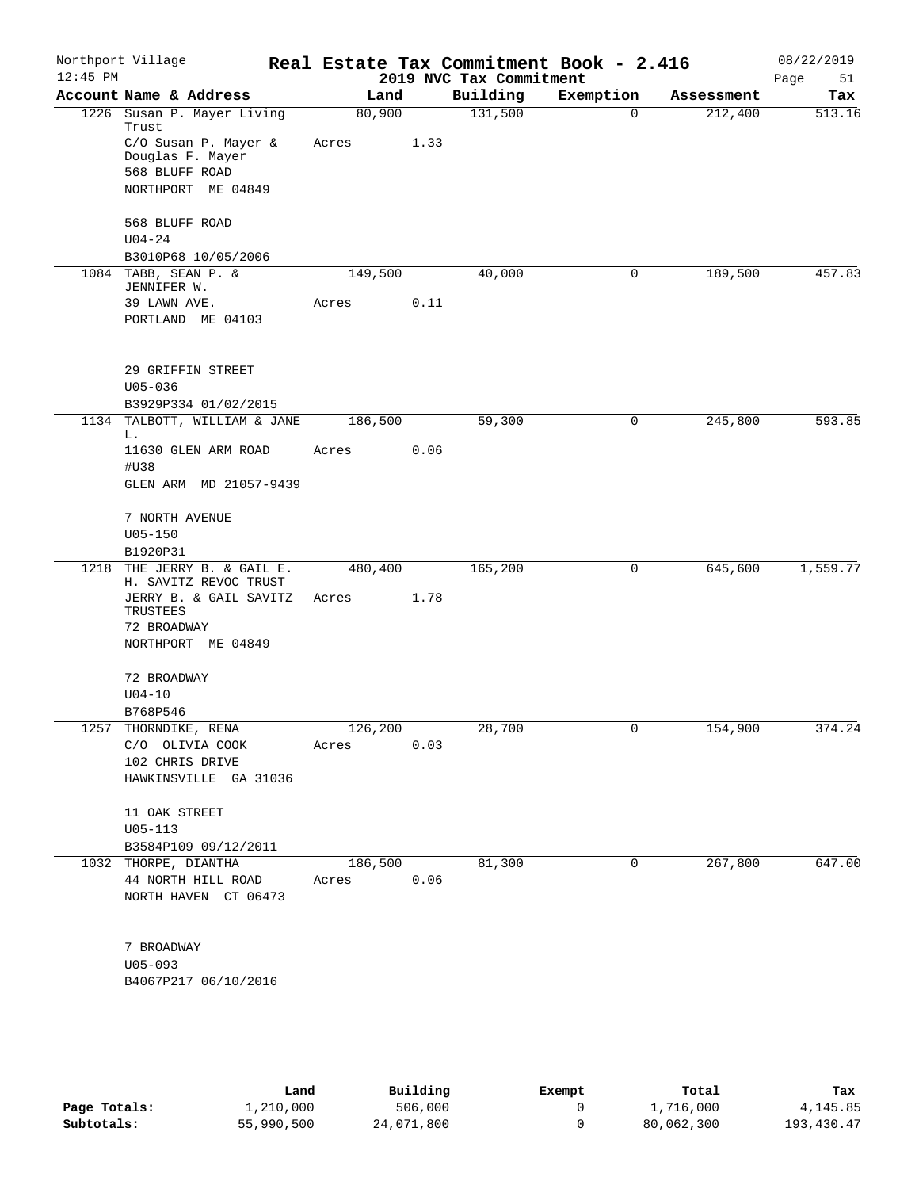Northport Village — Real Estate Tax Commitment Book - 2.416 — 08/22/2019
12:45 PM — 2019 NVC Tax Commitment

| Account Name & Address | Land | Building | Exemption | Assessment | Tax |
|---|---|---|---|---|---|
| 1226 Susan P. Mayer Living Trust<br>C/O Susan P. Mayer & Douglas F. Mayer<br>568 BLUFF ROAD<br>NORTHPORT ME 04849<br><br>568 BLUFF ROAD<br>U04-24<br>B3010P68 10/05/2006 | 80,900<br>Acres 1.33 | 131,500 | 0 | 212,400 | 513.16 |
| 1084 TABB, SEAN P. & JENNIFER W.<br>39 LAWN AVE.<br>PORTLAND ME 04103<br><br>29 GRIFFIN STREET<br>U05-036<br>B3929P334 01/02/2015 | 149,500<br>Acres 0.11 | 40,000 | 0 | 189,500 | 457.83 |
| 1134 TALBOTT, WILLIAM & JANE L.<br>11630 GLEN ARM ROAD #U38<br>GLEN ARM MD 21057-9439<br><br>7 NORTH AVENUE<br>U05-150<br>B1920P31 | 186,500<br>Acres 0.06 | 59,300 | 0 | 245,800 | 593.85 |
| 1218 THE JERRY B. & GAIL E. H. SAVITZ REVOC TRUST<br>JERRY B. & GAIL SAVITZ TRUSTEES<br>72 BROADWAY<br>NORTHPORT ME 04849<br><br>72 BROADWAY<br>U04-10<br>B768P546 | 480,400<br>Acres 1.78 | 165,200 | 0 | 645,600 | 1,559.77 |
| 1257 THORNDIKE, RENA<br>C/O OLIVIA COOK<br>102 CHRIS DRIVE<br>HAWKINSVILLE GA 31036<br><br>11 OAK STREET<br>U05-113<br>B3584P109 09/12/2011 | 126,200<br>Acres 0.03 | 28,700 | 0 | 154,900 | 374.24 |
| 1032 THORPE, DIANTHA<br>44 NORTH HILL ROAD<br>NORTH HAVEN CT 06473<br><br>7 BROADWAY<br>U05-093<br>B4067P217 06/10/2016 | 186,500<br>Acres 0.06 | 81,300 | 0 | 267,800 | 647.00 |

| | Land | Building | Exempt | Total | Tax |
|---|---|---|---|---|---|
| Page Totals: | 1,210,000 | 506,000 | 0 | 1,716,000 | 4,145.85 |
| Subtotals: | 55,990,500 | 24,071,800 | 0 | 80,062,300 | 193,430.47 |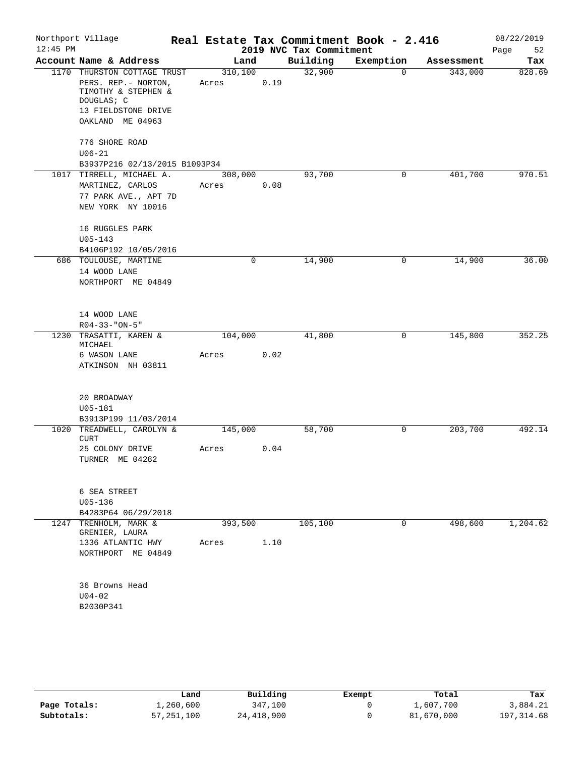Northport Village
12:45 PM

# Real Estate Tax Commitment Book - 2.416
## 2019 NVC Tax Commitment

08/22/2019
Page 52

| Account | Name & Address | Land | Building | Exemption | Assessment | Tax |
|---|---|---|---|---|---|---|
| 1170 | THURSTON COTTAGE TRUST<br>PERS. REP.- NORTON, TIMOTHY & STEPHEN & DOUGLAS; C<br>13 FIELDSTONE DRIVE<br>OAKLAND ME 04963<br><br>776 SHORE ROAD<br>U06-21<br>B3937P216 02/13/2015 B1093P34 | 310,100<br>Acres 0.19 | 32,900 | 0 | 343,000 | 828.69 |
| 1017 | TIRRELL, MICHAEL A.<br>MARTINEZ, CARLOS<br>77 PARK AVE., APT 7D<br>NEW YORK NY 10016<br><br>16 RUGGLES PARK<br>U05-143<br>B4106P192 10/05/2016 | 308,000<br>Acres 0.08 | 93,700 | 0 | 401,700 | 970.51 |
| 686 | TOULOUSE, MARTINE<br>14 WOOD LANE<br>NORTHPORT ME 04849<br><br>14 WOOD LANE<br>R04-33-"ON-5" | 0 | 14,900 | 0 | 14,900 | 36.00 |
| 1230 | TRASATTI, KAREN & MICHAEL<br>6 WASON LANE<br>ATKINSON NH 03811<br><br>20 BROADWAY<br>U05-181<br>B3913P199 11/03/2014 | 104,000<br>Acres 0.02 | 41,800 | 0 | 145,800 | 352.25 |
| 1020 | TREADWELL, CAROLYN & CURT<br>25 COLONY DRIVE<br>TURNER ME 04282<br><br>6 SEA STREET<br>U05-136<br>B4283P64 06/29/2018 | 145,000<br>Acres 0.04 | 58,700 | 0 | 203,700 | 492.14 |
| 1247 | TRENHOLM, MARK & GRENIER, LAURA<br>1336 ATLANTIC HWY<br>NORTHPORT ME 04849<br><br>36 Browns Head<br>U04-02<br>B2030P341 | 393,500<br>Acres 1.10 | 105,100 | 0 | 498,600 | 1,204.62 |

| | Land | Building | Exempt | Total | Tax |
|---|---|---|---|---|---|
| Page Totals: | 1,260,600 | 347,100 | 0 | 1,607,700 | 3,884.21 |
| Subtotals: | 57,251,100 | 24,418,900 | 0 | 81,670,000 | 197,314.68 |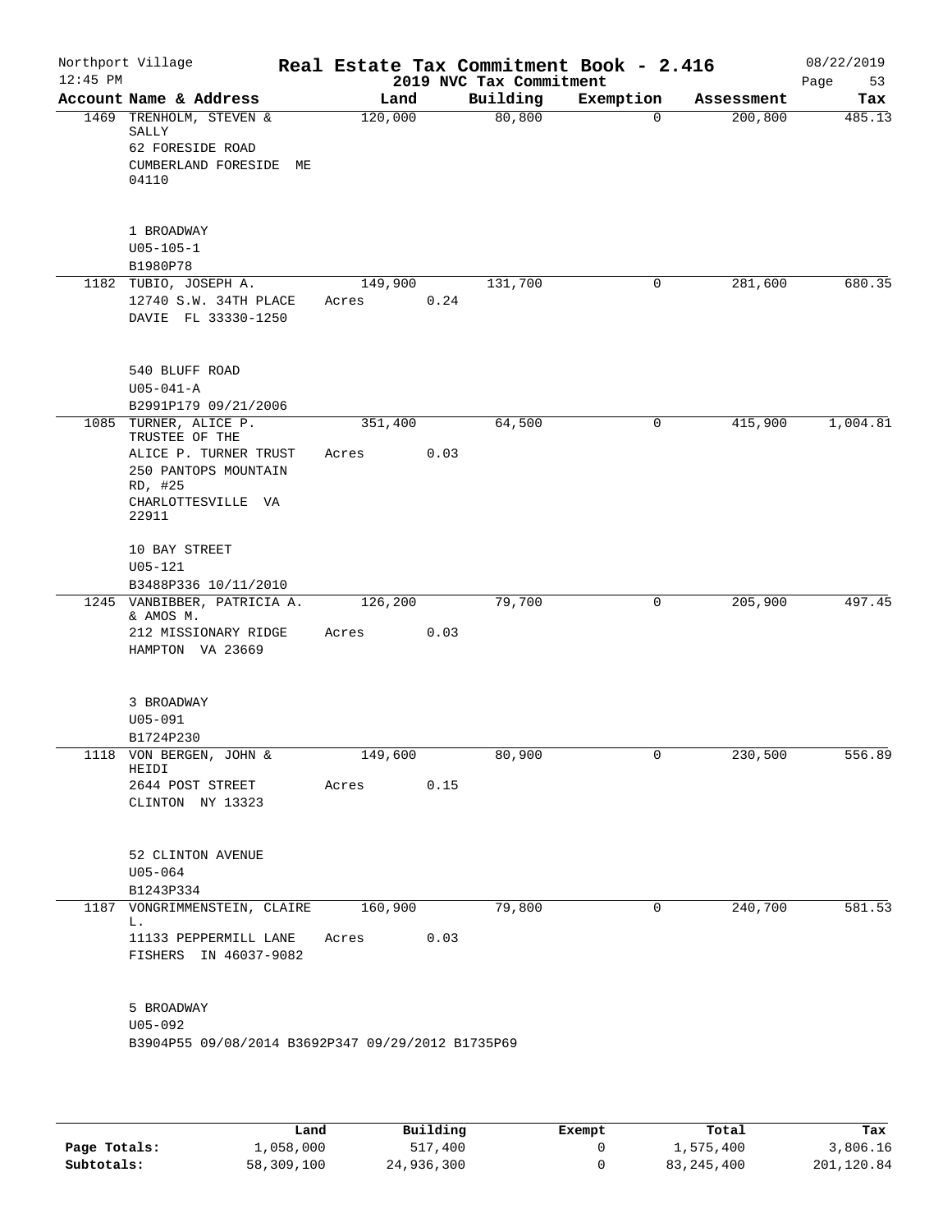Northport Village — Real Estate Tax Commitment Book - 2.416 — 08/22/2019
12:45 PM — 2019 NVC Tax Commitment

| Account | Name & Address | Land | Building | Exemption | Assessment | Tax |
|---|---|---|---|---|---|---|
| 1469 | TRENHOLM, STEVEN & SALLY<br>62 FORESIDE ROAD<br>CUMBERLAND FORESIDE ME 04110<br><br>1 BROADWAY<br>U05-105-1<br>B1980P78 | 120,000 | 80,800 | 0 | 200,800 | 485.13 |
| 1182 | TUBIO, JOSEPH A.<br>12740 S.W. 34TH PLACE<br>DAVIE FL 33330-1250<br><br>540 BLUFF ROAD<br>U05-041-A<br>B2991P179 09/21/2006 | 149,900<br>Acres 0.24 | 131,700 | 0 | 281,600 | 680.35 |
| 1085 | TURNER, ALICE P. TRUSTEE OF THE<br>ALICE P. TURNER TRUST<br>250 PANTOPS MOUNTAIN RD, #25<br>CHARLOTTESVILLE VA 22911<br><br>10 BAY STREET<br>U05-121<br>B3488P336 10/11/2010 | 351,400<br>Acres 0.03 | 64,500 | 0 | 415,900 | 1,004.81 |
| 1245 | VANBIBBER, PATRICIA A. & AMOS M.<br>212 MISSIONARY RIDGE<br>HAMPTON VA 23669<br><br>3 BROADWAY<br>U05-091<br>B1724P230 | 126,200<br>Acres 0.03 | 79,700 | 0 | 205,900 | 497.45 |
| 1118 | VON BERGEN, JOHN & HEIDI<br>2644 POST STREET<br>CLINTON NY 13323<br><br>52 CLINTON AVENUE<br>U05-064<br>B1243P334 | 149,600<br>Acres 0.15 | 80,900 | 0 | 230,500 | 556.89 |
| 1187 | VONGRIMMENSTEIN, CLAIRE L.<br>11133 PEPPERMILL LANE<br>FISHERS IN 46037-9082<br><br>5 BROADWAY<br>U05-092<br>B3904P55 09/08/2014 B3692P347 09/29/2012 B1735P69 | 160,900<br>Acres 0.03 | 79,800 | 0 | 240,700 | 581.53 |

| | Land | Building | Exempt | Total | Tax |
|---|---|---|---|---|---|
| Page Totals: | 1,058,000 | 517,400 | 0 | 1,575,400 | 3,806.16 |
| Subtotals: | 58,309,100 | 24,936,300 | 0 | 83,245,400 | 201,120.84 |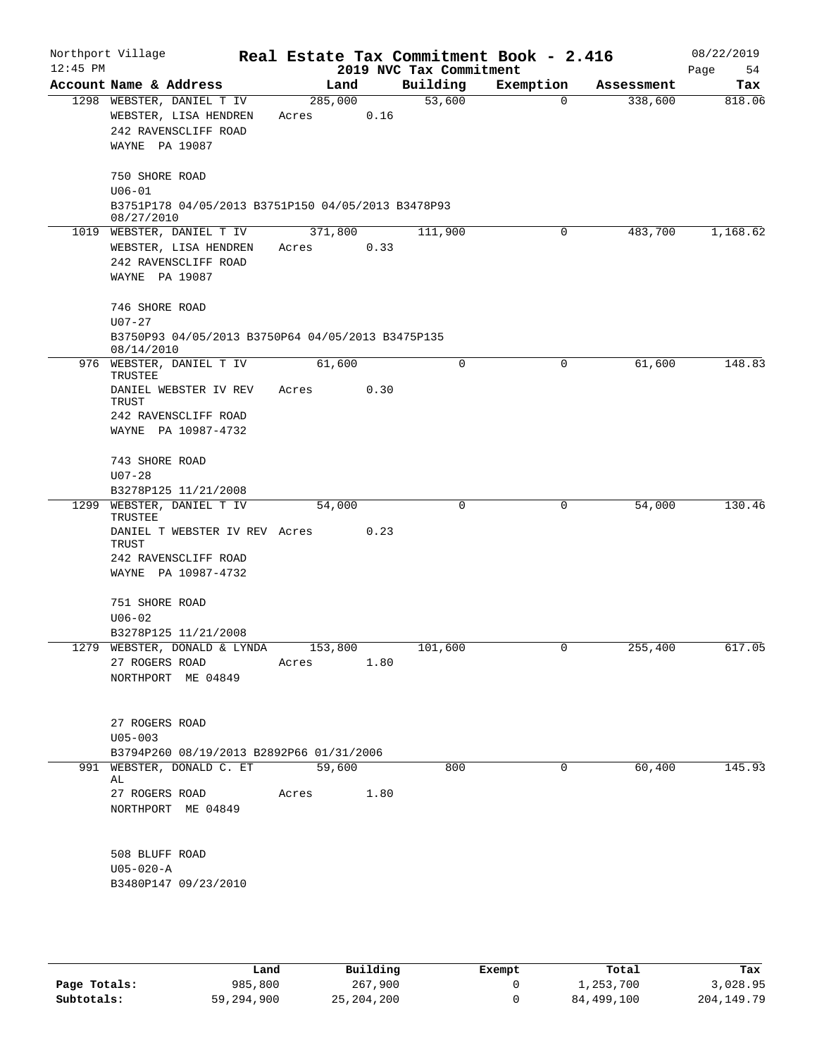Northport Village — Real Estate Tax Commitment Book - 2.416 — 08/22/2019

12:45 PM — 2019 NVC Tax Commitment

| Account Name & Address | Land | Building | Exemption | Assessment | Tax |
|---|---|---|---|---|---|
| 1298 WEBSTER, DANIEL T IV<br>WEBSTER, LISA HENDREN<br>242 RAVENSCLIFF ROAD<br>WAYNE PA 19087<br><br>750 SHORE ROAD<br>U06-01<br>B3751P178 04/05/2013 B3751P150 04/05/2013 B3478P93 08/27/2010 | 285,000<br>Acres 0.16 | 53,600 | 0 | 338,600 | 818.06 |
| 1019 WEBSTER, DANIEL T IV<br>WEBSTER, LISA HENDREN<br>242 RAVENSCLIFF ROAD<br>WAYNE PA 19087<br><br>746 SHORE ROAD<br>U07-27<br>B3750P93 04/05/2013 B3750P64 04/05/2013 B3475P135 08/14/2010 | 371,800<br>Acres 0.33 | 111,900 | 0 | 483,700 | 1,168.62 |
| 976 WEBSTER, DANIEL T IV TRUSTEE<br>DANIEL WEBSTER IV REV TRUST<br>242 RAVENSCLIFF ROAD<br>WAYNE PA 10987-4732<br><br>743 SHORE ROAD<br>U07-28<br>B3278P125 11/21/2008 | 61,600<br>Acres 0.30 | 0 | 0 | 61,600 | 148.83 |
| 1299 WEBSTER, DANIEL T IV TRUSTEE<br>DANIEL T WEBSTER IV REV TRUST<br>242 RAVENSCLIFF ROAD<br>WAYNE PA 10987-4732<br><br>751 SHORE ROAD<br>U06-02<br>B3278P125 11/21/2008 | 54,000<br>Acres 0.23 | 0 | 0 | 54,000 | 130.46 |
| 1279 WEBSTER, DONALD & LYNDA<br>27 ROGERS ROAD<br>NORTHPORT ME 04849<br><br>27 ROGERS ROAD<br>U05-003<br>B3794P260 08/19/2013 B2892P66 01/31/2006 | 153,800<br>Acres 1.80 | 101,600 | 0 | 255,400 | 617.05 |
| 991 WEBSTER, DONALD C. ET AL<br>27 ROGERS ROAD<br>NORTHPORT ME 04849<br><br>508 BLUFF ROAD<br>U05-020-A<br>B3480P147 09/23/2010 | 59,600<br>Acres 1.80 | 800 | 0 | 60,400 | 145.93 |

| | Land | Building | Exempt | Total | Tax |
|---|---|---|---|---|---|
| Page Totals: | 985,800 | 267,900 | 0 | 1,253,700 | 3,028.95 |
| Subtotals: | 59,294,900 | 25,204,200 | 0 | 84,499,100 | 204,149.79 |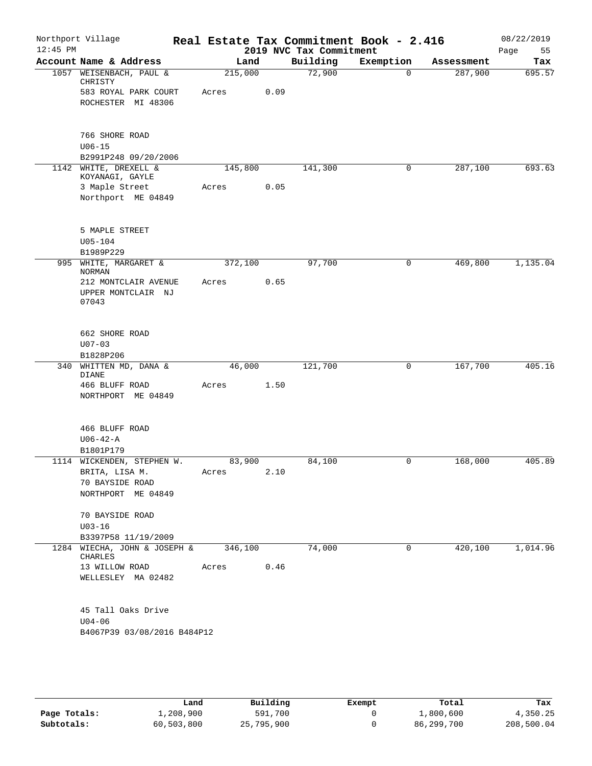Northport Village — Real Estate Tax Commitment Book - 2.416 — 08/22/2019

12:45 PM — 2019 NVC Tax Commitment

| Account | Name & Address | Land | Building | Exemption | Assessment | Tax |
|---|---|---|---|---|---|---|
| 1057 | WEISENBACH, PAUL & CHRISTY<br>583 ROYAL PARK COURT<br>ROCHESTER MI 48306<br><br>766 SHORE ROAD<br>U06-15<br>B2991P248 09/20/2006 | 215,000<br>Acres 0.09 | 72,900 | 0 | 287,900 | 695.57 |
| 1142 | WHITE, DREXELL & KOYANAGI, GAYLE<br>3 Maple Street<br>Northport ME 04849<br><br>5 MAPLE STREET<br>U05-104<br>B1989P229 | 145,800<br>Acres 0.05 | 141,300 | 0 | 287,100 | 693.63 |
| 995 | WHITE, MARGARET & NORMAN<br>212 MONTCLAIR AVENUE<br>UPPER MONTCLAIR NJ 07043<br><br>662 SHORE ROAD<br>U07-03<br>B1828P206 | 372,100<br>Acres 0.65 | 97,700 | 0 | 469,800 | 1,135.04 |
| 340 | WHITTEN MD, DANA & DIANE<br>466 BLUFF ROAD<br>NORTHPORT ME 04849<br><br>466 BLUFF ROAD<br>U06-42-A<br>B1801P179 | 46,000<br>Acres 1.50 | 121,700 | 0 | 167,700 | 405.16 |
| 1114 | WICKENDEN, STEPHEN W.<br>BRITA, LISA M.<br>70 BAYSIDE ROAD<br>NORTHPORT ME 04849<br><br>70 BAYSIDE ROAD<br>U03-16<br>B3397P58 11/19/2009 | 83,900<br>Acres 2.10 | 84,100 | 0 | 168,000 | 405.89 |
| 1284 | WIECHA, JOHN & JOSEPH & CHARLES<br>13 WILLOW ROAD<br>WELLESLEY MA 02482<br><br>45 Tall Oaks Drive<br>U04-06<br>B4067P39 03/08/2016 B484P12 | 346,100<br>Acres 0.46 | 74,000 | 0 | 420,100 | 1,014.96 |

| | Land | Building | Exempt | Total | Tax |
|---|---|---|---|---|---|
| Page Totals: | 1,208,900 | 591,700 | 0 | 1,800,600 | 4,350.25 |
| Subtotals: | 60,503,800 | 25,795,900 | 0 | 86,299,700 | 208,500.04 |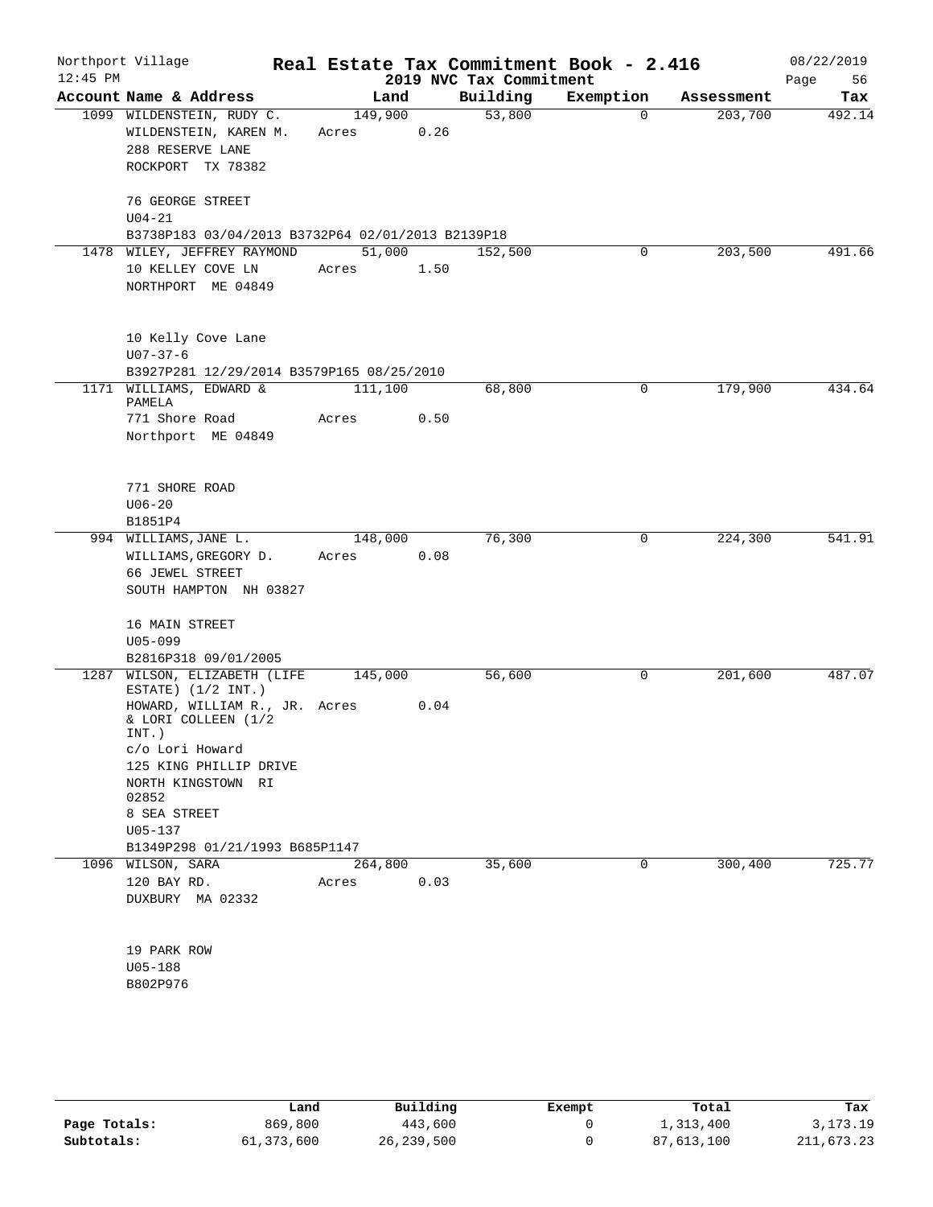Northport Village — Real Estate Tax Commitment Book - 2.416 — 08/22/2019

12:45 PM — 2019 NVC Tax Commitment

| Account Name & Address | Land | Building | Exemption | Assessment | Tax |
|---|---|---|---|---|---|
| 1099 WILDENSTEIN, RUDY C.<br>WILDENSTEIN, KAREN M.<br>288 RESERVE LANE<br>ROCKPORT TX 78382<br><br>76 GEORGE STREET<br>U04-21<br>B3738P183 03/04/2013 B3732P64 02/01/2013 B2139P18 | 149,900<br>Acres 0.26 | 53,800 | 0 | 203,700 | 492.14 |
| 1478 WILEY, JEFFREY RAYMOND<br>10 KELLEY COVE LN<br>NORTHPORT ME 04849<br><br>10 Kelly Cove Lane<br>U07-37-6<br>B3927P281 12/29/2014 B3579P165 08/25/2010 | 51,000<br>Acres 1.50 | 152,500 | 0 | 203,500 | 491.66 |
| 1171 WILLIAMS, EDWARD & PAMELA<br>771 Shore Road<br>Northport ME 04849<br><br>771 SHORE ROAD<br>U06-20<br>B1851P4 | 111,100<br>Acres 0.50 | 68,800 | 0 | 179,900 | 434.64 |
| 994 WILLIAMS, JANE L.<br>WILLIAMS, GREGORY D.<br>66 JEWEL STREET<br>SOUTH HAMPTON NH 03827<br><br>16 MAIN STREET<br>U05-099<br>B2816P318 09/01/2005 | 148,000<br>Acres 0.08 | 76,300 | 0 | 224,300 | 541.91 |
| 1287 WILSON, ELIZABETH (LIFE ESTATE) (1/2 INT.)<br>HOWARD, WILLIAM R., JR. & LORI COLLEEN (1/2 INT.)<br>c/o Lori Howard<br>125 KING PHILLIP DRIVE<br>NORTH KINGSTOWN RI 02852<br>8 SEA STREET<br>U05-137<br>B1349P298 01/21/1993 B685P1147 | 145,000<br>Acres 0.04 | 56,600 | 0 | 201,600 | 487.07 |
| 1096 WILSON, SARA<br>120 BAY RD.<br>DUXBURY MA 02332<br><br>19 PARK ROW<br>U05-188<br>B802P976 | 264,800<br>Acres 0.03 | 35,600 | 0 | 300,400 | 725.77 |

| | Land | Building | Exempt | Total | Tax |
|---|---|---|---|---|---|
| Page Totals: | 869,800 | 443,600 | 0 | 1,313,400 | 3,173.19 |
| Subtotals: | 61,373,600 | 26,239,500 | 0 | 87,613,100 | 211,673.23 |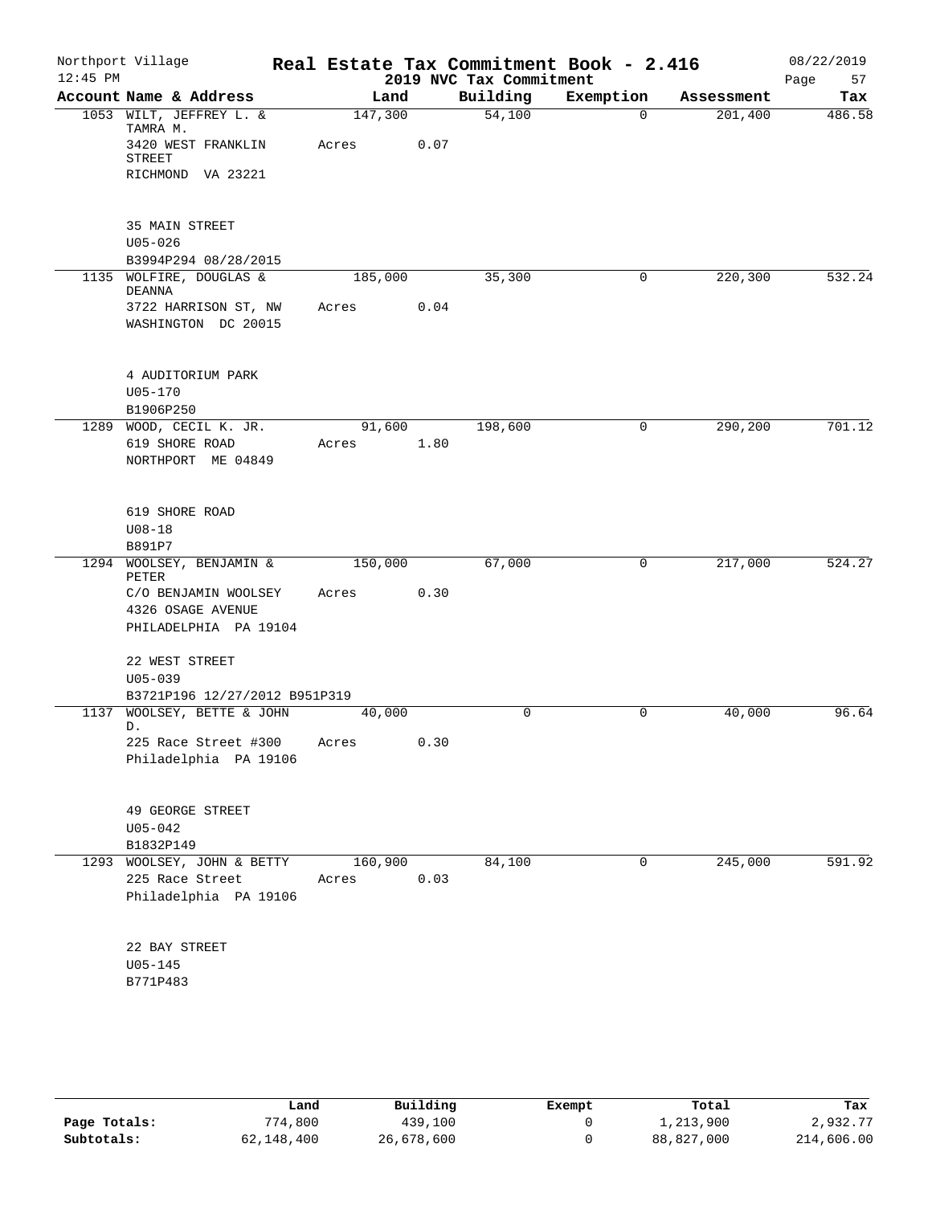Northport Village | **Real Estate Tax Commitment Book - 2.416** | 08/22/2019
12:45 PM | 2019 NVC Tax Commitment | Page 57

| Account Name & Address | Land | Building | Exemption | Assessment | Tax |
|---|---|---|---|---|---|
| 1053 WILT, JEFFREY L. & TAMRA M. | 147,300 | 54,100 | 0 | 201,400 | 486.58 |
| 3420 WEST FRANKLIN STREET | Acres 0.07 | | | | |
| RICHMOND VA 23221 | | | | | |
| 35 MAIN STREET | | | | | |
| U05-026 | | | | | |
| B3994P294 08/28/2015 | | | | | |
| 1135 WOLFIRE, DOUGLAS & DEANNA | 185,000 | 35,300 | 0 | 220,300 | 532.24 |
| 3722 HARRISON ST, NW | Acres 0.04 | | | | |
| WASHINGTON DC 20015 | | | | | |
| 4 AUDITORIUM PARK | | | | | |
| U05-170 | | | | | |
| B1906P250 | | | | | |
| 1289 WOOD, CECIL K. JR. | 91,600 | 198,600 | 0 | 290,200 | 701.12 |
| 619 SHORE ROAD | Acres 1.80 | | | | |
| NORTHPORT ME 04849 | | | | | |
| 619 SHORE ROAD | | | | | |
| U08-18 | | | | | |
| B891P7 | | | | | |
| 1294 WOOLSEY, BENJAMIN & PETER | 150,000 | 67,000 | 0 | 217,000 | 524.27 |
| C/O BENJAMIN WOOLSEY | Acres 0.30 | | | | |
| 4326 OSAGE AVENUE | | | | | |
| PHILADELPHIA PA 19104 | | | | | |
| 22 WEST STREET | | | | | |
| U05-039 | | | | | |
| B3721P196 12/27/2012 B951P319 | | | | | |
| 1137 WOOLSEY, BETTE & JOHN D. | 40,000 | 0 | 0 | 40,000 | 96.64 |
| 225 Race Street #300 | Acres 0.30 | | | | |
| Philadelphia PA 19106 | | | | | |
| 49 GEORGE STREET | | | | | |
| U05-042 | | | | | |
| B1832P149 | | | | | |
| 1293 WOOLSEY, JOHN & BETTY | 160,900 | 84,100 | 0 | 245,000 | 591.92 |
| 225 Race Street | Acres 0.03 | | | | |
| Philadelphia PA 19106 | | | | | |
| 22 BAY STREET | | | | | |
| U05-145 | | | | | |
| B771P483 | | | | | |

| | Land | Building | Exempt | Total | Tax |
|---|---|---|---|---|---|
| **Page Totals:** | 774,800 | 439,100 | 0 | 1,213,900 | 2,932.77 |
| **Subtotals:** | 62,148,400 | 26,678,600 | 0 | 88,827,000 | 214,606.00 |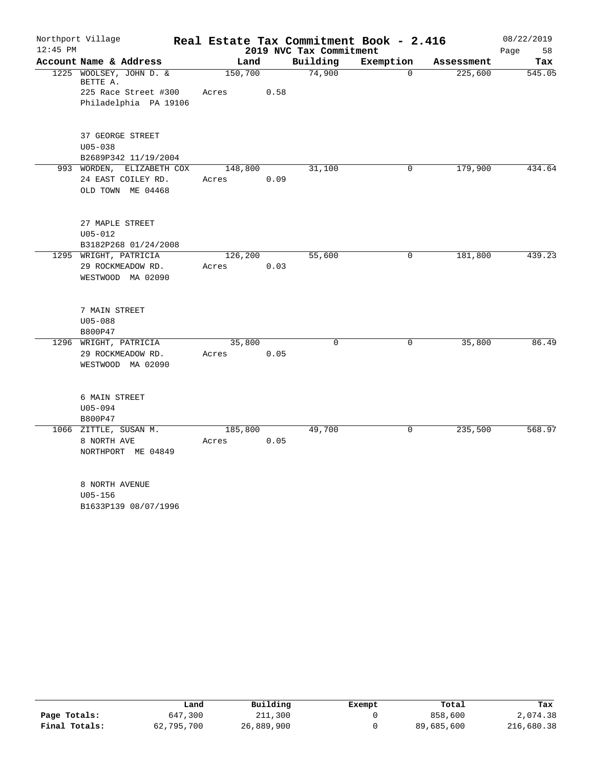Northport Village
12:45 PM

# Real Estate Tax Commitment Book - 2.416

2019 NVC Tax Commitment

08/22/2019

| Account | Name & Address | Land | Building | Exemption | Assessment | Tax |
|---|---|---|---|---|---|---|
| 1225 | WOOLSEY, JOHN D. & BETTE A.<br>225 Race Street #300<br>Philadelphia PA 19106<br><br>37 GEORGE STREET<br>U05-038<br>B2689P342 11/19/2004 | 150,700<br>Acres 0.58 | 74,900 | 0 | 225,600 | 545.05 |
| 993 | WORDEN, ELIZABETH COX<br>24 EAST COILEY RD.<br>OLD TOWN ME 04468<br><br>27 MAPLE STREET<br>U05-012<br>B3182P268 01/24/2008 | 148,800<br>Acres 0.09 | 31,100 | 0 | 179,900 | 434.64 |
| 1295 | WRIGHT, PATRICIA<br>29 ROCKMEADOW RD.<br>WESTWOOD MA 02090<br><br>7 MAIN STREET<br>U05-088<br>B800P47 | 126,200<br>Acres 0.03 | 55,600 | 0 | 181,800 | 439.23 |
| 1296 | WRIGHT, PATRICIA<br>29 ROCKMEADOW RD.<br>WESTWOOD MA 02090<br><br>6 MAIN STREET<br>U05-094<br>B800P47 | 35,800<br>Acres 0.05 | 0 | 0 | 35,800 | 86.49 |
| 1066 | ZITTLE, SUSAN M.<br>8 NORTH AVE<br>NORTHPORT ME 04849<br><br>8 NORTH AVENUE<br>U05-156<br>B1633P139 08/07/1996 | 185,800<br>Acres 0.05 | 49,700 | 0 | 235,500 | 568.97 |

| | Land | Building | Exempt | Total | Tax |
|---|---|---|---|---|---|
| Page Totals: | 647,300 | 211,300 | 0 | 858,600 | 2,074.38 |
| Final Totals: | 62,795,700 | 26,889,900 | 0 | 89,685,600 | 216,680.38 |